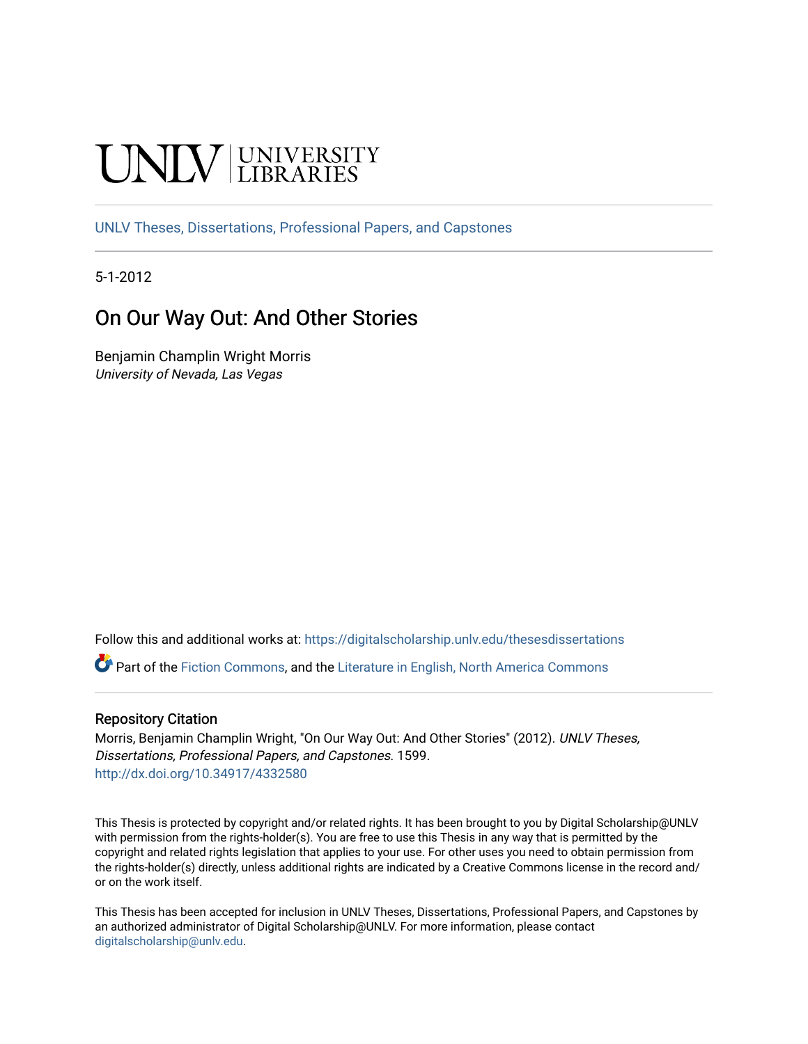UNLV | UNIVERSITY LIBRARIES

UNLV Theses, Dissertations, Professional Papers, and Capstones

5-1-2012

# On Our Way Out: And Other Stories

Benjamin Champlin Wright Morris
*University of Nevada, Las Vegas*

Follow this and additional works at: https://digitalscholarship.unlv.edu/thesesdissertations

Part of the Fiction Commons, and the Literature in English, North America Commons

## Repository Citation

Morris, Benjamin Champlin Wright, "On Our Way Out: And Other Stories" (2012). *UNLV Theses, Dissertations, Professional Papers, and Capstones*. 1599.
http://dx.doi.org/10.34917/4332580

This Thesis is protected by copyright and/or related rights. It has been brought to you by Digital Scholarship@UNLV with permission from the rights-holder(s). You are free to use this Thesis in any way that is permitted by the copyright and related rights legislation that applies to your use. For other uses you need to obtain permission from the rights-holder(s) directly, unless additional rights are indicated by a Creative Commons license in the record and/or on the work itself.

This Thesis has been accepted for inclusion in UNLV Theses, Dissertations, Professional Papers, and Capstones by an authorized administrator of Digital Scholarship@UNLV. For more information, please contact digitalscholarship@unlv.edu.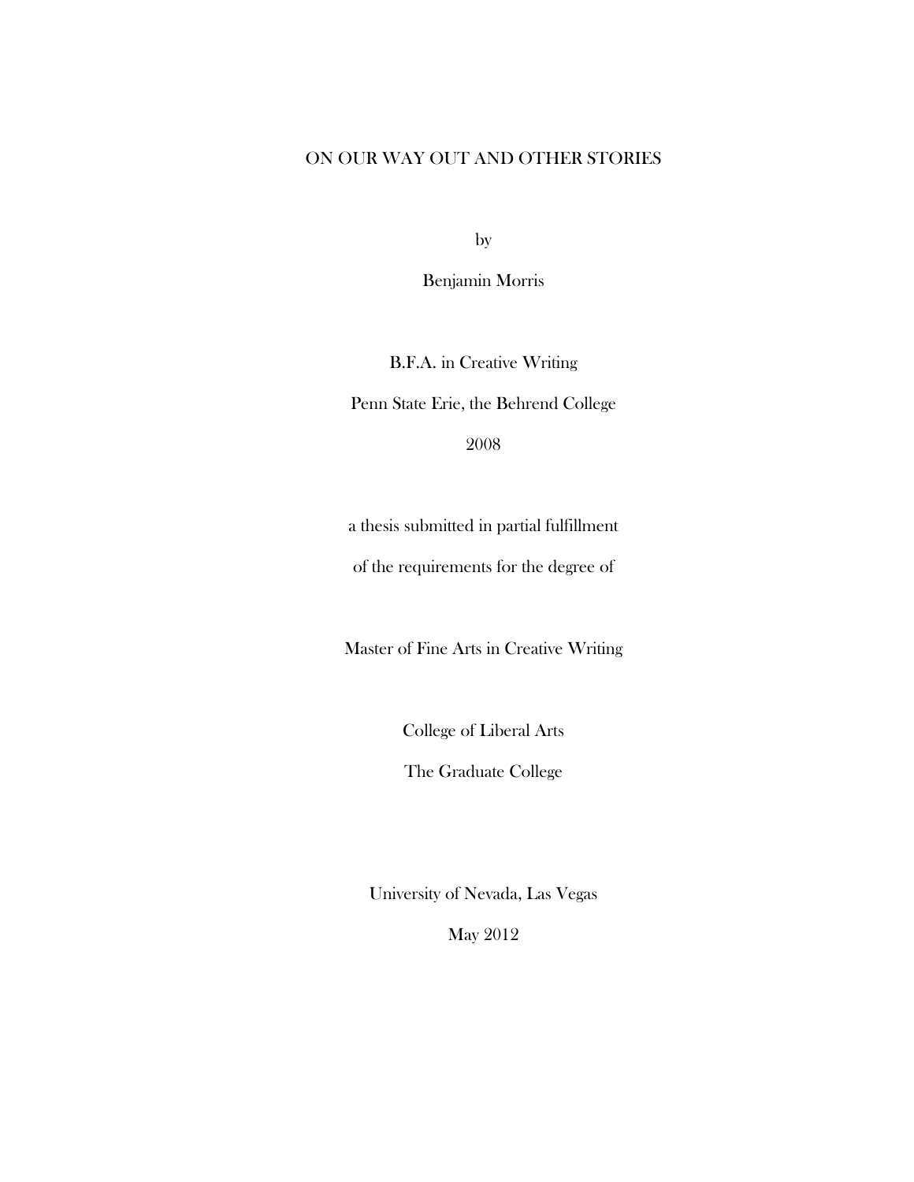# ON OUR WAY OUT AND OTHER STORIES

by

Benjamin Morris

B.F.A. in Creative Writing

Penn State Erie, the Behrend College

2008

a thesis submitted in partial fulfillment

of the requirements for the degree of

Master of Fine Arts in Creative Writing

College of Liberal Arts

The Graduate College

University of Nevada, Las Vegas

May 2012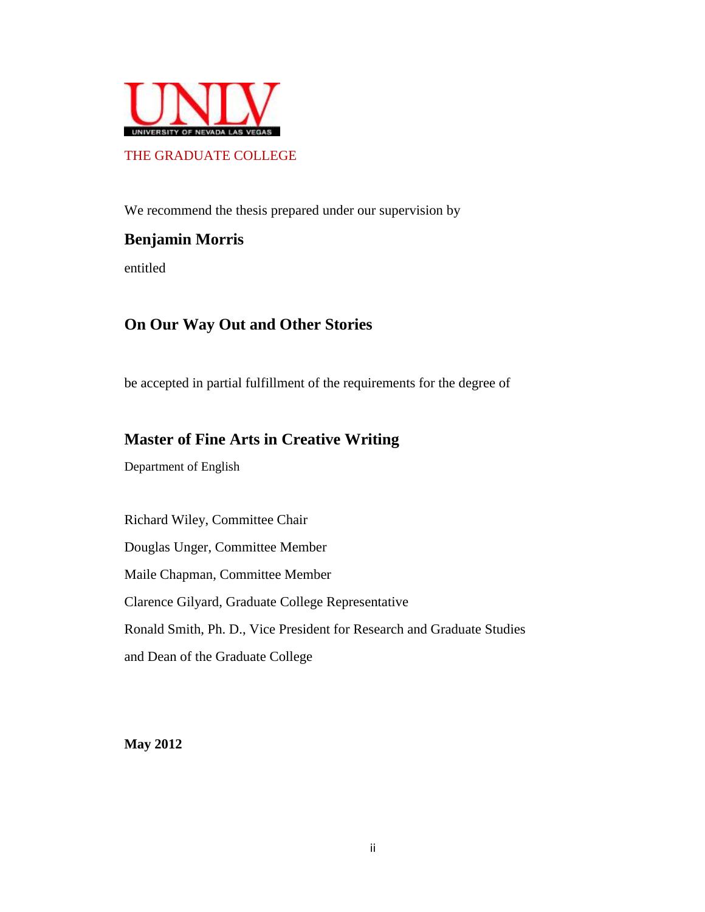UNLV

UNIVERSITY OF NEVADA LAS VEGAS

THE GRADUATE COLLEGE

We recommend the thesis prepared under our supervision by

**Benjamin Morris**

entitled

**On Our Way Out and Other Stories**

be accepted in partial fulfillment of the requirements for the degree of

**Master of Fine Arts in Creative Writing**

Department of English

Richard Wiley, Committee Chair

Douglas Unger, Committee Member

Maile Chapman, Committee Member

Clarence Gilyard, Graduate College Representative

Ronald Smith, Ph. D., Vice President for Research and Graduate Studies

and Dean of the Graduate College

**May 2012**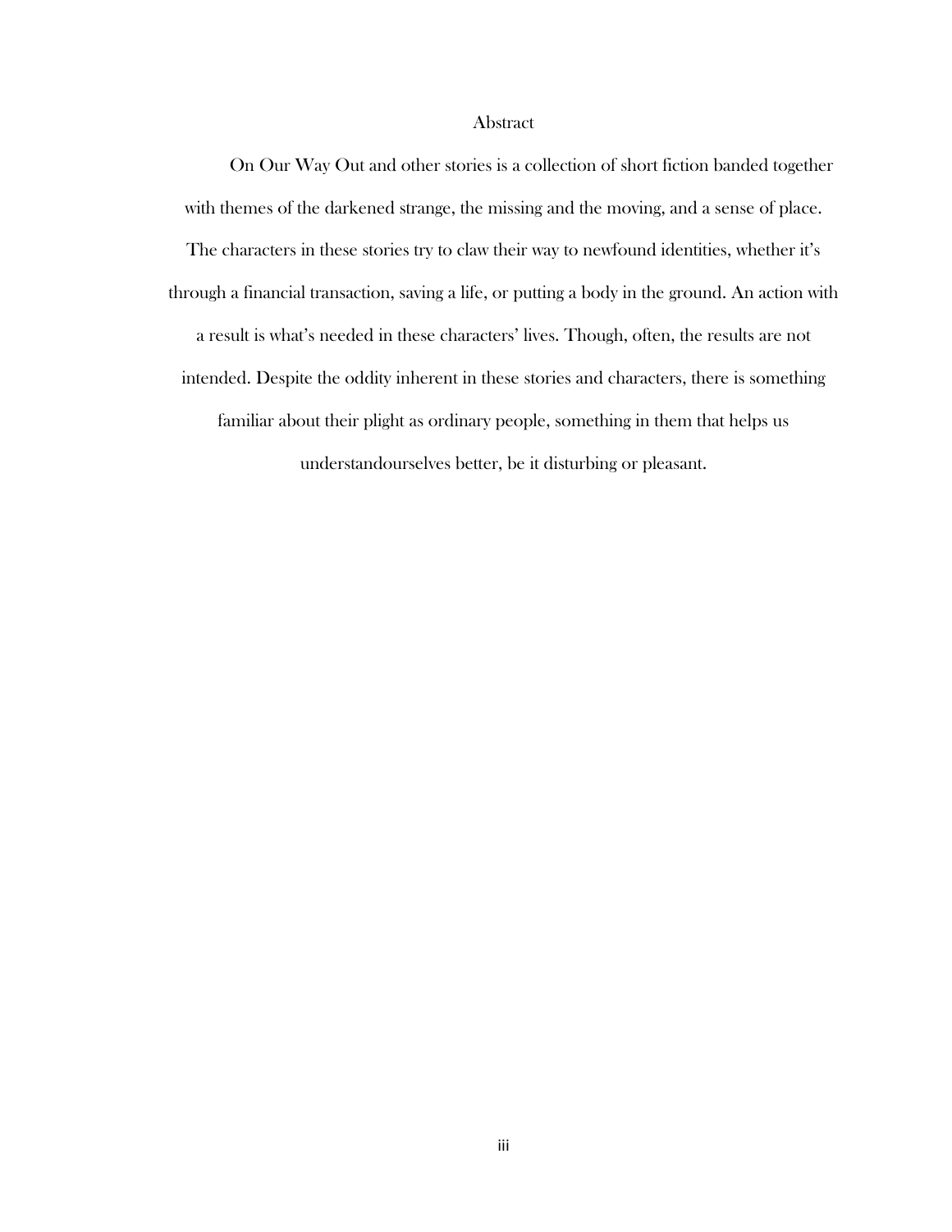# Abstract

On Our Way Out and other stories is a collection of short fiction banded together with themes of the darkened strange, the missing and the moving, and a sense of place. The characters in these stories try to claw their way to newfound identities, whether it's through a financial transaction, saving a life, or putting a body in the ground. An action with a result is what's needed in these characters' lives. Though, often, the results are not intended. Despite the oddity inherent in these stories and characters, there is something familiar about their plight as ordinary people, something in them that helps us understandourselves better, be it disturbing or pleasant.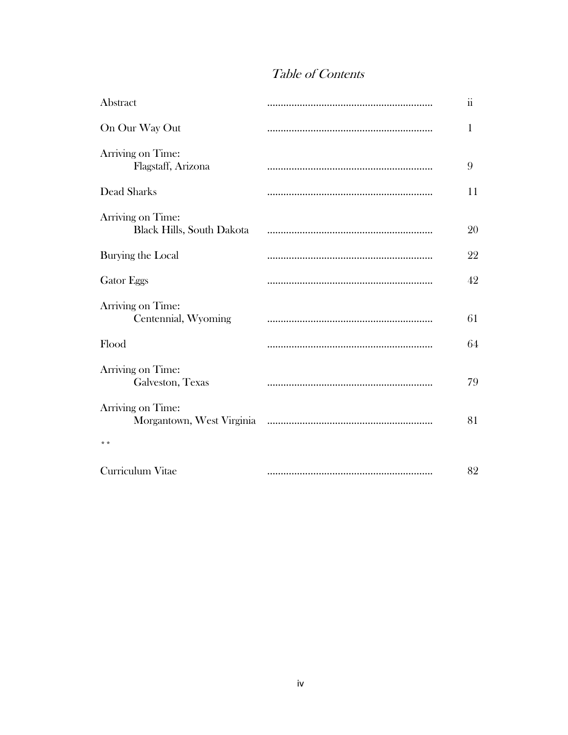# *Table of Contents*

| | |
|---|---|
| Abstract | ii |
| On Our Way Out | 1 |
| Arriving on Time: Flagstaff, Arizona | 9 |
| Dead Sharks | 11 |
| Arriving on Time: Black Hills, South Dakota | 20 |
| Burying the Local | 22 |
| Gator Eggs | 42 |
| Arriving on Time: Centennial, Wyoming | 61 |
| Flood | 64 |
| Arriving on Time: Galveston, Texas | 79 |
| Arriving on Time: Morgantown, West Virginia | 81 |
| * * | |
| Curriculum Vitae | 82 |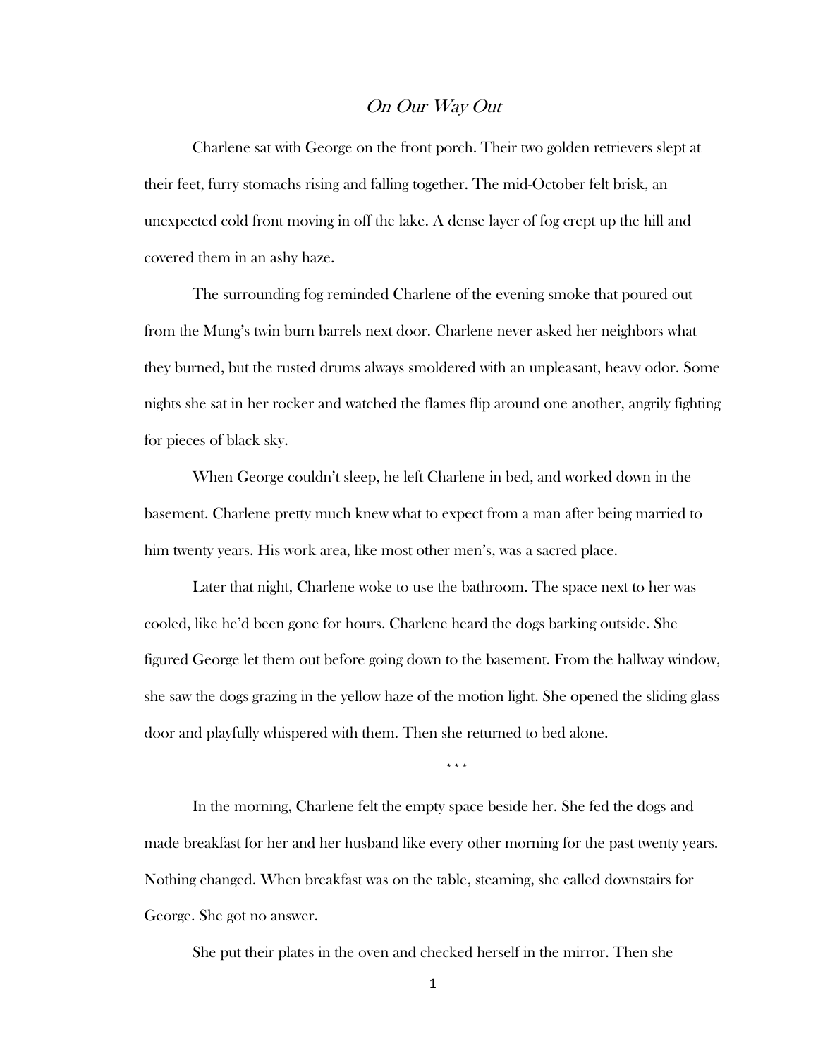## *On Our Way Out*

Charlene sat with George on the front porch. Their two golden retrievers slept at their feet, furry stomachs rising and falling together. The mid-October felt brisk, an unexpected cold front moving in off the lake. A dense layer of fog crept up the hill and covered them in an ashy haze.

The surrounding fog reminded Charlene of the evening smoke that poured out from the Mung's twin burn barrels next door. Charlene never asked her neighbors what they burned, but the rusted drums always smoldered with an unpleasant, heavy odor. Some nights she sat in her rocker and watched the flames flip around one another, angrily fighting for pieces of black sky.

When George couldn't sleep, he left Charlene in bed, and worked down in the basement. Charlene pretty much knew what to expect from a man after being married to him twenty years. His work area, like most other men's, was a sacred place.

Later that night, Charlene woke to use the bathroom. The space next to her was cooled, like he'd been gone for hours. Charlene heard the dogs barking outside. She figured George let them out before going down to the basement. From the hallway window, she saw the dogs grazing in the yellow haze of the motion light. She opened the sliding glass door and playfully whispered with them. Then she returned to bed alone.

\* \* \*

In the morning, Charlene felt the empty space beside her. She fed the dogs and made breakfast for her and her husband like every other morning for the past twenty years. Nothing changed. When breakfast was on the table, steaming, she called downstairs for George. She got no answer.

She put their plates in the oven and checked herself in the mirror. Then she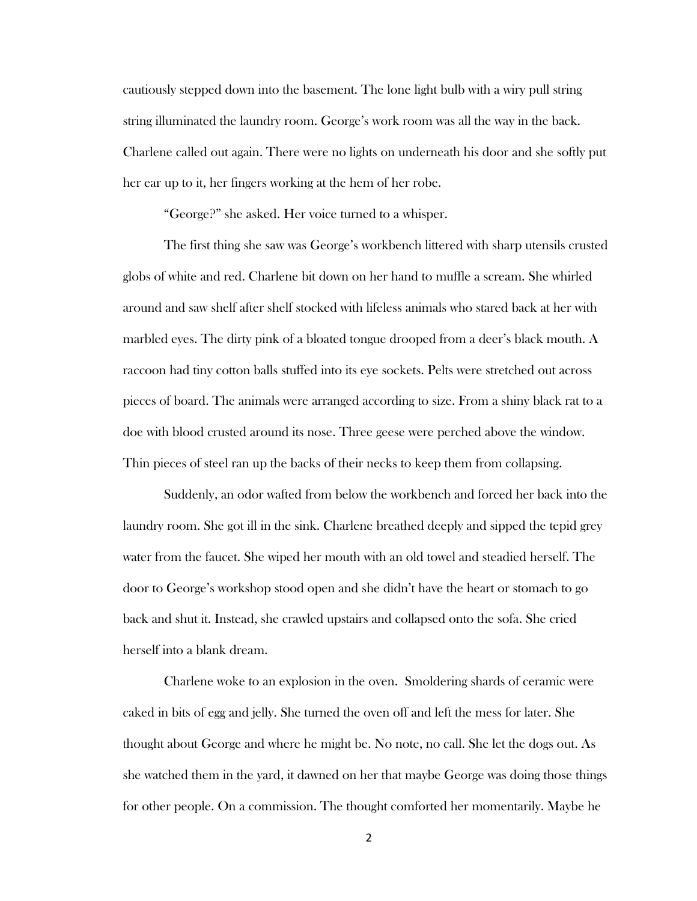cautiously stepped down into the basement. The lone light bulb with a wiry pull string string illuminated the laundry room. George's work room was all the way in the back. Charlene called out again. There were no lights on underneath his door and she softly put her ear up to it, her fingers working at the hem of her robe.

"George?" she asked. Her voice turned to a whisper.

The first thing she saw was George's workbench littered with sharp utensils crusted globs of white and red. Charlene bit down on her hand to muffle a scream. She whirled around and saw shelf after shelf stocked with lifeless animals who stared back at her with marbled eyes. The dirty pink of a bloated tongue drooped from a deer's black mouth. A raccoon had tiny cotton balls stuffed into its eye sockets. Pelts were stretched out across pieces of board. The animals were arranged according to size. From a shiny black rat to a doe with blood crusted around its nose. Three geese were perched above the window. Thin pieces of steel ran up the backs of their necks to keep them from collapsing.

Suddenly, an odor wafted from below the workbench and forced her back into the laundry room. She got ill in the sink. Charlene breathed deeply and sipped the tepid grey water from the faucet. She wiped her mouth with an old towel and steadied herself. The door to George's workshop stood open and she didn't have the heart or stomach to go back and shut it. Instead, she crawled upstairs and collapsed onto the sofa. She cried herself into a blank dream.

Charlene woke to an explosion in the oven. Smoldering shards of ceramic were caked in bits of egg and jelly. She turned the oven off and left the mess for later. She thought about George and where he might be. No note, no call. She let the dogs out. As she watched them in the yard, it dawned on her that maybe George was doing those things for other people. On a commission. The thought comforted her momentarily. Maybe he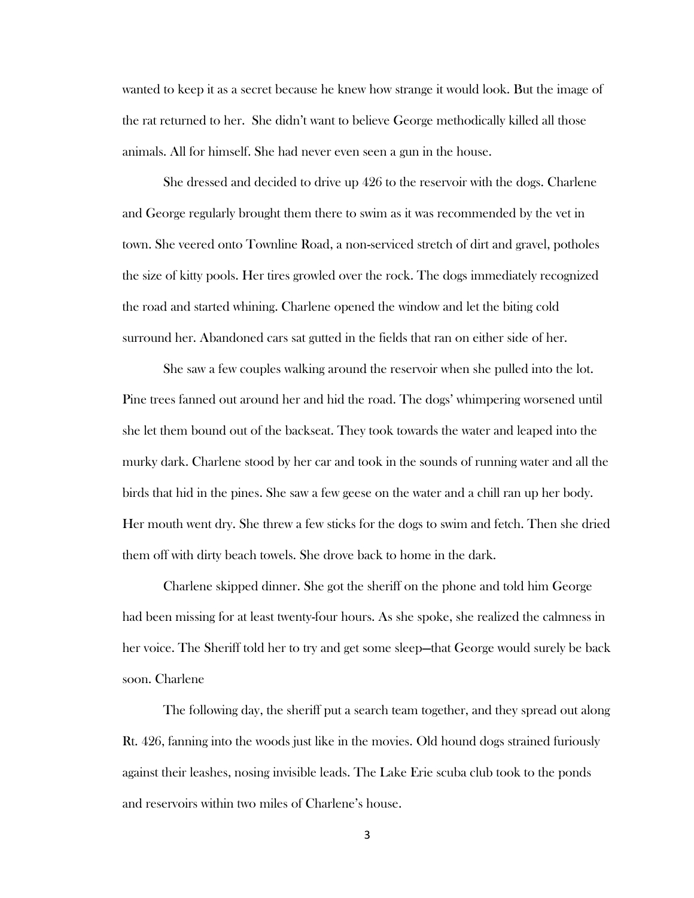wanted to keep it as a secret because he knew how strange it would look. But the image of the rat returned to her. She didn't want to believe George methodically killed all those animals. All for himself. She had never even seen a gun in the house.

She dressed and decided to drive up 426 to the reservoir with the dogs. Charlene and George regularly brought them there to swim as it was recommended by the vet in town. She veered onto Townline Road, a non-serviced stretch of dirt and gravel, potholes the size of kitty pools. Her tires growled over the rock. The dogs immediately recognized the road and started whining. Charlene opened the window and let the biting cold surround her. Abandoned cars sat gutted in the fields that ran on either side of her.

She saw a few couples walking around the reservoir when she pulled into the lot. Pine trees fanned out around her and hid the road. The dogs' whimpering worsened until she let them bound out of the backseat. They took towards the water and leaped into the murky dark. Charlene stood by her car and took in the sounds of running water and all the birds that hid in the pines. She saw a few geese on the water and a chill ran up her body. Her mouth went dry. She threw a few sticks for the dogs to swim and fetch. Then she dried them off with dirty beach towels. She drove back to home in the dark.

Charlene skipped dinner. She got the sheriff on the phone and told him George had been missing for at least twenty-four hours. As she spoke, she realized the calmness in her voice. The Sheriff told her to try and get some sleep—that George would surely be back soon. Charlene

The following day, the sheriff put a search team together, and they spread out along Rt. 426, fanning into the woods just like in the movies. Old hound dogs strained furiously against their leashes, nosing invisible leads. The Lake Erie scuba club took to the ponds and reservoirs within two miles of Charlene's house.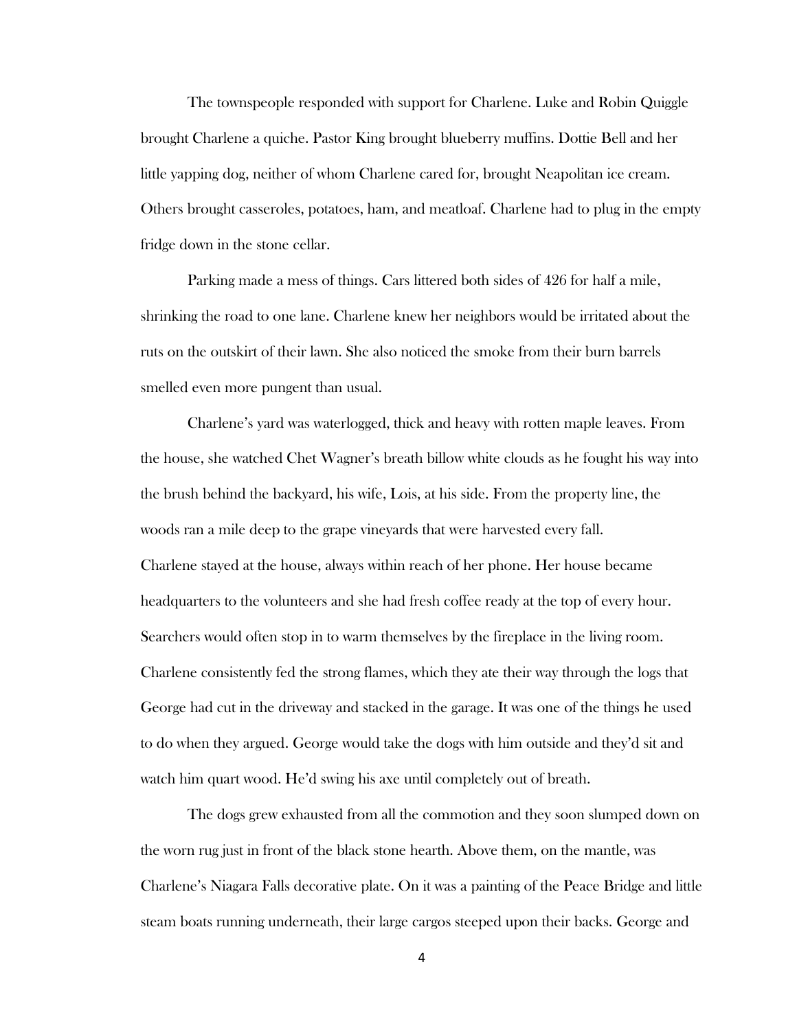The townspeople responded with support for Charlene. Luke and Robin Quiggle brought Charlene a quiche. Pastor King brought blueberry muffins. Dottie Bell and her little yapping dog, neither of whom Charlene cared for, brought Neapolitan ice cream. Others brought casseroles, potatoes, ham, and meatloaf. Charlene had to plug in the empty fridge down in the stone cellar.

Parking made a mess of things. Cars littered both sides of 426 for half a mile, shrinking the road to one lane. Charlene knew her neighbors would be irritated about the ruts on the outskirt of their lawn. She also noticed the smoke from their burn barrels smelled even more pungent than usual.

Charlene's yard was waterlogged, thick and heavy with rotten maple leaves. From the house, she watched Chet Wagner's breath billow white clouds as he fought his way into the brush behind the backyard, his wife, Lois, at his side. From the property line, the woods ran a mile deep to the grape vineyards that were harvested every fall.
Charlene stayed at the house, always within reach of her phone. Her house became headquarters to the volunteers and she had fresh coffee ready at the top of every hour. Searchers would often stop in to warm themselves by the fireplace in the living room. Charlene consistently fed the strong flames, which they ate their way through the logs that George had cut in the driveway and stacked in the garage. It was one of the things he used to do when they argued. George would take the dogs with him outside and they'd sit and watch him quart wood. He'd swing his axe until completely out of breath.

The dogs grew exhausted from all the commotion and they soon slumped down on the worn rug just in front of the black stone hearth. Above them, on the mantle, was Charlene's Niagara Falls decorative plate. On it was a painting of the Peace Bridge and little steam boats running underneath, their large cargos steeped upon their backs. George and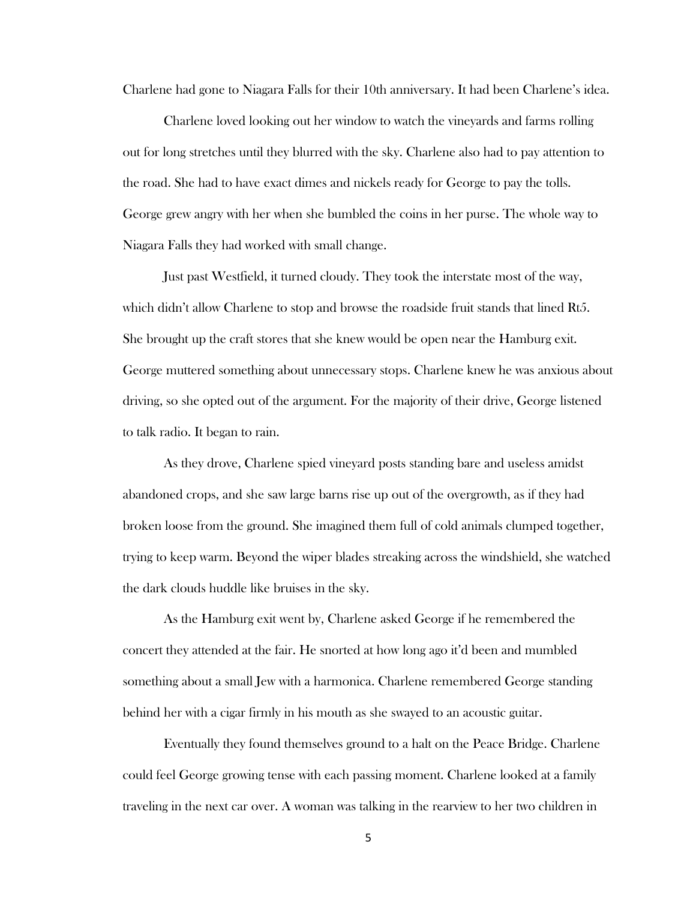Charlene had gone to Niagara Falls for their 10th anniversary. It had been Charlene's idea.

Charlene loved looking out her window to watch the vineyards and farms rolling out for long stretches until they blurred with the sky. Charlene also had to pay attention to the road. She had to have exact dimes and nickels ready for George to pay the tolls. George grew angry with her when she bumbled the coins in her purse. The whole way to Niagara Falls they had worked with small change.

Just past Westfield, it turned cloudy. They took the interstate most of the way, which didn't allow Charlene to stop and browse the roadside fruit stands that lined Rt5. She brought up the craft stores that she knew would be open near the Hamburg exit. George muttered something about unnecessary stops. Charlene knew he was anxious about driving, so she opted out of the argument. For the majority of their drive, George listened to talk radio. It began to rain.

As they drove, Charlene spied vineyard posts standing bare and useless amidst abandoned crops, and she saw large barns rise up out of the overgrowth, as if they had broken loose from the ground. She imagined them full of cold animals clumped together, trying to keep warm. Beyond the wiper blades streaking across the windshield, she watched the dark clouds huddle like bruises in the sky.

As the Hamburg exit went by, Charlene asked George if he remembered the concert they attended at the fair. He snorted at how long ago it'd been and mumbled something about a small Jew with a harmonica. Charlene remembered George standing behind her with a cigar firmly in his mouth as she swayed to an acoustic guitar.

Eventually they found themselves ground to a halt on the Peace Bridge. Charlene could feel George growing tense with each passing moment. Charlene looked at a family traveling in the next car over. A woman was talking in the rearview to her two children in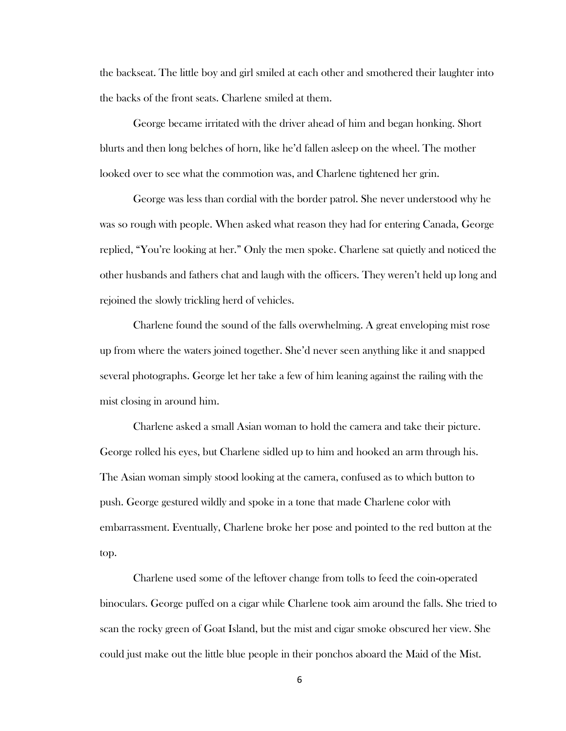the backseat. The little boy and girl smiled at each other and smothered their laughter into the backs of the front seats. Charlene smiled at them.

George became irritated with the driver ahead of him and began honking. Short blurts and then long belches of horn, like he'd fallen asleep on the wheel. The mother looked over to see what the commotion was, and Charlene tightened her grin.

George was less than cordial with the border patrol. She never understood why he was so rough with people. When asked what reason they had for entering Canada, George replied, "You're looking at her." Only the men spoke. Charlene sat quietly and noticed the other husbands and fathers chat and laugh with the officers. They weren't held up long and rejoined the slowly trickling herd of vehicles.

Charlene found the sound of the falls overwhelming. A great enveloping mist rose up from where the waters joined together. She'd never seen anything like it and snapped several photographs. George let her take a few of him leaning against the railing with the mist closing in around him.

Charlene asked a small Asian woman to hold the camera and take their picture. George rolled his eyes, but Charlene sidled up to him and hooked an arm through his. The Asian woman simply stood looking at the camera, confused as to which button to push. George gestured wildly and spoke in a tone that made Charlene color with embarrassment. Eventually, Charlene broke her pose and pointed to the red button at the top.

Charlene used some of the leftover change from tolls to feed the coin-operated binoculars. George puffed on a cigar while Charlene took aim around the falls. She tried to scan the rocky green of Goat Island, but the mist and cigar smoke obscured her view. She could just make out the little blue people in their ponchos aboard the Maid of the Mist.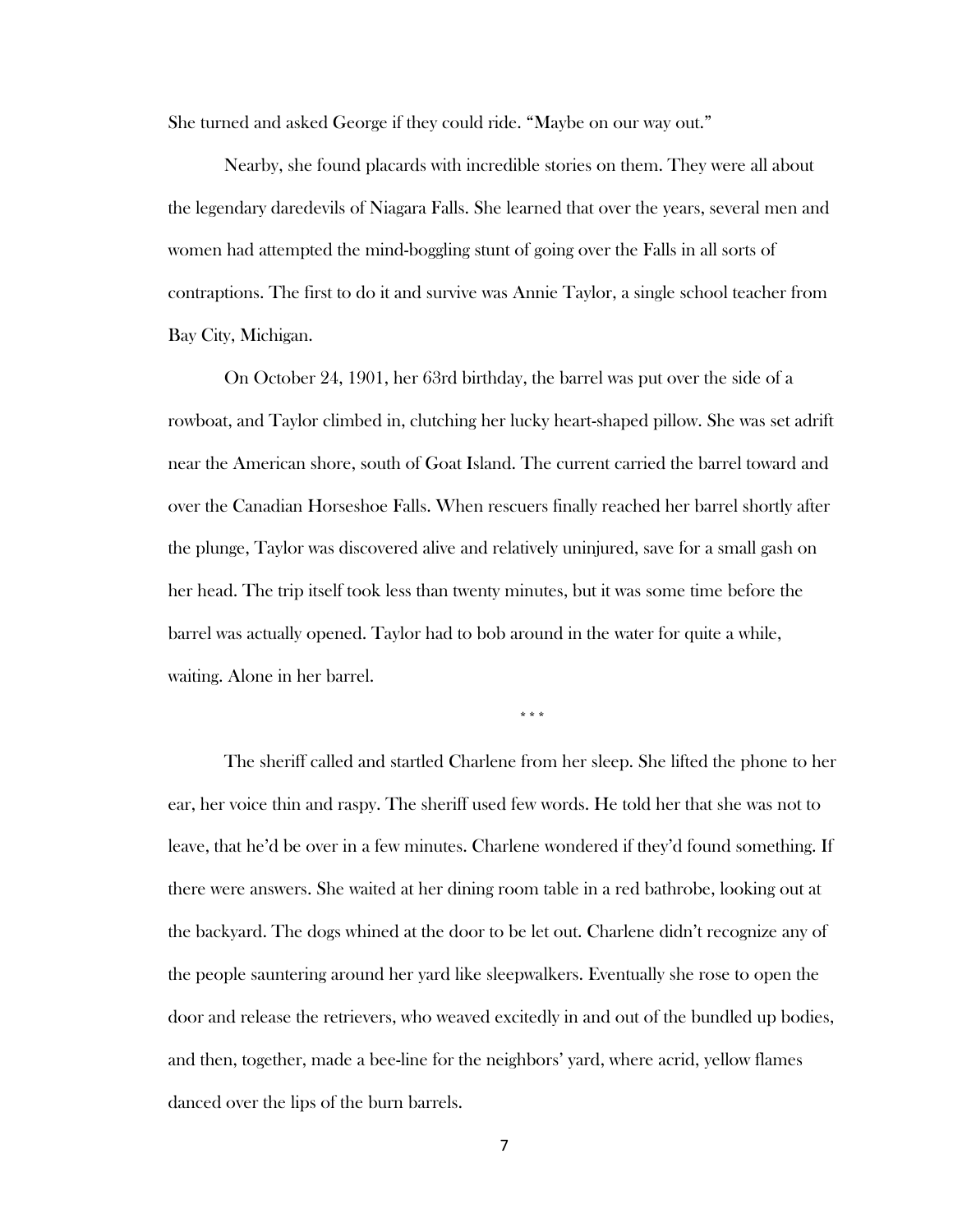She turned and asked George if they could ride. "Maybe on our way out."

Nearby, she found placards with incredible stories on them. They were all about the legendary daredevils of Niagara Falls. She learned that over the years, several men and women had attempted the mind-boggling stunt of going over the Falls in all sorts of contraptions. The first to do it and survive was Annie Taylor, a single school teacher from Bay City, Michigan.

On October 24, 1901, her 63rd birthday, the barrel was put over the side of a rowboat, and Taylor climbed in, clutching her lucky heart-shaped pillow. She was set adrift near the American shore, south of Goat Island. The current carried the barrel toward and over the Canadian Horseshoe Falls. When rescuers finally reached her barrel shortly after the plunge, Taylor was discovered alive and relatively uninjured, save for a small gash on her head. The trip itself took less than twenty minutes, but it was some time before the barrel was actually opened. Taylor had to bob around in the water for quite a while, waiting. Alone in her barrel.

\* \* \*

The sheriff called and startled Charlene from her sleep. She lifted the phone to her ear, her voice thin and raspy. The sheriff used few words. He told her that she was not to leave, that he'd be over in a few minutes. Charlene wondered if they'd found something. If there were answers. She waited at her dining room table in a red bathrobe, looking out at the backyard. The dogs whined at the door to be let out. Charlene didn't recognize any of the people sauntering around her yard like sleepwalkers. Eventually she rose to open the door and release the retrievers, who weaved excitedly in and out of the bundled up bodies, and then, together, made a bee-line for the neighbors' yard, where acrid, yellow flames danced over the lips of the burn barrels.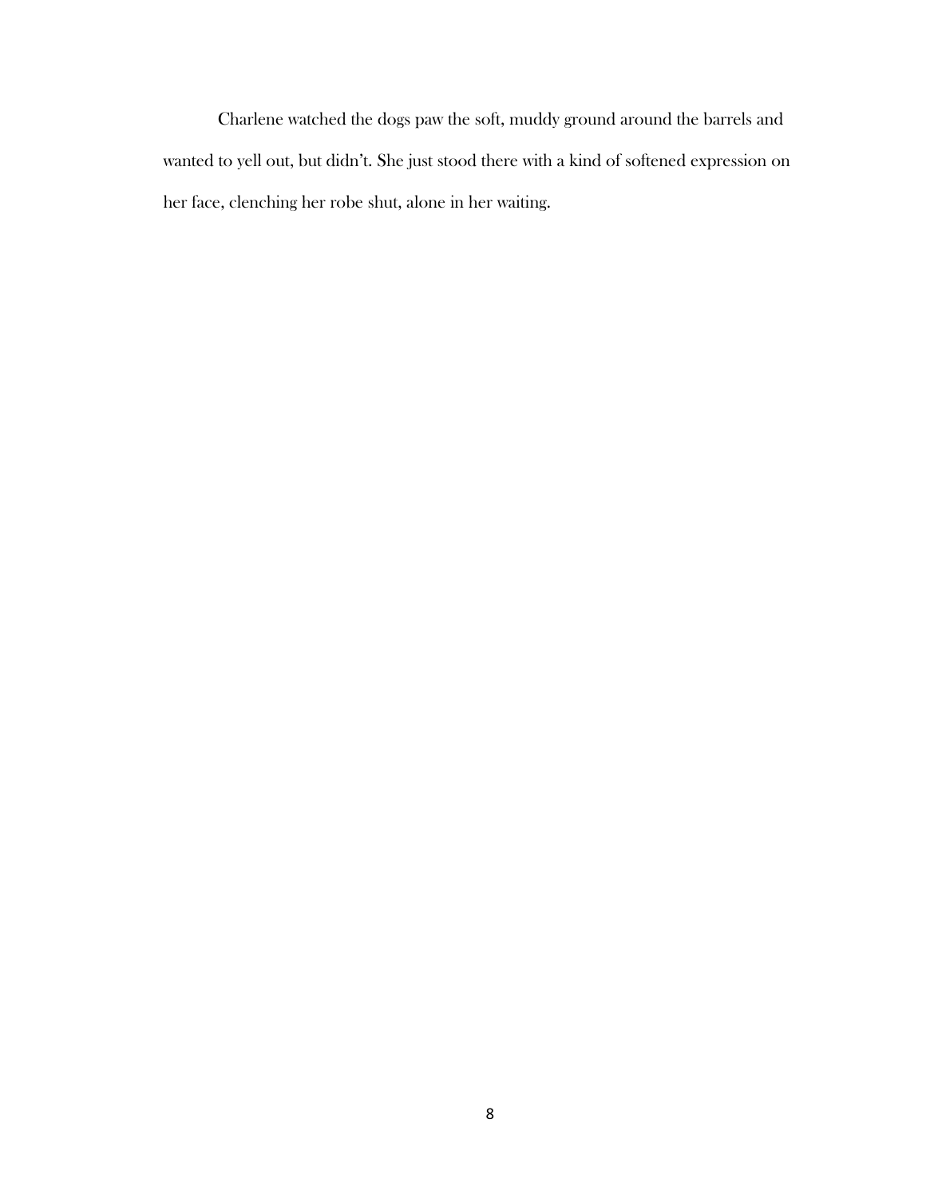Charlene watched the dogs paw the soft, muddy ground around the barrels and wanted to yell out, but didn't. She just stood there with a kind of softened expression on her face, clenching her robe shut, alone in her waiting.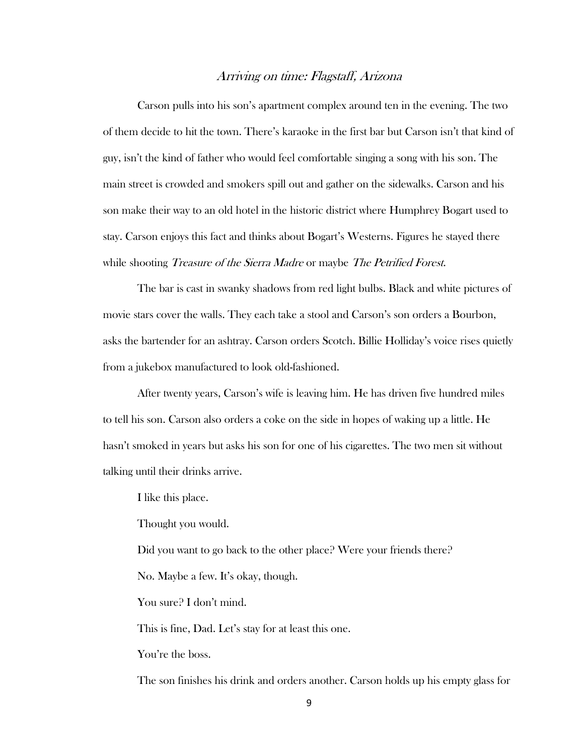## *Arriving on time: Flagstaff, Arizona*

Carson pulls into his son's apartment complex around ten in the evening. The two of them decide to hit the town. There's karaoke in the first bar but Carson isn't that kind of guy, isn't the kind of father who would feel comfortable singing a song with his son. The main street is crowded and smokers spill out and gather on the sidewalks. Carson and his son make their way to an old hotel in the historic district where Humphrey Bogart used to stay. Carson enjoys this fact and thinks about Bogart's Westerns. Figures he stayed there while shooting *Treasure of the Sierra Madre* or maybe *The Petrified Forest*.

The bar is cast in swanky shadows from red light bulbs. Black and white pictures of movie stars cover the walls. They each take a stool and Carson's son orders a Bourbon, asks the bartender for an ashtray. Carson orders Scotch. Billie Holliday's voice rises quietly from a jukebox manufactured to look old-fashioned.

After twenty years, Carson's wife is leaving him. He has driven five hundred miles to tell his son. Carson also orders a coke on the side in hopes of waking up a little. He hasn't smoked in years but asks his son for one of his cigarettes. The two men sit without talking until their drinks arrive.

I like this place.

Thought you would.

Did you want to go back to the other place? Were your friends there?

No. Maybe a few. It's okay, though.

You sure? I don't mind.

This is fine, Dad. Let's stay for at least this one.

You're the boss.

The son finishes his drink and orders another. Carson holds up his empty glass for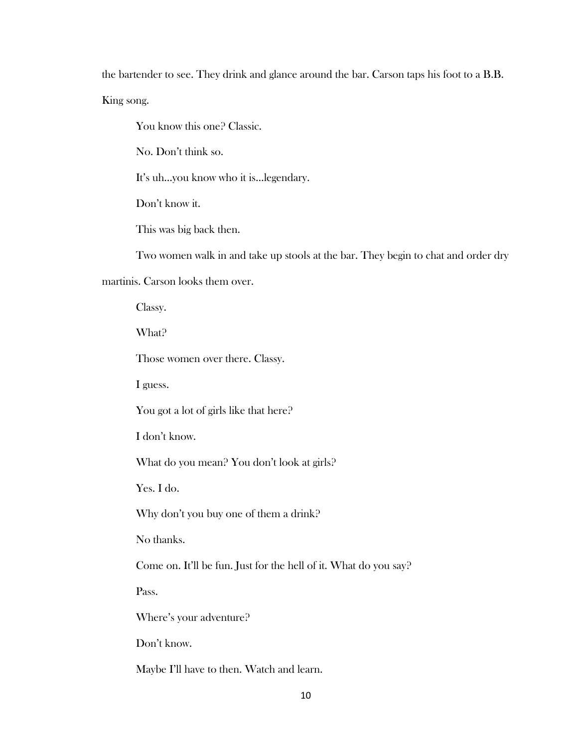the bartender to see. They drink and glance around the bar. Carson taps his foot to a B.B. King song.

You know this one? Classic.

No. Don't think so.

It's uh…you know who it is…legendary.

Don't know it.

This was big back then.

Two women walk in and take up stools at the bar. They begin to chat and order dry martinis. Carson looks them over.

Classy.

What?

Those women over there. Classy.

I guess.

You got a lot of girls like that here?

I don't know.

What do you mean? You don't look at girls?

Yes. I do.

Why don't you buy one of them a drink?

No thanks.

Come on. It'll be fun. Just for the hell of it. What do you say?

Pass.

Where's your adventure?

Don't know.

Maybe I'll have to then. Watch and learn.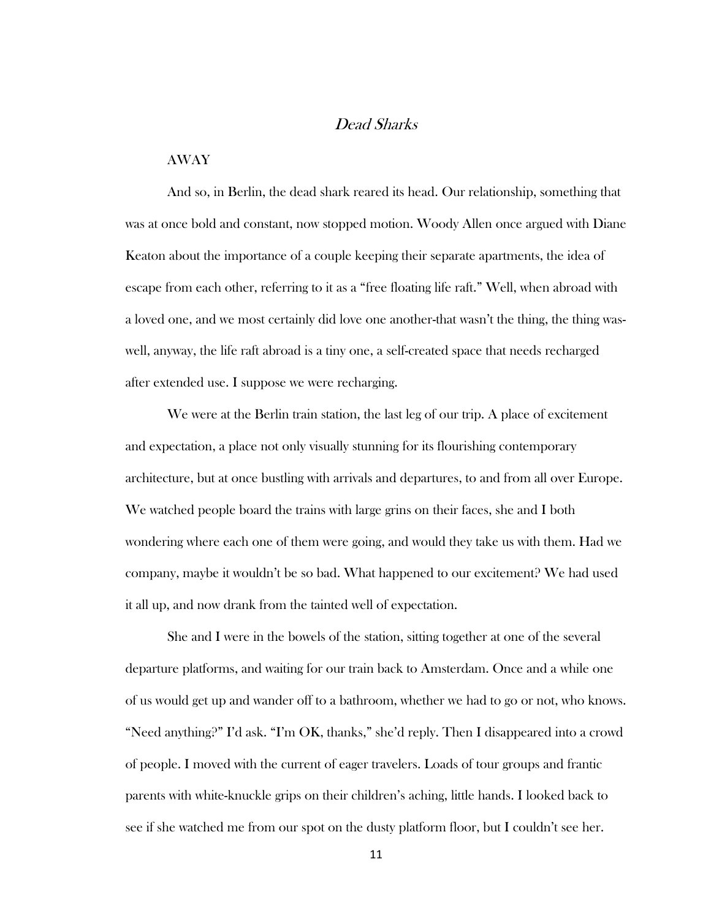# *Dead Sharks*

AWAY

And so, in Berlin, the dead shark reared its head. Our relationship, something that was at once bold and constant, now stopped motion. Woody Allen once argued with Diane Keaton about the importance of a couple keeping their separate apartments, the idea of escape from each other, referring to it as a "free floating life raft." Well, when abroad with a loved one, and we most certainly did love one another-that wasn't the thing, the thing was-well, anyway, the life raft abroad is a tiny one, a self-created space that needs recharged after extended use. I suppose we were recharging.

We were at the Berlin train station, the last leg of our trip. A place of excitement and expectation, a place not only visually stunning for its flourishing contemporary architecture, but at once bustling with arrivals and departures, to and from all over Europe. We watched people board the trains with large grins on their faces, she and I both wondering where each one of them were going, and would they take us with them. Had we company, maybe it wouldn't be so bad. What happened to our excitement? We had used it all up, and now drank from the tainted well of expectation.

She and I were in the bowels of the station, sitting together at one of the several departure platforms, and waiting for our train back to Amsterdam. Once and a while one of us would get up and wander off to a bathroom, whether we had to go or not, who knows. "Need anything?" I'd ask. "I'm OK, thanks," she'd reply. Then I disappeared into a crowd of people. I moved with the current of eager travelers. Loads of tour groups and frantic parents with white-knuckle grips on their children's aching, little hands. I looked back to see if she watched me from our spot on the dusty platform floor, but I couldn't see her.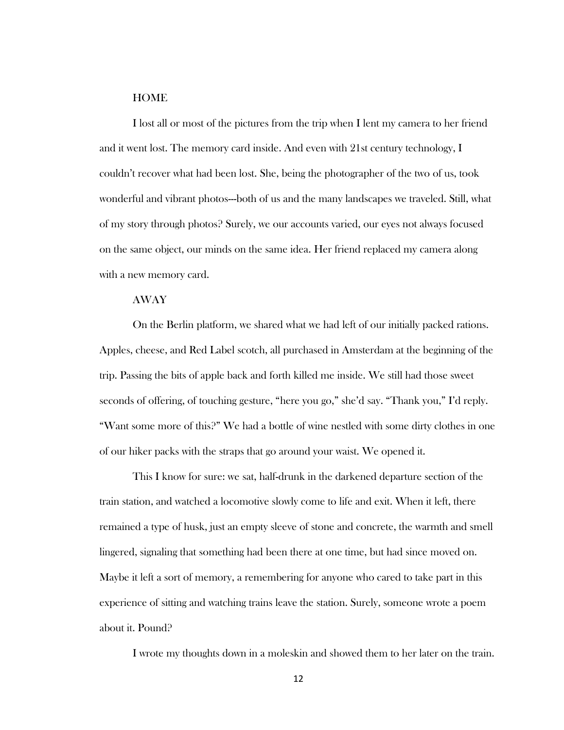HOME

I lost all or most of the pictures from the trip when I lent my camera to her friend and it went lost. The memory card inside. And even with 21st century technology, I couldn't recover what had been lost. She, being the photographer of the two of us, took wonderful and vibrant photos---both of us and the many landscapes we traveled. Still, what of my story through photos? Surely, we our accounts varied, our eyes not always focused on the same object, our minds on the same idea. Her friend replaced my camera along with a new memory card.

AWAY

On the Berlin platform, we shared what we had left of our initially packed rations. Apples, cheese, and Red Label scotch, all purchased in Amsterdam at the beginning of the trip. Passing the bits of apple back and forth killed me inside. We still had those sweet seconds of offering, of touching gesture, "here you go," she'd say. "Thank you," I'd reply. "Want some more of this?" We had a bottle of wine nestled with some dirty clothes in one of our hiker packs with the straps that go around your waist. We opened it.

This I know for sure: we sat, half-drunk in the darkened departure section of the train station, and watched a locomotive slowly come to life and exit. When it left, there remained a type of husk, just an empty sleeve of stone and concrete, the warmth and smell lingered, signaling that something had been there at one time, but had since moved on. Maybe it left a sort of memory, a remembering for anyone who cared to take part in this experience of sitting and watching trains leave the station. Surely, someone wrote a poem about it. Pound?

I wrote my thoughts down in a moleskin and showed them to her later on the train.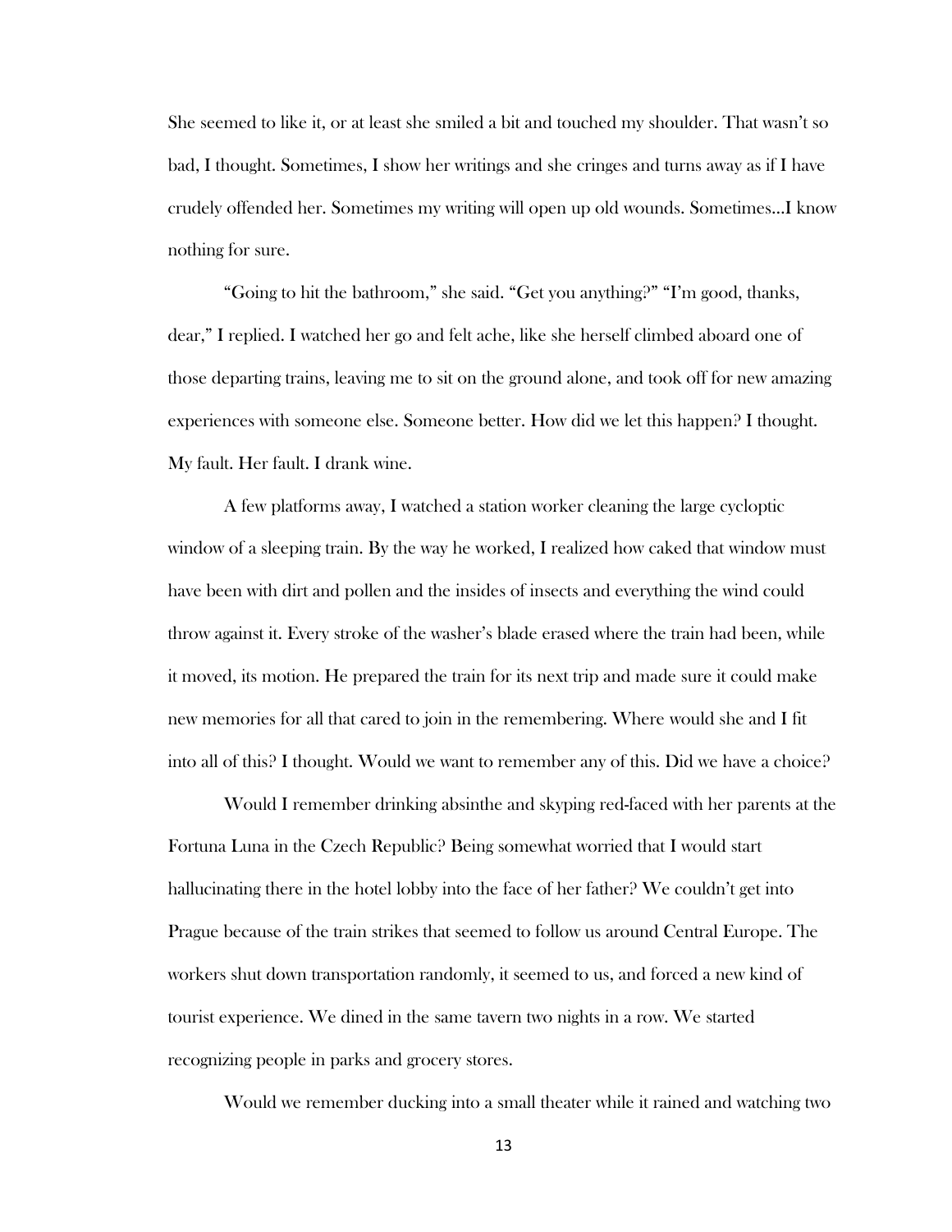She seemed to like it, or at least she smiled a bit and touched my shoulder. That wasn't so bad, I thought. Sometimes, I show her writings and she cringes and turns away as if I have crudely offended her. Sometimes my writing will open up old wounds. Sometimes…I know nothing for sure.

"Going to hit the bathroom," she said. "Get you anything?" "I'm good, thanks, dear," I replied. I watched her go and felt ache, like she herself climbed aboard one of those departing trains, leaving me to sit on the ground alone, and took off for new amazing experiences with someone else. Someone better. How did we let this happen? I thought. My fault. Her fault. I drank wine.

A few platforms away, I watched a station worker cleaning the large cycloptic window of a sleeping train. By the way he worked, I realized how caked that window must have been with dirt and pollen and the insides of insects and everything the wind could throw against it. Every stroke of the washer's blade erased where the train had been, while it moved, its motion. He prepared the train for its next trip and made sure it could make new memories for all that cared to join in the remembering. Where would she and I fit into all of this? I thought. Would we want to remember any of this. Did we have a choice?

Would I remember drinking absinthe and skyping red-faced with her parents at the Fortuna Luna in the Czech Republic? Being somewhat worried that I would start hallucinating there in the hotel lobby into the face of her father? We couldn't get into Prague because of the train strikes that seemed to follow us around Central Europe. The workers shut down transportation randomly, it seemed to us, and forced a new kind of tourist experience. We dined in the same tavern two nights in a row. We started recognizing people in parks and grocery stores.

Would we remember ducking into a small theater while it rained and watching two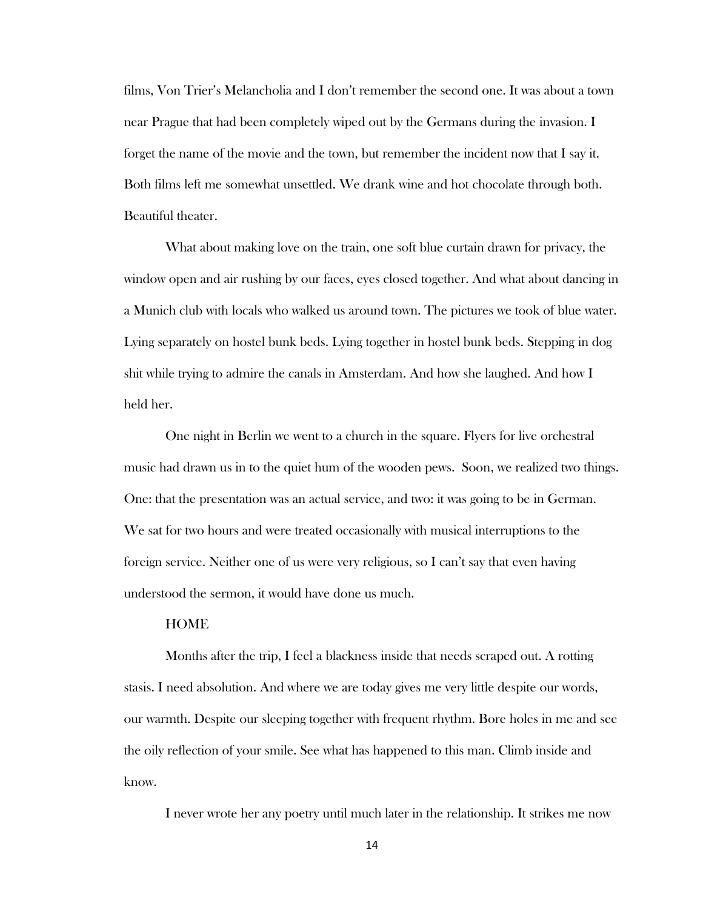films, Von Trier's Melancholia and I don't remember the second one. It was about a town near Prague that had been completely wiped out by the Germans during the invasion. I forget the name of the movie and the town, but remember the incident now that I say it. Both films left me somewhat unsettled. We drank wine and hot chocolate through both. Beautiful theater.

What about making love on the train, one soft blue curtain drawn for privacy, the window open and air rushing by our faces, eyes closed together. And what about dancing in a Munich club with locals who walked us around town. The pictures we took of blue water. Lying separately on hostel bunk beds. Lying together in hostel bunk beds. Stepping in dog shit while trying to admire the canals in Amsterdam. And how she laughed. And how I held her.

One night in Berlin we went to a church in the square. Flyers for live orchestral music had drawn us in to the quiet hum of the wooden pews.  Soon, we realized two things. One: that the presentation was an actual service, and two: it was going to be in German. We sat for two hours and were treated occasionally with musical interruptions to the foreign service. Neither one of us were very religious, so I can't say that even having understood the sermon, it would have done us much.

HOME

Months after the trip, I feel a blackness inside that needs scraped out. A rotting stasis. I need absolution. And where we are today gives me very little despite our words, our warmth. Despite our sleeping together with frequent rhythm. Bore holes in me and see the oily reflection of your smile. See what has happened to this man. Climb inside and know.

I never wrote her any poetry until much later in the relationship. It strikes me now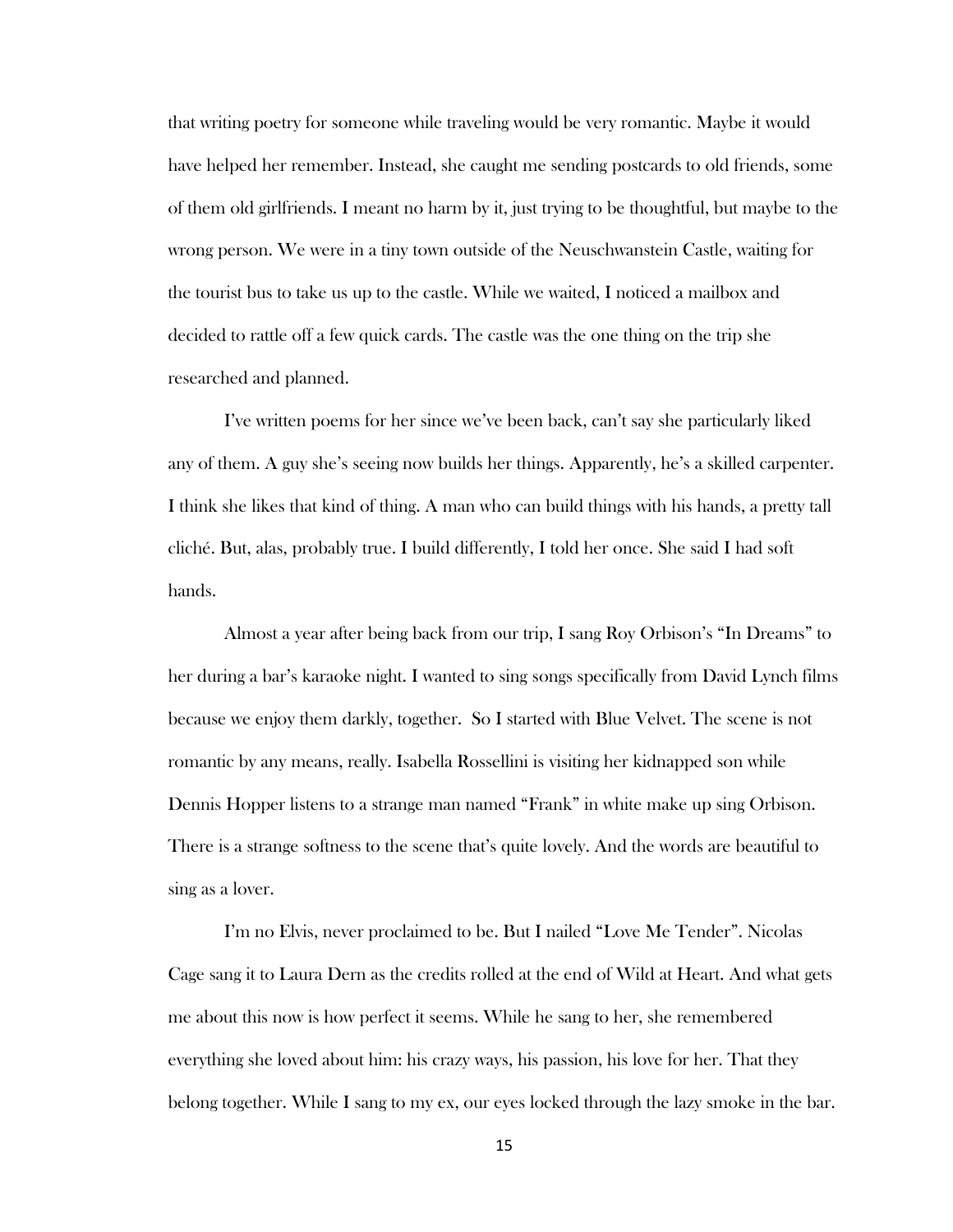that writing poetry for someone while traveling would be very romantic. Maybe it would have helped her remember. Instead, she caught me sending postcards to old friends, some of them old girlfriends. I meant no harm by it, just trying to be thoughtful, but maybe to the wrong person. We were in a tiny town outside of the Neuschwanstein Castle, waiting for the tourist bus to take us up to the castle. While we waited, I noticed a mailbox and decided to rattle off a few quick cards. The castle was the one thing on the trip she researched and planned.

I've written poems for her since we've been back, can't say she particularly liked any of them. A guy she's seeing now builds her things. Apparently, he's a skilled carpenter. I think she likes that kind of thing. A man who can build things with his hands, a pretty tall cliché. But, alas, probably true. I build differently, I told her once. She said I had soft hands.

Almost a year after being back from our trip, I sang Roy Orbison's "In Dreams" to her during a bar's karaoke night. I wanted to sing songs specifically from David Lynch films because we enjoy them darkly, together. So I started with Blue Velvet. The scene is not romantic by any means, really. Isabella Rossellini is visiting her kidnapped son while Dennis Hopper listens to a strange man named "Frank" in white make up sing Orbison. There is a strange softness to the scene that's quite lovely. And the words are beautiful to sing as a lover.

I'm no Elvis, never proclaimed to be. But I nailed "Love Me Tender". Nicolas Cage sang it to Laura Dern as the credits rolled at the end of Wild at Heart. And what gets me about this now is how perfect it seems. While he sang to her, she remembered everything she loved about him: his crazy ways, his passion, his love for her. That they belong together. While I sang to my ex, our eyes locked through the lazy smoke in the bar.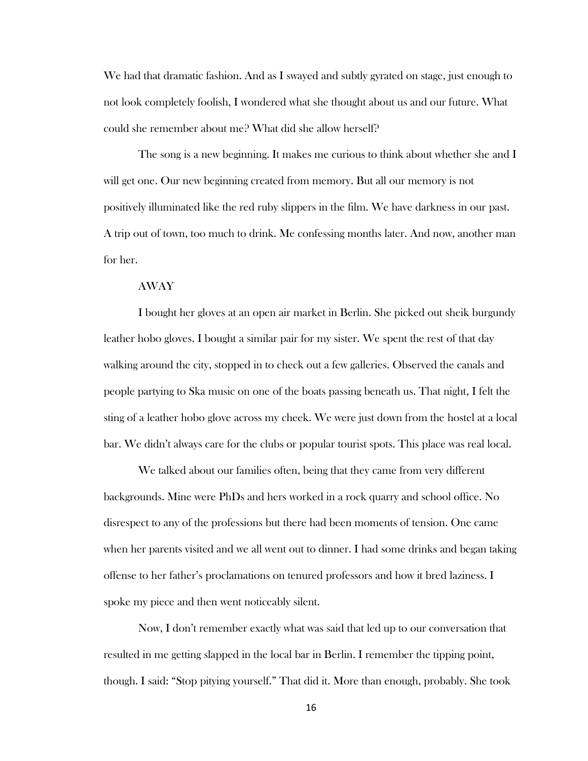We had that dramatic fashion. And as I swayed and subtly gyrated on stage, just enough to not look completely foolish, I wondered what she thought about us and our future. What could she remember about me? What did she allow herself?

The song is a new beginning. It makes me curious to think about whether she and I will get one. Our new beginning created from memory. But all our memory is not positively illuminated like the red ruby slippers in the film. We have darkness in our past. A trip out of town, too much to drink. Me confessing months later. And now, another man for her.

AWAY

I bought her gloves at an open air market in Berlin. She picked out sheik burgundy leather hobo gloves. I bought a similar pair for my sister. We spent the rest of that day walking around the city, stopped in to check out a few galleries. Observed the canals and people partying to Ska music on one of the boats passing beneath us. That night, I felt the sting of a leather hobo glove across my cheek. We were just down from the hostel at a local bar. We didn't always care for the clubs or popular tourist spots. This place was real local.

We talked about our families often, being that they came from very different backgrounds. Mine were PhDs and hers worked in a rock quarry and school office. No disrespect to any of the professions but there had been moments of tension. One came when her parents visited and we all went out to dinner. I had some drinks and began taking offense to her father's proclamations on tenured professors and how it bred laziness. I spoke my piece and then went noticeably silent.

Now, I don't remember exactly what was said that led up to our conversation that resulted in me getting slapped in the local bar in Berlin. I remember the tipping point, though. I said: "Stop pitying yourself." That did it. More than enough, probably. She took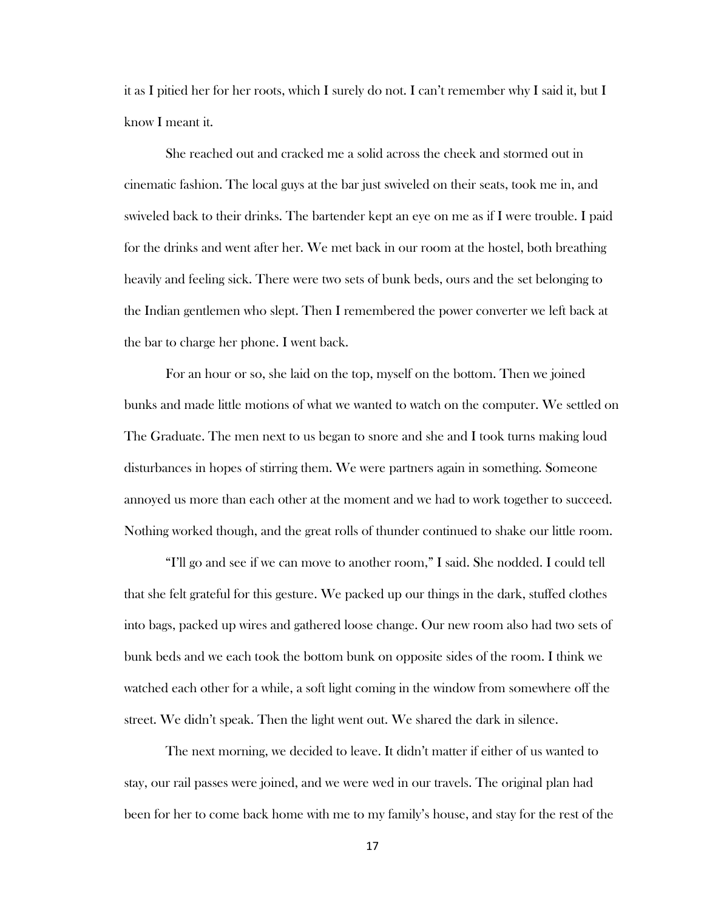it as I pitied her for her roots, which I surely do not. I can't remember why I said it, but I know I meant it.

She reached out and cracked me a solid across the cheek and stormed out in cinematic fashion. The local guys at the bar just swiveled on their seats, took me in, and swiveled back to their drinks. The bartender kept an eye on me as if I were trouble. I paid for the drinks and went after her. We met back in our room at the hostel, both breathing heavily and feeling sick. There were two sets of bunk beds, ours and the set belonging to the Indian gentlemen who slept. Then I remembered the power converter we left back at the bar to charge her phone. I went back.

For an hour or so, she laid on the top, myself on the bottom. Then we joined bunks and made little motions of what we wanted to watch on the computer. We settled on The Graduate. The men next to us began to snore and she and I took turns making loud disturbances in hopes of stirring them. We were partners again in something. Someone annoyed us more than each other at the moment and we had to work together to succeed. Nothing worked though, and the great rolls of thunder continued to shake our little room.

"I'll go and see if we can move to another room," I said. She nodded. I could tell that she felt grateful for this gesture. We packed up our things in the dark, stuffed clothes into bags, packed up wires and gathered loose change. Our new room also had two sets of bunk beds and we each took the bottom bunk on opposite sides of the room. I think we watched each other for a while, a soft light coming in the window from somewhere off the street. We didn't speak. Then the light went out. We shared the dark in silence.

The next morning, we decided to leave. It didn't matter if either of us wanted to stay, our rail passes were joined, and we were wed in our travels. The original plan had been for her to come back home with me to my family's house, and stay for the rest of the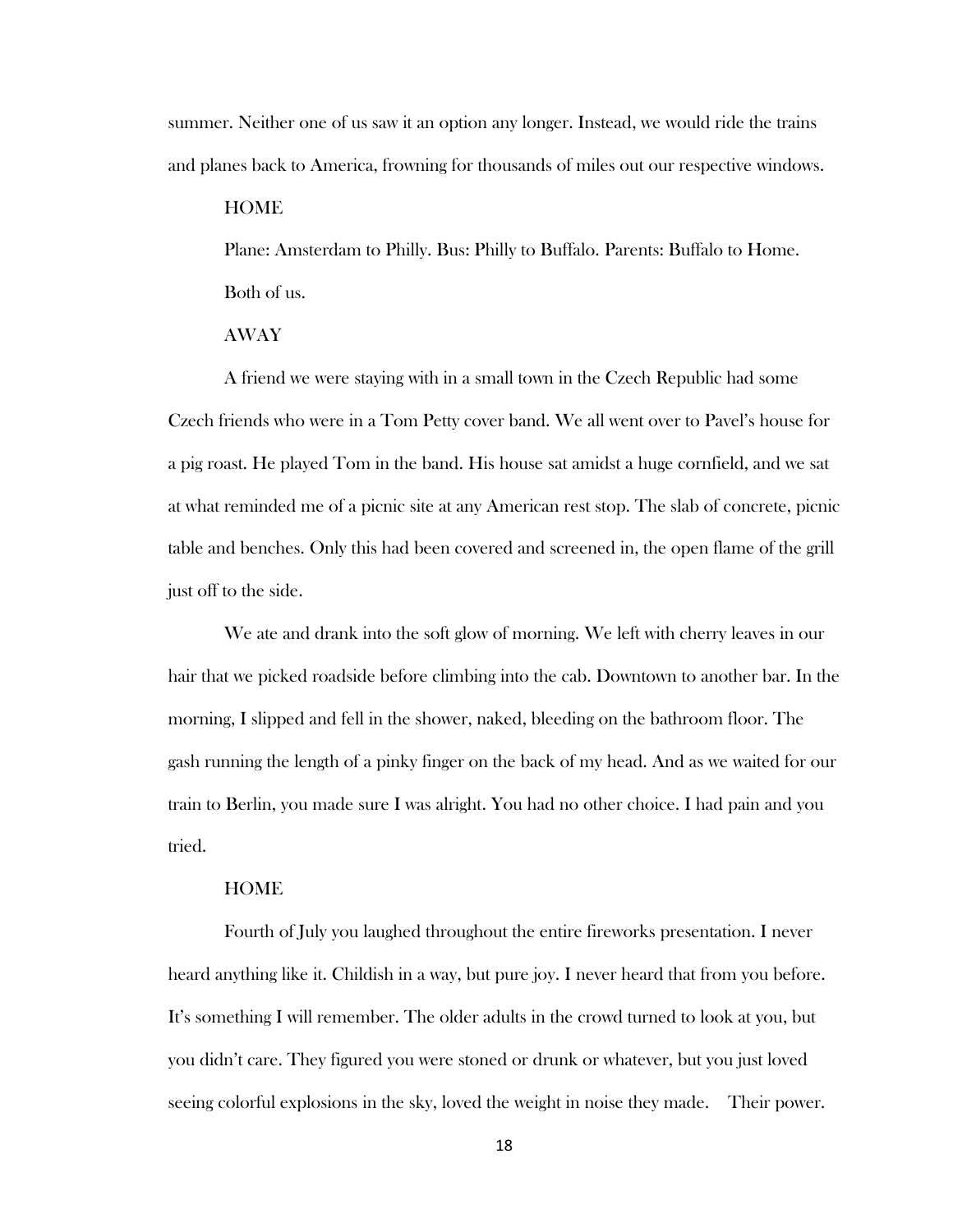summer. Neither one of us saw it an option any longer. Instead, we would ride the trains and planes back to America, frowning for thousands of miles out our respective windows.

HOME

Plane: Amsterdam to Philly. Bus: Philly to Buffalo. Parents: Buffalo to Home.

Both of us.

AWAY

A friend we were staying with in a small town in the Czech Republic had some Czech friends who were in a Tom Petty cover band. We all went over to Pavel's house for a pig roast. He played Tom in the band. His house sat amidst a huge cornfield, and we sat at what reminded me of a picnic site at any American rest stop. The slab of concrete, picnic table and benches. Only this had been covered and screened in, the open flame of the grill just off to the side.

We ate and drank into the soft glow of morning. We left with cherry leaves in our hair that we picked roadside before climbing into the cab. Downtown to another bar. In the morning, I slipped and fell in the shower, naked, bleeding on the bathroom floor. The gash running the length of a pinky finger on the back of my head. And as we waited for our train to Berlin, you made sure I was alright. You had no other choice. I had pain and you tried.

HOME

Fourth of July you laughed throughout the entire fireworks presentation. I never heard anything like it. Childish in a way, but pure joy. I never heard that from you before. It's something I will remember. The older adults in the crowd turned to look at you, but you didn't care. They figured you were stoned or drunk or whatever, but you just loved seeing colorful explosions in the sky, loved the weight in noise they made. Their power.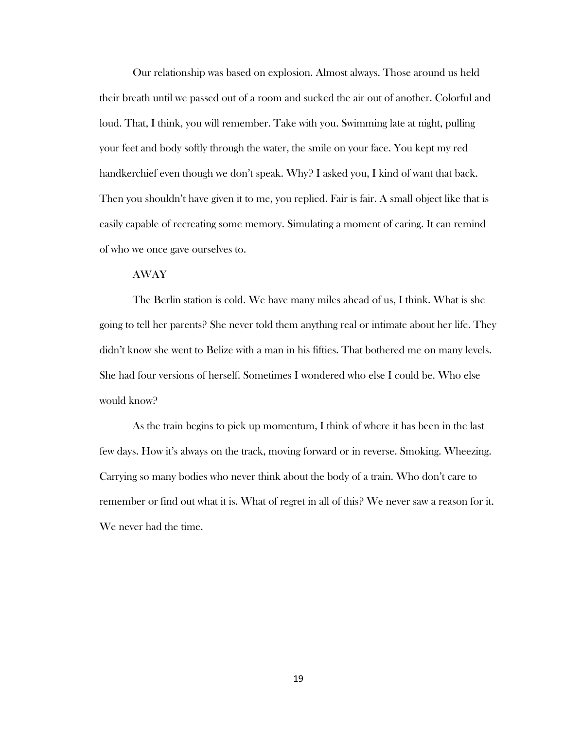Our relationship was based on explosion. Almost always. Those around us held their breath until we passed out of a room and sucked the air out of another. Colorful and loud. That, I think, you will remember. Take with you. Swimming late at night, pulling your feet and body softly through the water, the smile on your face. You kept my red handkerchief even though we don't speak. Why? I asked you, I kind of want that back. Then you shouldn't have given it to me, you replied. Fair is fair. A small object like that is easily capable of recreating some memory. Simulating a moment of caring. It can remind of who we once gave ourselves to.

AWAY

The Berlin station is cold. We have many miles ahead of us, I think. What is she going to tell her parents? She never told them anything real or intimate about her life. They didn't know she went to Belize with a man in his fifties. That bothered me on many levels. She had four versions of herself. Sometimes I wondered who else I could be. Who else would know?

As the train begins to pick up momentum, I think of where it has been in the last few days. How it's always on the track, moving forward or in reverse. Smoking. Wheezing. Carrying so many bodies who never think about the body of a train. Who don't care to remember or find out what it is. What of regret in all of this? We never saw a reason for it. We never had the time.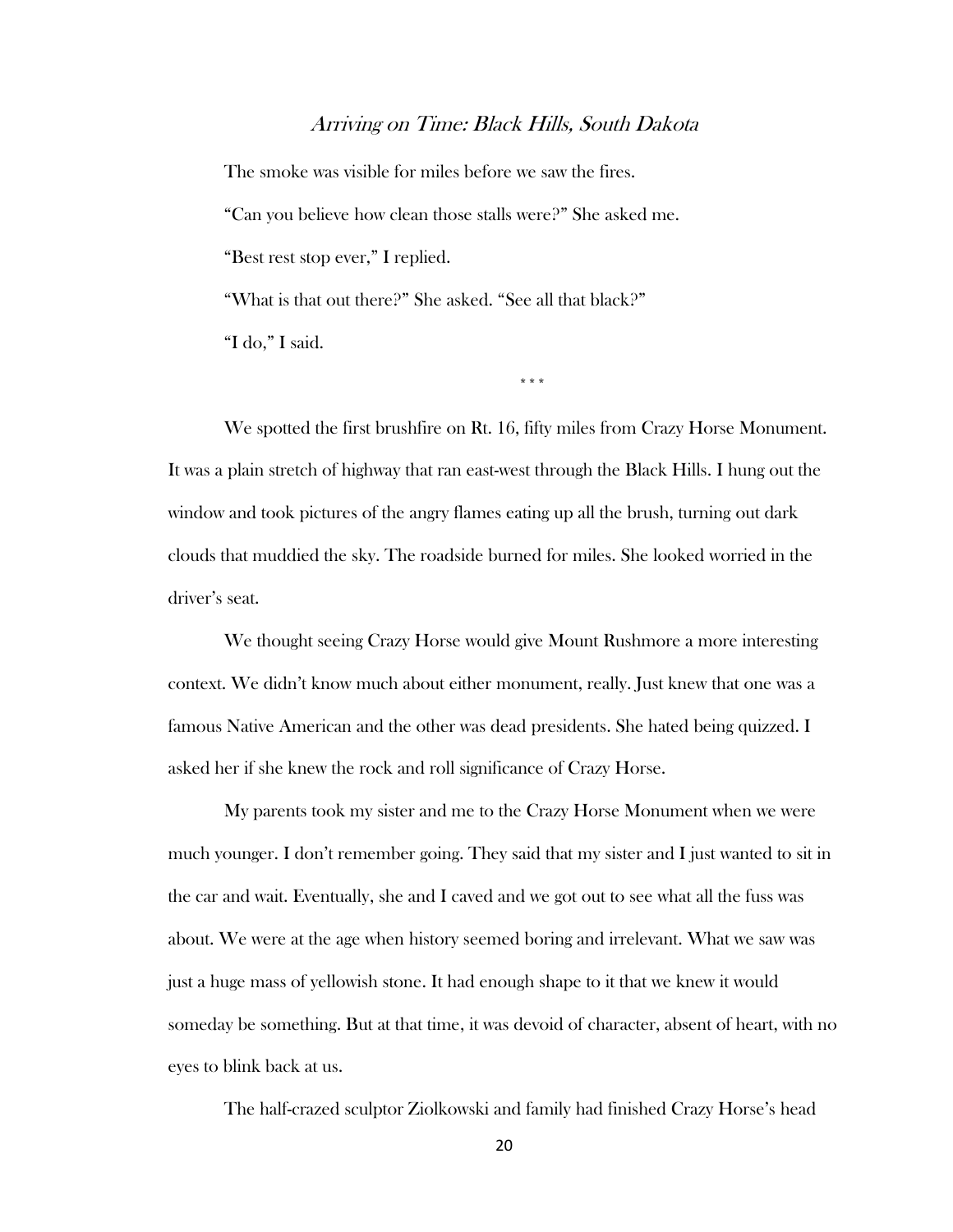## *Arriving on Time: Black Hills, South Dakota*

The smoke was visible for miles before we saw the fires.

"Can you believe how clean those stalls were?" She asked me.

"Best rest stop ever," I replied.

"What is that out there?" She asked. "See all that black?"

"I do," I said.

\* \* \*

We spotted the first brushfire on Rt. 16, fifty miles from Crazy Horse Monument. It was a plain stretch of highway that ran east-west through the Black Hills. I hung out the window and took pictures of the angry flames eating up all the brush, turning out dark clouds that muddied the sky. The roadside burned for miles. She looked worried in the driver's seat.

We thought seeing Crazy Horse would give Mount Rushmore a more interesting context. We didn't know much about either monument, really. Just knew that one was a famous Native American and the other was dead presidents. She hated being quizzed. I asked her if she knew the rock and roll significance of Crazy Horse.

My parents took my sister and me to the Crazy Horse Monument when we were much younger. I don't remember going. They said that my sister and I just wanted to sit in the car and wait. Eventually, she and I caved and we got out to see what all the fuss was about. We were at the age when history seemed boring and irrelevant. What we saw was just a huge mass of yellowish stone. It had enough shape to it that we knew it would someday be something. But at that time, it was devoid of character, absent of heart, with no eyes to blink back at us.

The half-crazed sculptor Ziolkowski and family had finished Crazy Horse's head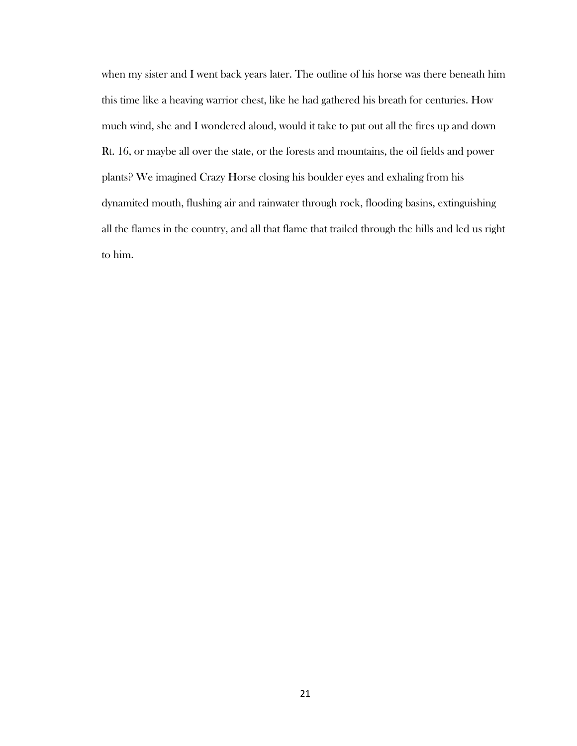when my sister and I went back years later. The outline of his horse was there beneath him this time like a heaving warrior chest, like he had gathered his breath for centuries. How much wind, she and I wondered aloud, would it take to put out all the fires up and down Rt. 16, or maybe all over the state, or the forests and mountains, the oil fields and power plants? We imagined Crazy Horse closing his boulder eyes and exhaling from his dynamited mouth, flushing air and rainwater through rock, flooding basins, extinguishing all the flames in the country, and all that flame that trailed through the hills and led us right to him.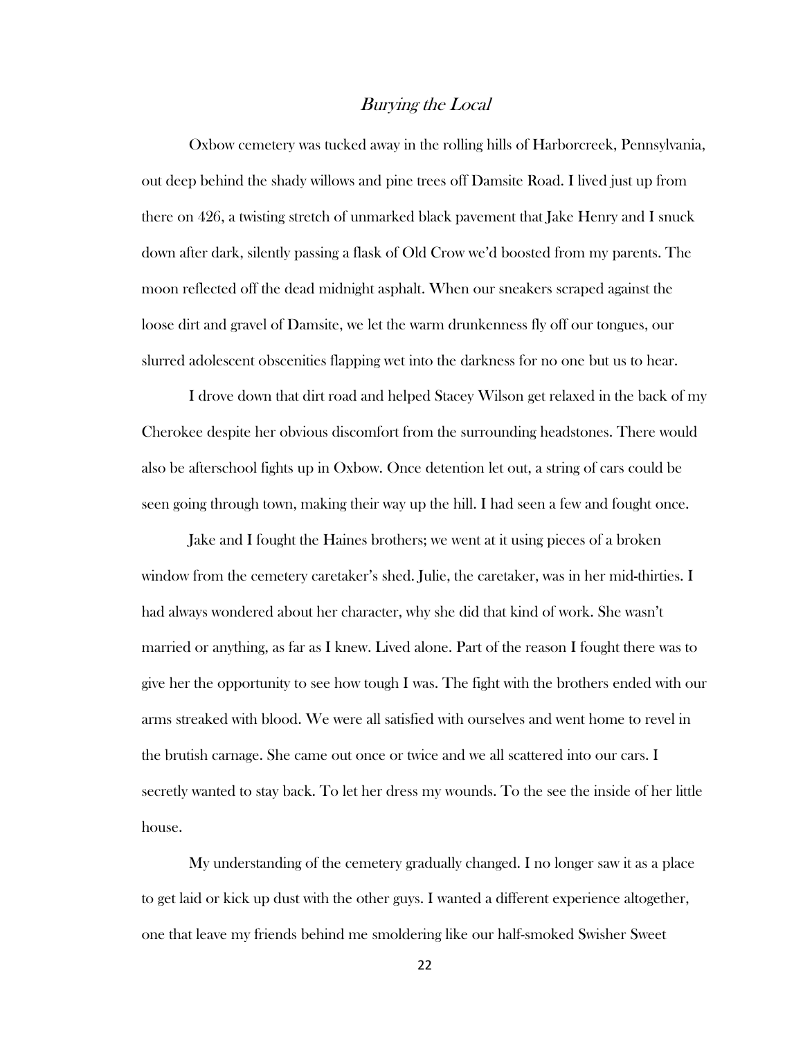## *Burying the Local*

Oxbow cemetery was tucked away in the rolling hills of Harborcreek, Pennsylvania, out deep behind the shady willows and pine trees off Damsite Road. I lived just up from there on 426, a twisting stretch of unmarked black pavement that Jake Henry and I snuck down after dark, silently passing a flask of Old Crow we'd boosted from my parents. The moon reflected off the dead midnight asphalt. When our sneakers scraped against the loose dirt and gravel of Damsite, we let the warm drunkenness fly off our tongues, our slurred adolescent obscenities flapping wet into the darkness for no one but us to hear.

I drove down that dirt road and helped Stacey Wilson get relaxed in the back of my Cherokee despite her obvious discomfort from the surrounding headstones. There would also be afterschool fights up in Oxbow. Once detention let out, a string of cars could be seen going through town, making their way up the hill. I had seen a few and fought once.

Jake and I fought the Haines brothers; we went at it using pieces of a broken window from the cemetery caretaker's shed. Julie, the caretaker, was in her mid-thirties. I had always wondered about her character, why she did that kind of work. She wasn't married or anything, as far as I knew. Lived alone. Part of the reason I fought there was to give her the opportunity to see how tough I was. The fight with the brothers ended with our arms streaked with blood. We were all satisfied with ourselves and went home to revel in the brutish carnage. She came out once or twice and we all scattered into our cars. I secretly wanted to stay back. To let her dress my wounds. To the see the inside of her little house.

My understanding of the cemetery gradually changed. I no longer saw it as a place to get laid or kick up dust with the other guys. I wanted a different experience altogether, one that leave my friends behind me smoldering like our half-smoked Swisher Sweet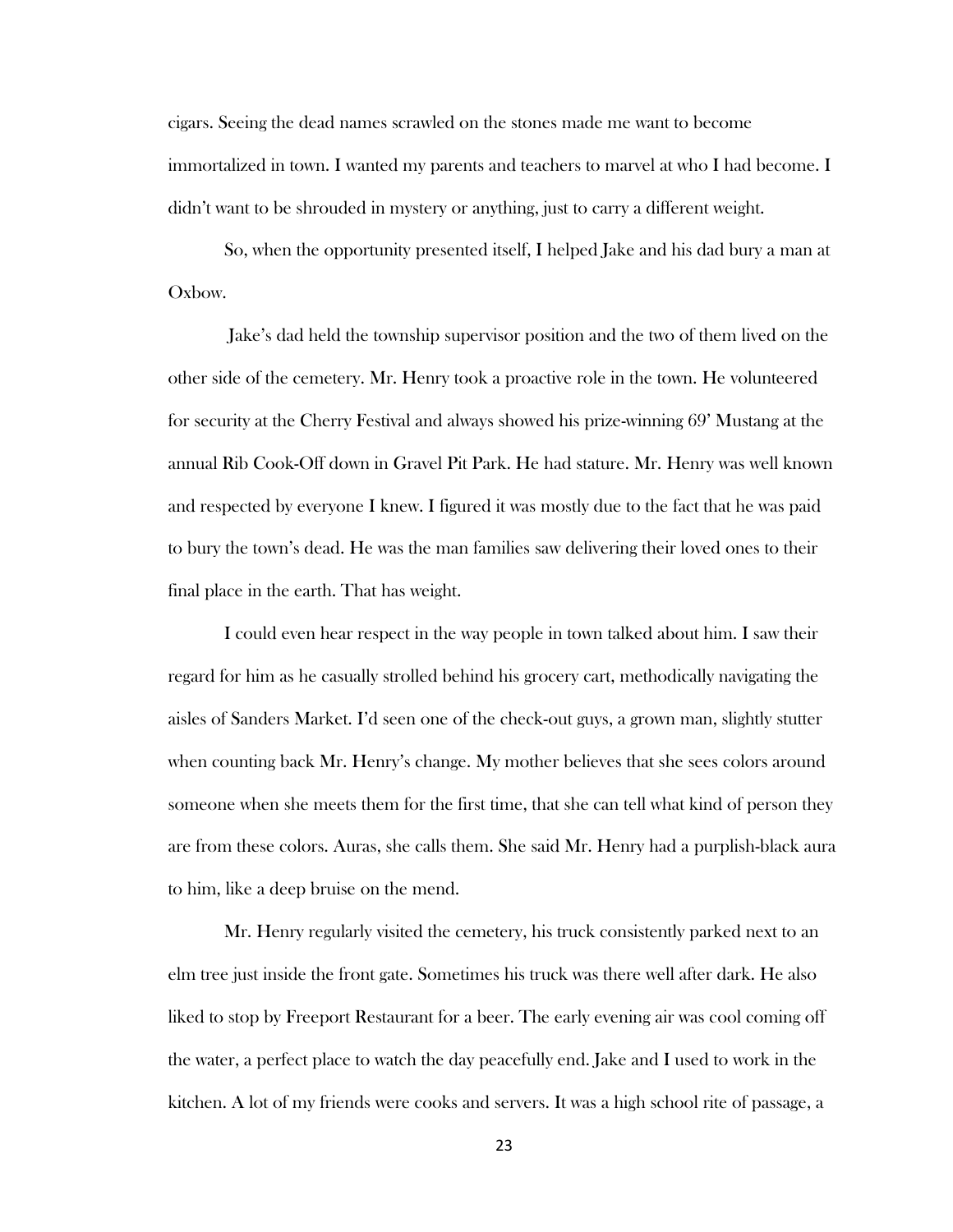cigars. Seeing the dead names scrawled on the stones made me want to become immortalized in town. I wanted my parents and teachers to marvel at who I had become. I didn't want to be shrouded in mystery or anything, just to carry a different weight.

So, when the opportunity presented itself, I helped Jake and his dad bury a man at Oxbow.

Jake's dad held the township supervisor position and the two of them lived on the other side of the cemetery. Mr. Henry took a proactive role in the town. He volunteered for security at the Cherry Festival and always showed his prize-winning 69' Mustang at the annual Rib Cook-Off down in Gravel Pit Park. He had stature. Mr. Henry was well known and respected by everyone I knew. I figured it was mostly due to the fact that he was paid to bury the town's dead. He was the man families saw delivering their loved ones to their final place in the earth. That has weight.

I could even hear respect in the way people in town talked about him. I saw their regard for him as he casually strolled behind his grocery cart, methodically navigating the aisles of Sanders Market. I'd seen one of the check-out guys, a grown man, slightly stutter when counting back Mr. Henry's change. My mother believes that she sees colors around someone when she meets them for the first time, that she can tell what kind of person they are from these colors. Auras, she calls them. She said Mr. Henry had a purplish-black aura to him, like a deep bruise on the mend.

Mr. Henry regularly visited the cemetery, his truck consistently parked next to an elm tree just inside the front gate. Sometimes his truck was there well after dark. He also liked to stop by Freeport Restaurant for a beer. The early evening air was cool coming off the water, a perfect place to watch the day peacefully end. Jake and I used to work in the kitchen. A lot of my friends were cooks and servers. It was a high school rite of passage, a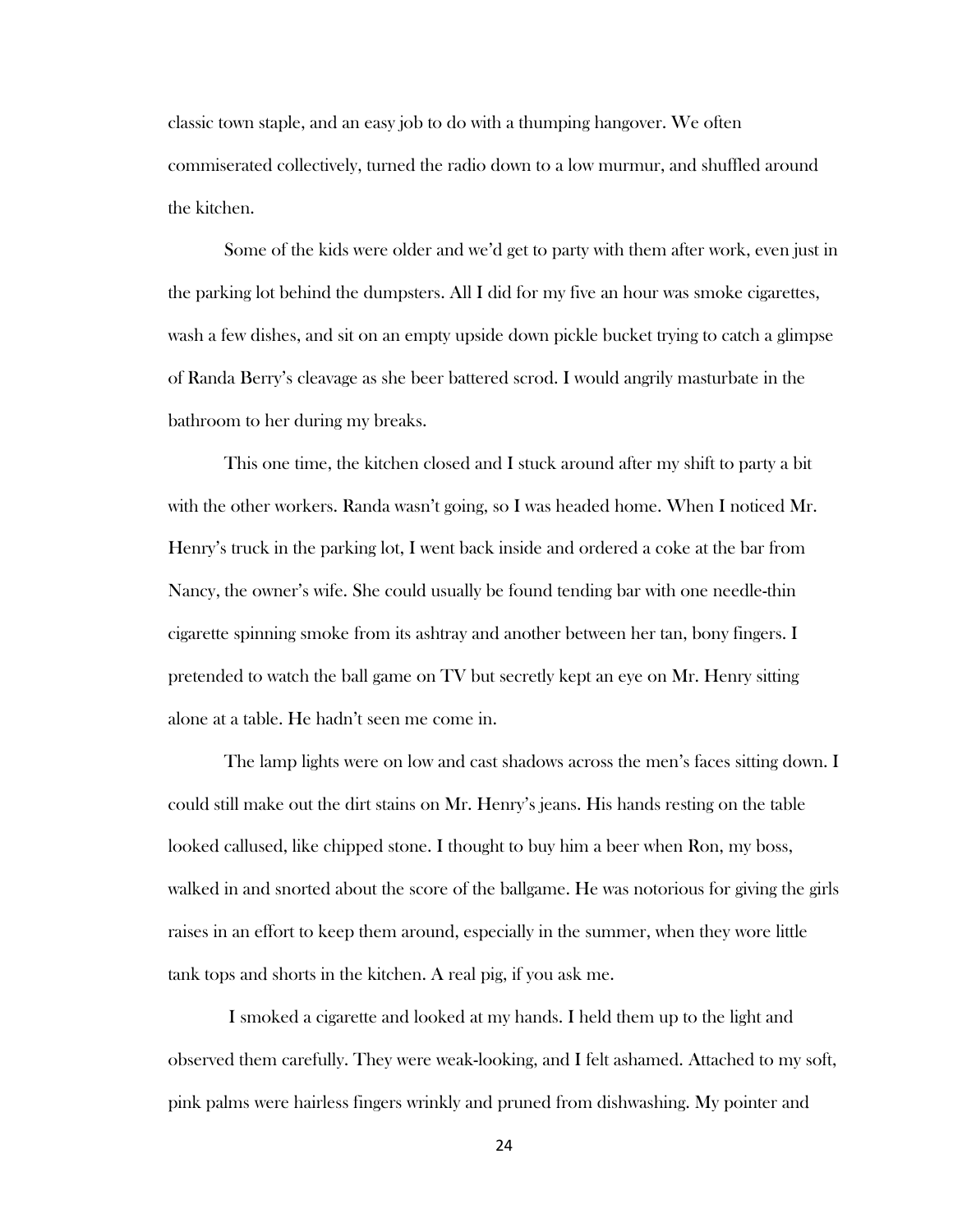classic town staple, and an easy job to do with a thumping hangover. We often commiserated collectively, turned the radio down to a low murmur, and shuffled around the kitchen.

Some of the kids were older and we'd get to party with them after work, even just in the parking lot behind the dumpsters. All I did for my five an hour was smoke cigarettes, wash a few dishes, and sit on an empty upside down pickle bucket trying to catch a glimpse of Randa Berry's cleavage as she beer battered scrod. I would angrily masturbate in the bathroom to her during my breaks.

This one time, the kitchen closed and I stuck around after my shift to party a bit with the other workers. Randa wasn't going, so I was headed home. When I noticed Mr. Henry's truck in the parking lot, I went back inside and ordered a coke at the bar from Nancy, the owner's wife. She could usually be found tending bar with one needle-thin cigarette spinning smoke from its ashtray and another between her tan, bony fingers. I pretended to watch the ball game on TV but secretly kept an eye on Mr. Henry sitting alone at a table. He hadn't seen me come in.

The lamp lights were on low and cast shadows across the men's faces sitting down. I could still make out the dirt stains on Mr. Henry's jeans. His hands resting on the table looked callused, like chipped stone. I thought to buy him a beer when Ron, my boss, walked in and snorted about the score of the ballgame. He was notorious for giving the girls raises in an effort to keep them around, especially in the summer, when they wore little tank tops and shorts in the kitchen. A real pig, if you ask me.

I smoked a cigarette and looked at my hands. I held them up to the light and observed them carefully. They were weak-looking, and I felt ashamed. Attached to my soft, pink palms were hairless fingers wrinkly and pruned from dishwashing. My pointer and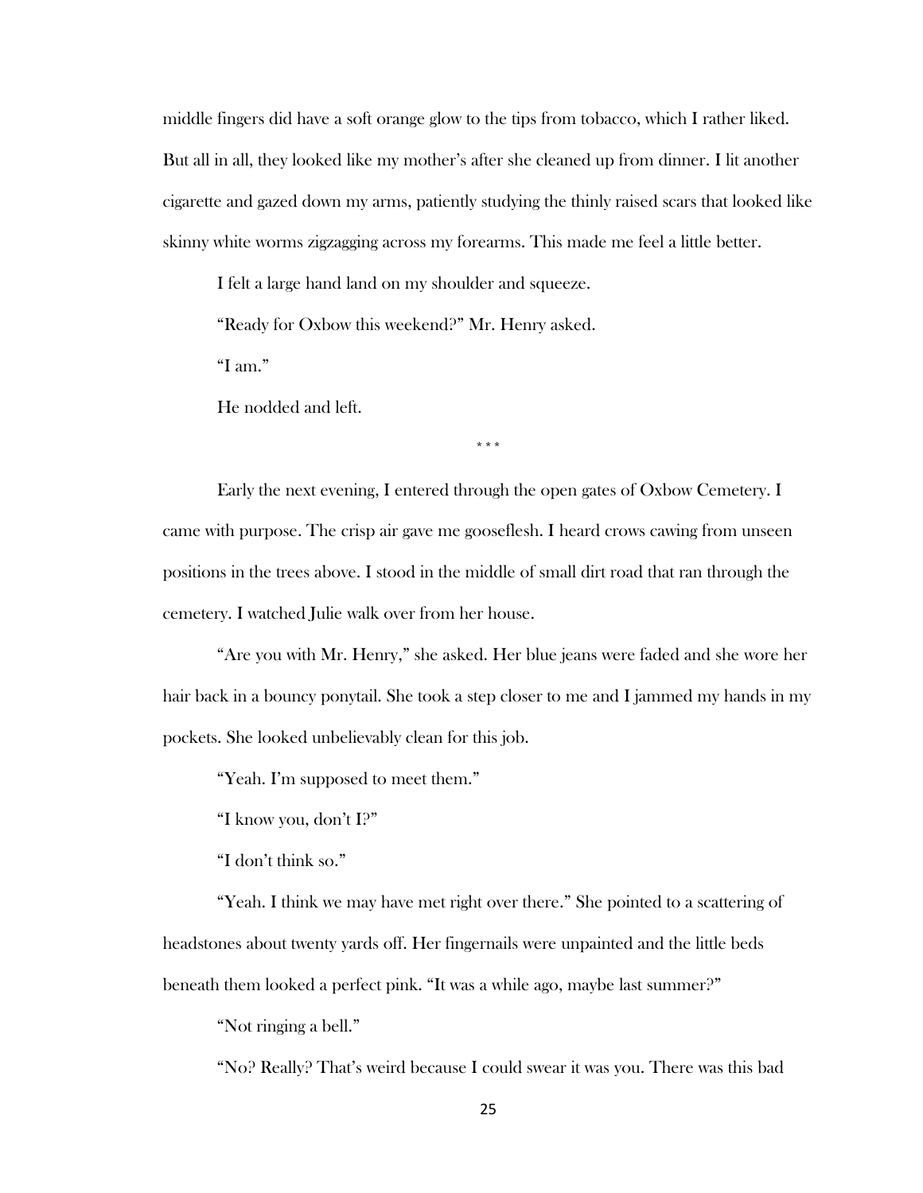middle fingers did have a soft orange glow to the tips from tobacco, which I rather liked. But all in all, they looked like my mother's after she cleaned up from dinner. I lit another cigarette and gazed down my arms, patiently studying the thinly raised scars that looked like skinny white worms zigzagging across my forearms. This made me feel a little better.

I felt a large hand land on my shoulder and squeeze.

"Ready for Oxbow this weekend?" Mr. Henry asked.

"I am."

He nodded and left.

\* \* \*

Early the next evening, I entered through the open gates of Oxbow Cemetery. I came with purpose. The crisp air gave me gooseflesh. I heard crows cawing from unseen positions in the trees above. I stood in the middle of small dirt road that ran through the cemetery. I watched Julie walk over from her house.

"Are you with Mr. Henry," she asked. Her blue jeans were faded and she wore her hair back in a bouncy ponytail. She took a step closer to me and I jammed my hands in my pockets. She looked unbelievably clean for this job.

"Yeah. I'm supposed to meet them."

"I know you, don't I?"

"I don't think so."

"Yeah. I think we may have met right over there." She pointed to a scattering of headstones about twenty yards off. Her fingernails were unpainted and the little beds beneath them looked a perfect pink. "It was a while ago, maybe last summer?"

"Not ringing a bell."

"No? Really? That's weird because I could swear it was you. There was this bad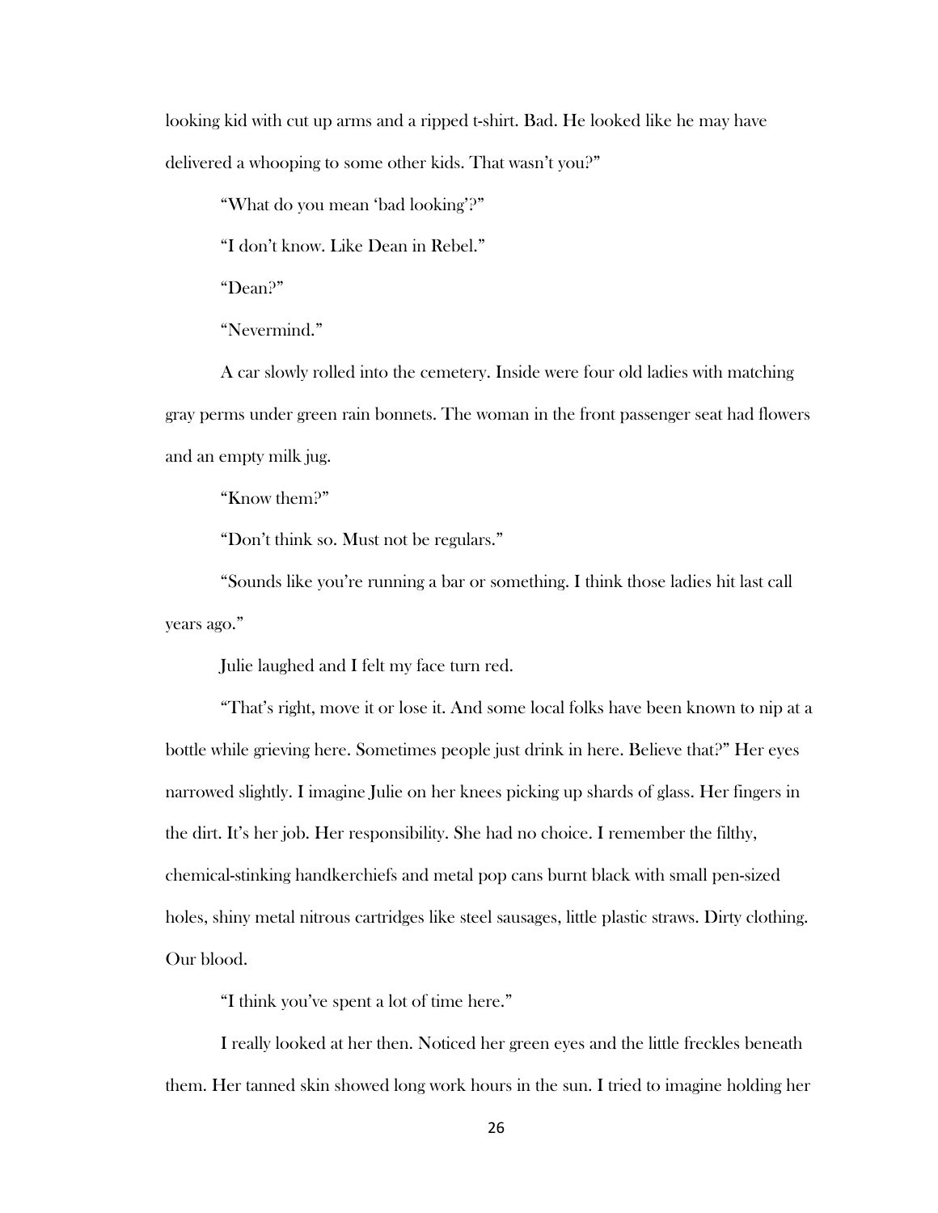looking kid with cut up arms and a ripped t-shirt. Bad. He looked like he may have delivered a whooping to some other kids. That wasn't you?"

"What do you mean 'bad looking'?"

"I don't know. Like Dean in Rebel."

"Dean?"

"Nevermind."

A car slowly rolled into the cemetery. Inside were four old ladies with matching gray perms under green rain bonnets. The woman in the front passenger seat had flowers and an empty milk jug.

"Know them?"

"Don't think so. Must not be regulars."

"Sounds like you're running a bar or something. I think those ladies hit last call years ago."

Julie laughed and I felt my face turn red.

"That's right, move it or lose it. And some local folks have been known to nip at a bottle while grieving here. Sometimes people just drink in here. Believe that?" Her eyes narrowed slightly. I imagine Julie on her knees picking up shards of glass. Her fingers in the dirt. It's her job. Her responsibility. She had no choice. I remember the filthy, chemical-stinking handkerchiefs and metal pop cans burnt black with small pen-sized holes, shiny metal nitrous cartridges like steel sausages, little plastic straws. Dirty clothing. Our blood.

"I think you've spent a lot of time here."

I really looked at her then. Noticed her green eyes and the little freckles beneath them. Her tanned skin showed long work hours in the sun. I tried to imagine holding her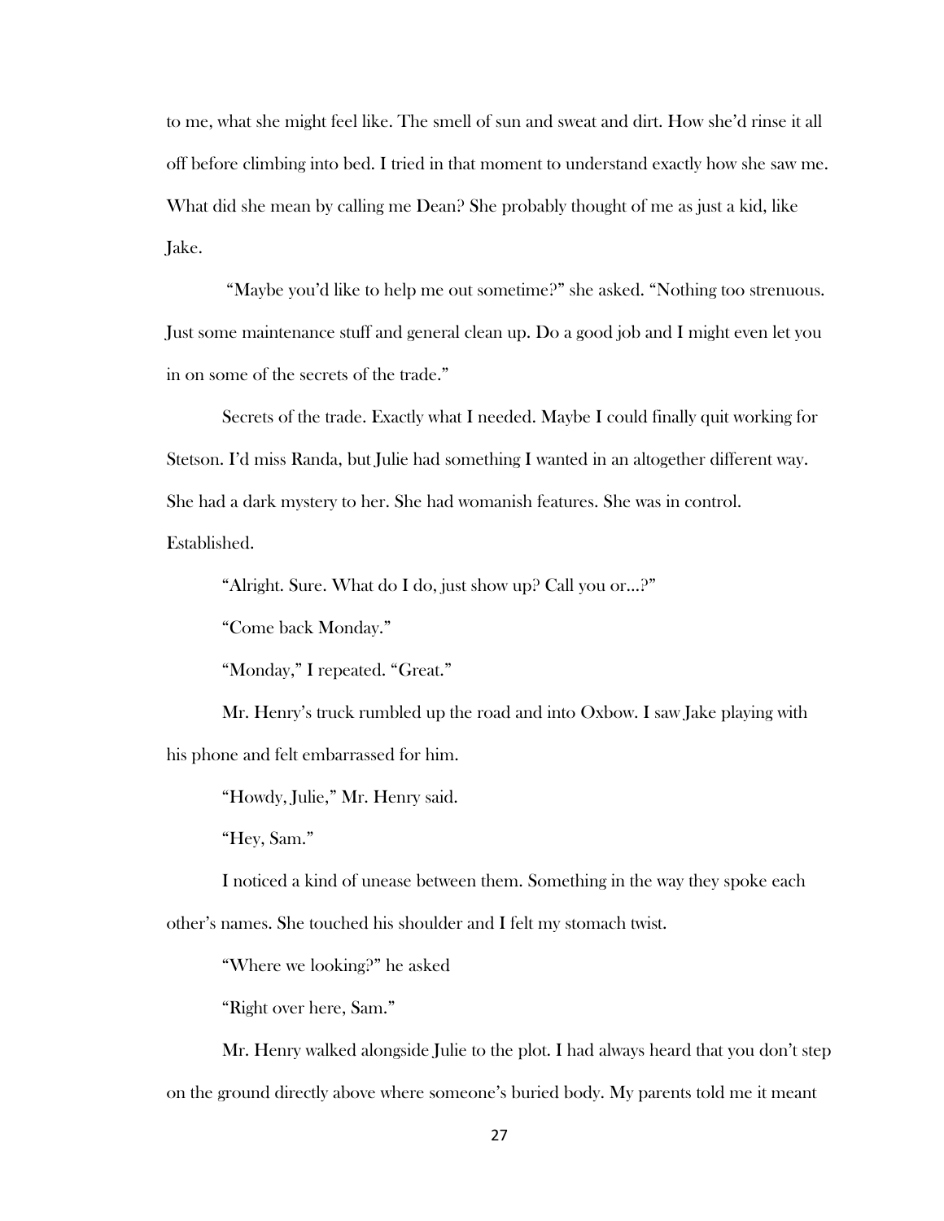to me, what she might feel like. The smell of sun and sweat and dirt. How she'd rinse it all off before climbing into bed. I tried in that moment to understand exactly how she saw me. What did she mean by calling me Dean? She probably thought of me as just a kid, like Jake.

"Maybe you'd like to help me out sometime?" she asked. "Nothing too strenuous. Just some maintenance stuff and general clean up. Do a good job and I might even let you in on some of the secrets of the trade."

Secrets of the trade. Exactly what I needed. Maybe I could finally quit working for Stetson. I'd miss Randa, but Julie had something I wanted in an altogether different way. She had a dark mystery to her. She had womanish features. She was in control. Established.

"Alright. Sure. What do I do, just show up? Call you or...?"

"Come back Monday."

"Monday," I repeated. "Great."

Mr. Henry's truck rumbled up the road and into Oxbow. I saw Jake playing with his phone and felt embarrassed for him.

"Howdy, Julie," Mr. Henry said.

"Hey, Sam."

I noticed a kind of unease between them. Something in the way they spoke each other's names. She touched his shoulder and I felt my stomach twist.

"Where we looking?" he asked

"Right over here, Sam."

Mr. Henry walked alongside Julie to the plot. I had always heard that you don't step on the ground directly above where someone's buried body. My parents told me it meant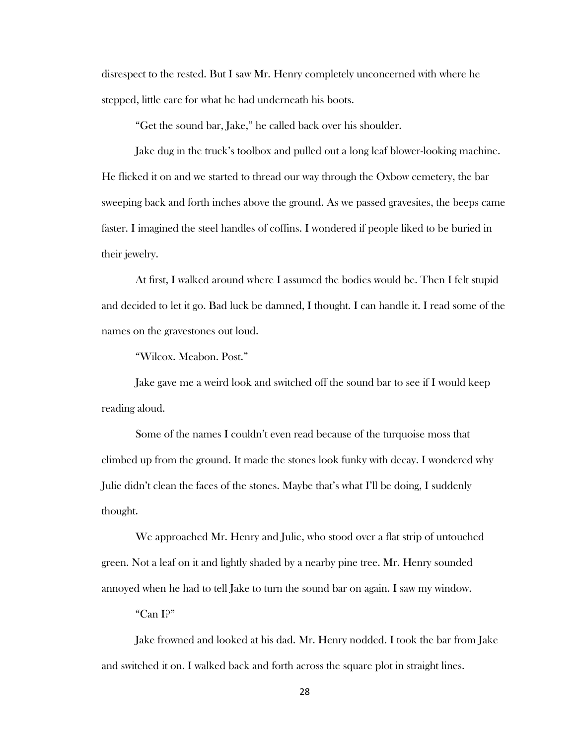disrespect to the rested. But I saw Mr. Henry completely unconcerned with where he stepped, little care for what he had underneath his boots.

"Get the sound bar, Jake," he called back over his shoulder.

Jake dug in the truck's toolbox and pulled out a long leaf blower-looking machine. He flicked it on and we started to thread our way through the Oxbow cemetery, the bar sweeping back and forth inches above the ground. As we passed gravesites, the beeps came faster. I imagined the steel handles of coffins. I wondered if people liked to be buried in their jewelry.

At first, I walked around where I assumed the bodies would be. Then I felt stupid and decided to let it go. Bad luck be damned, I thought. I can handle it. I read some of the names on the gravestones out loud.

"Wilcox. Meabon. Post."

Jake gave me a weird look and switched off the sound bar to see if I would keep reading aloud.

Some of the names I couldn't even read because of the turquoise moss that climbed up from the ground. It made the stones look funky with decay. I wondered why Julie didn't clean the faces of the stones. Maybe that's what I'll be doing, I suddenly thought.

We approached Mr. Henry and Julie, who stood over a flat strip of untouched green. Not a leaf on it and lightly shaded by a nearby pine tree. Mr. Henry sounded annoyed when he had to tell Jake to turn the sound bar on again. I saw my window.

"Can I?"

Jake frowned and looked at his dad. Mr. Henry nodded. I took the bar from Jake and switched it on. I walked back and forth across the square plot in straight lines.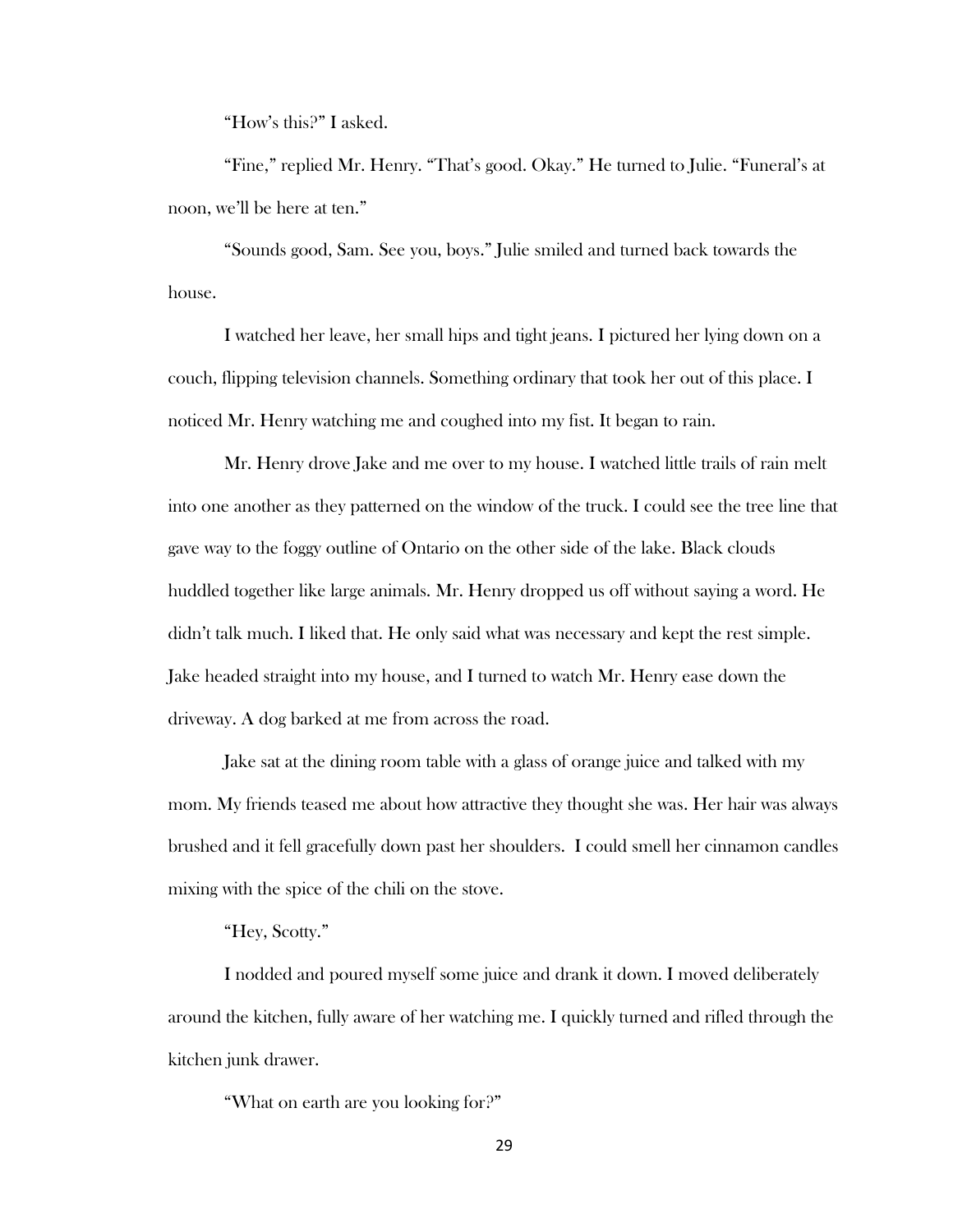"How's this?" I asked.

"Fine," replied Mr. Henry. "That's good. Okay." He turned to Julie. "Funeral's at noon, we'll be here at ten."

"Sounds good, Sam. See you, boys." Julie smiled and turned back towards the house.

I watched her leave, her small hips and tight jeans. I pictured her lying down on a couch, flipping television channels. Something ordinary that took her out of this place. I noticed Mr. Henry watching me and coughed into my fist. It began to rain.

Mr. Henry drove Jake and me over to my house. I watched little trails of rain melt into one another as they patterned on the window of the truck. I could see the tree line that gave way to the foggy outline of Ontario on the other side of the lake. Black clouds huddled together like large animals. Mr. Henry dropped us off without saying a word. He didn't talk much. I liked that. He only said what was necessary and kept the rest simple. Jake headed straight into my house, and I turned to watch Mr. Henry ease down the driveway. A dog barked at me from across the road.

Jake sat at the dining room table with a glass of orange juice and talked with my mom. My friends teased me about how attractive they thought she was. Her hair was always brushed and it fell gracefully down past her shoulders. I could smell her cinnamon candles mixing with the spice of the chili on the stove.

"Hey, Scotty."

I nodded and poured myself some juice and drank it down. I moved deliberately around the kitchen, fully aware of her watching me. I quickly turned and rifled through the kitchen junk drawer.

"What on earth are you looking for?"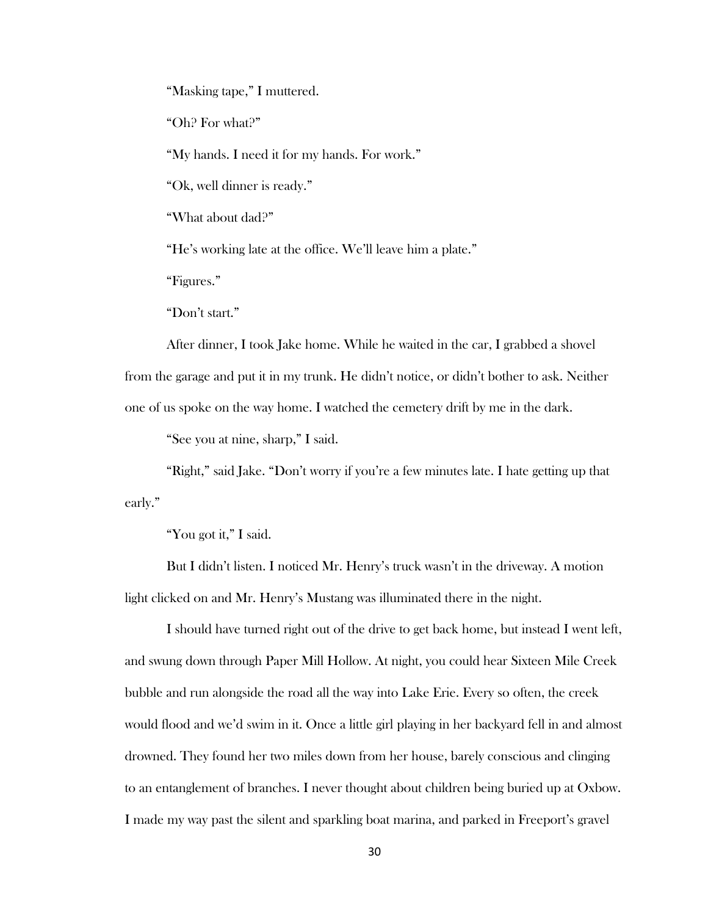"Masking tape," I muttered.

"Oh? For what?"

"My hands. I need it for my hands. For work."

"Ok, well dinner is ready."

"What about dad?"

"He's working late at the office. We'll leave him a plate."

"Figures."

"Don't start."

After dinner, I took Jake home. While he waited in the car, I grabbed a shovel from the garage and put it in my trunk. He didn't notice, or didn't bother to ask. Neither one of us spoke on the way home. I watched the cemetery drift by me in the dark.

"See you at nine, sharp," I said.

"Right," said Jake. "Don't worry if you're a few minutes late. I hate getting up that early."

"You got it," I said.

But I didn't listen. I noticed Mr. Henry's truck wasn't in the driveway. A motion light clicked on and Mr. Henry's Mustang was illuminated there in the night.

I should have turned right out of the drive to get back home, but instead I went left, and swung down through Paper Mill Hollow. At night, you could hear Sixteen Mile Creek bubble and run alongside the road all the way into Lake Erie. Every so often, the creek would flood and we'd swim in it. Once a little girl playing in her backyard fell in and almost drowned. They found her two miles down from her house, barely conscious and clinging to an entanglement of branches. I never thought about children being buried up at Oxbow. I made my way past the silent and sparkling boat marina, and parked in Freeport's gravel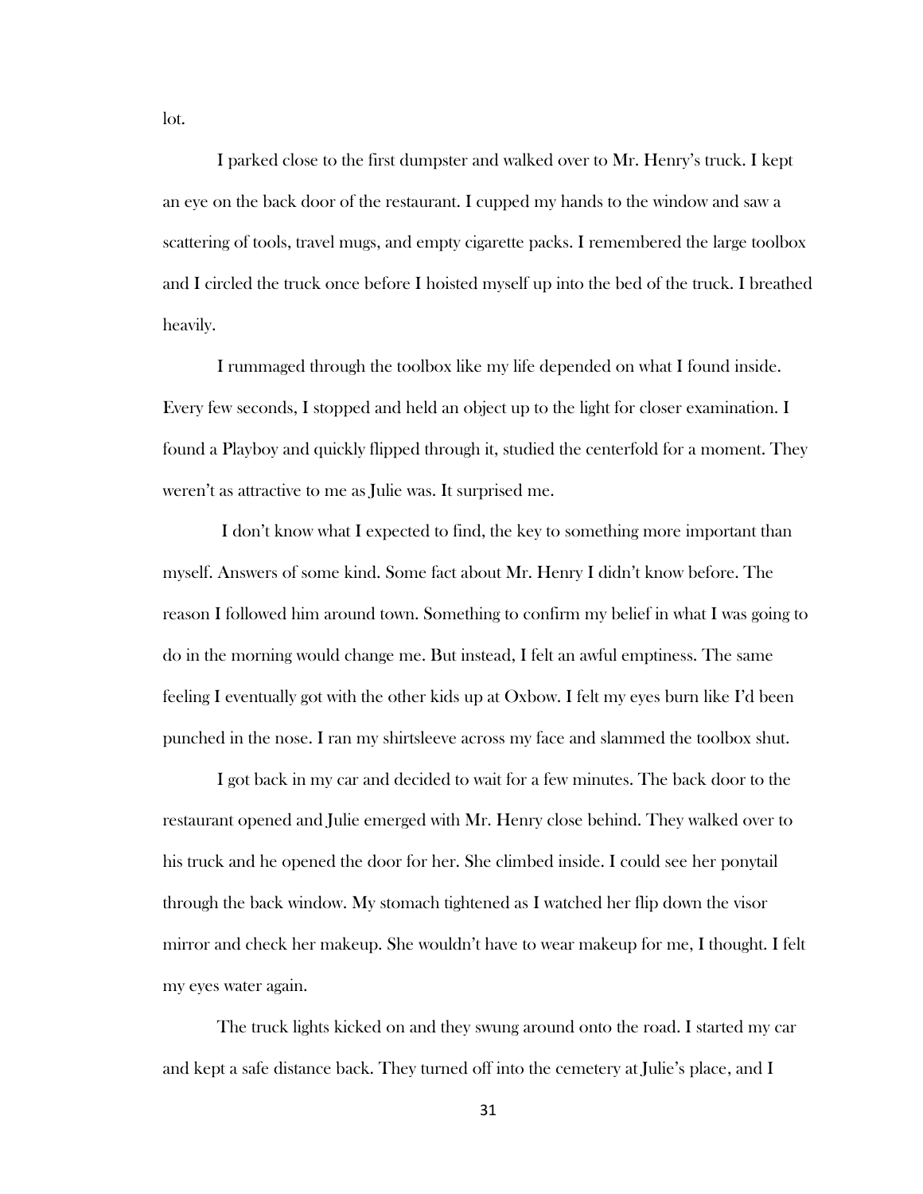lot.

I parked close to the first dumpster and walked over to Mr. Henry's truck. I kept an eye on the back door of the restaurant. I cupped my hands to the window and saw a scattering of tools, travel mugs, and empty cigarette packs. I remembered the large toolbox and I circled the truck once before I hoisted myself up into the bed of the truck. I breathed heavily.

I rummaged through the toolbox like my life depended on what I found inside. Every few seconds, I stopped and held an object up to the light for closer examination. I found a Playboy and quickly flipped through it, studied the centerfold for a moment. They weren't as attractive to me as Julie was. It surprised me.

I don't know what I expected to find, the key to something more important than myself. Answers of some kind. Some fact about Mr. Henry I didn't know before. The reason I followed him around town. Something to confirm my belief in what I was going to do in the morning would change me. But instead, I felt an awful emptiness. The same feeling I eventually got with the other kids up at Oxbow. I felt my eyes burn like I'd been punched in the nose. I ran my shirtsleeve across my face and slammed the toolbox shut.

I got back in my car and decided to wait for a few minutes. The back door to the restaurant opened and Julie emerged with Mr. Henry close behind. They walked over to his truck and he opened the door for her. She climbed inside. I could see her ponytail through the back window. My stomach tightened as I watched her flip down the visor mirror and check her makeup. She wouldn't have to wear makeup for me, I thought. I felt my eyes water again.

The truck lights kicked on and they swung around onto the road. I started my car and kept a safe distance back. They turned off into the cemetery at Julie's place, and I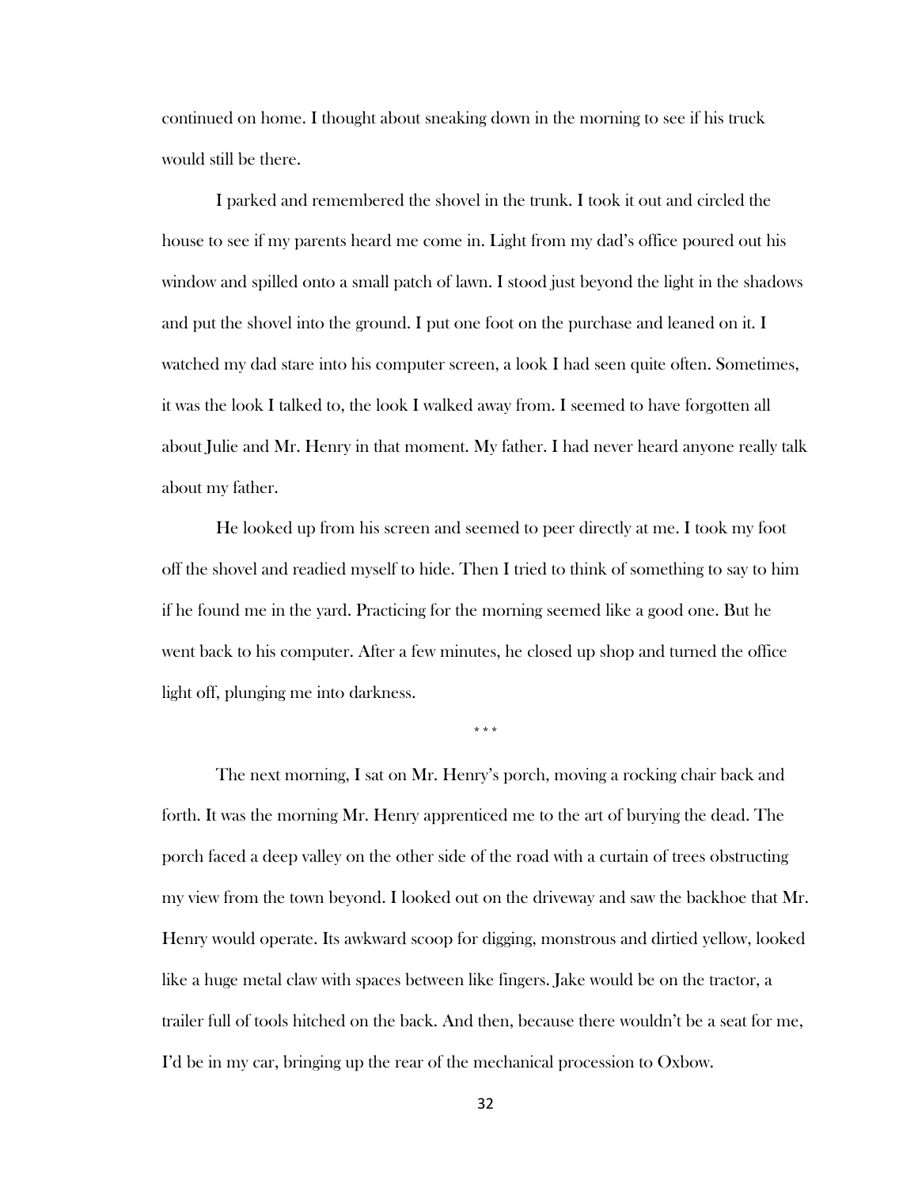continued on home. I thought about sneaking down in the morning to see if his truck would still be there.

I parked and remembered the shovel in the trunk. I took it out and circled the house to see if my parents heard me come in. Light from my dad's office poured out his window and spilled onto a small patch of lawn. I stood just beyond the light in the shadows and put the shovel into the ground. I put one foot on the purchase and leaned on it. I watched my dad stare into his computer screen, a look I had seen quite often. Sometimes, it was the look I talked to, the look I walked away from. I seemed to have forgotten all about Julie and Mr. Henry in that moment. My father. I had never heard anyone really talk about my father.

He looked up from his screen and seemed to peer directly at me. I took my foot off the shovel and readied myself to hide. Then I tried to think of something to say to him if he found me in the yard. Practicing for the morning seemed like a good one. But he went back to his computer. After a few minutes, he closed up shop and turned the office light off, plunging me into darkness.

\* \* \*

The next morning, I sat on Mr. Henry's porch, moving a rocking chair back and forth. It was the morning Mr. Henry apprenticed me to the art of burying the dead. The porch faced a deep valley on the other side of the road with a curtain of trees obstructing my view from the town beyond. I looked out on the driveway and saw the backhoe that Mr. Henry would operate. Its awkward scoop for digging, monstrous and dirtied yellow, looked like a huge metal claw with spaces between like fingers. Jake would be on the tractor, a trailer full of tools hitched on the back. And then, because there wouldn't be a seat for me, I'd be in my car, bringing up the rear of the mechanical procession to Oxbow.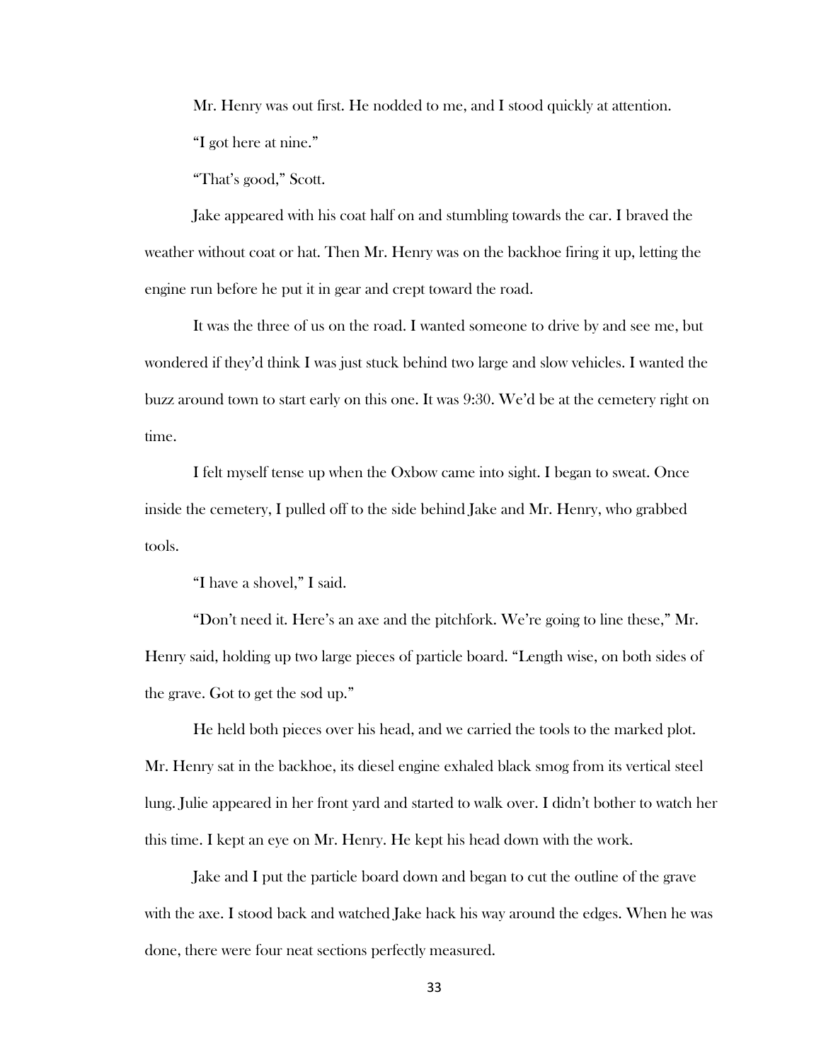Mr. Henry was out first. He nodded to me, and I stood quickly at attention.

"I got here at nine."

"That's good," Scott.

Jake appeared with his coat half on and stumbling towards the car. I braved the weather without coat or hat. Then Mr. Henry was on the backhoe firing it up, letting the engine run before he put it in gear and crept toward the road.

It was the three of us on the road. I wanted someone to drive by and see me, but wondered if they'd think I was just stuck behind two large and slow vehicles. I wanted the buzz around town to start early on this one. It was 9:30. We'd be at the cemetery right on time.

I felt myself tense up when the Oxbow came into sight. I began to sweat. Once inside the cemetery, I pulled off to the side behind Jake and Mr. Henry, who grabbed tools.

"I have a shovel," I said.

"Don't need it. Here's an axe and the pitchfork. We're going to line these," Mr. Henry said, holding up two large pieces of particle board. "Length wise, on both sides of the grave. Got to get the sod up."

He held both pieces over his head, and we carried the tools to the marked plot. Mr. Henry sat in the backhoe, its diesel engine exhaled black smog from its vertical steel lung. Julie appeared in her front yard and started to walk over. I didn't bother to watch her this time. I kept an eye on Mr. Henry. He kept his head down with the work.

Jake and I put the particle board down and began to cut the outline of the grave with the axe. I stood back and watched Jake hack his way around the edges. When he was done, there were four neat sections perfectly measured.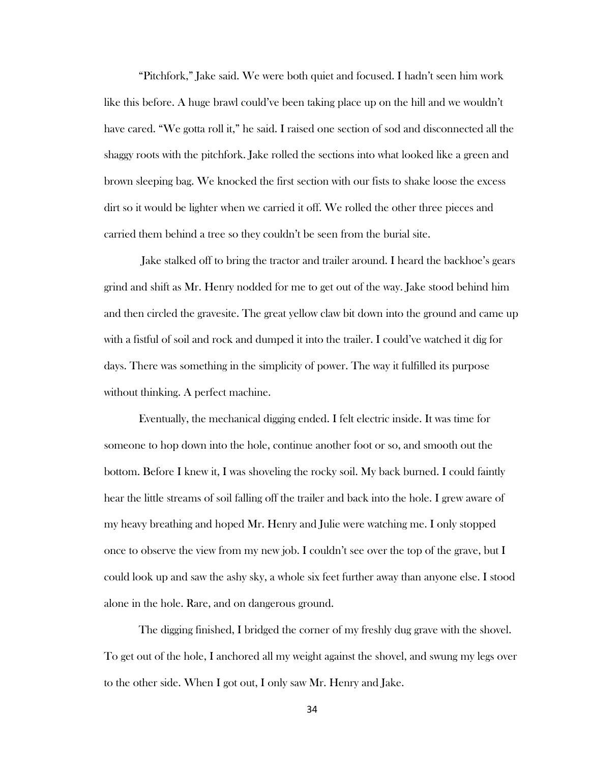"Pitchfork," Jake said. We were both quiet and focused. I hadn't seen him work like this before. A huge brawl could've been taking place up on the hill and we wouldn't have cared. "We gotta roll it," he said. I raised one section of sod and disconnected all the shaggy roots with the pitchfork. Jake rolled the sections into what looked like a green and brown sleeping bag. We knocked the first section with our fists to shake loose the excess dirt so it would be lighter when we carried it off. We rolled the other three pieces and carried them behind a tree so they couldn't be seen from the burial site.

Jake stalked off to bring the tractor and trailer around. I heard the backhoe's gears grind and shift as Mr. Henry nodded for me to get out of the way. Jake stood behind him and then circled the gravesite. The great yellow claw bit down into the ground and came up with a fistful of soil and rock and dumped it into the trailer. I could've watched it dig for days. There was something in the simplicity of power. The way it fulfilled its purpose without thinking. A perfect machine.

Eventually, the mechanical digging ended. I felt electric inside. It was time for someone to hop down into the hole, continue another foot or so, and smooth out the bottom. Before I knew it, I was shoveling the rocky soil. My back burned. I could faintly hear the little streams of soil falling off the trailer and back into the hole. I grew aware of my heavy breathing and hoped Mr. Henry and Julie were watching me. I only stopped once to observe the view from my new job. I couldn't see over the top of the grave, but I could look up and saw the ashy sky, a whole six feet further away than anyone else. I stood alone in the hole. Rare, and on dangerous ground.

The digging finished, I bridged the corner of my freshly dug grave with the shovel. To get out of the hole, I anchored all my weight against the shovel, and swung my legs over to the other side. When I got out, I only saw Mr. Henry and Jake.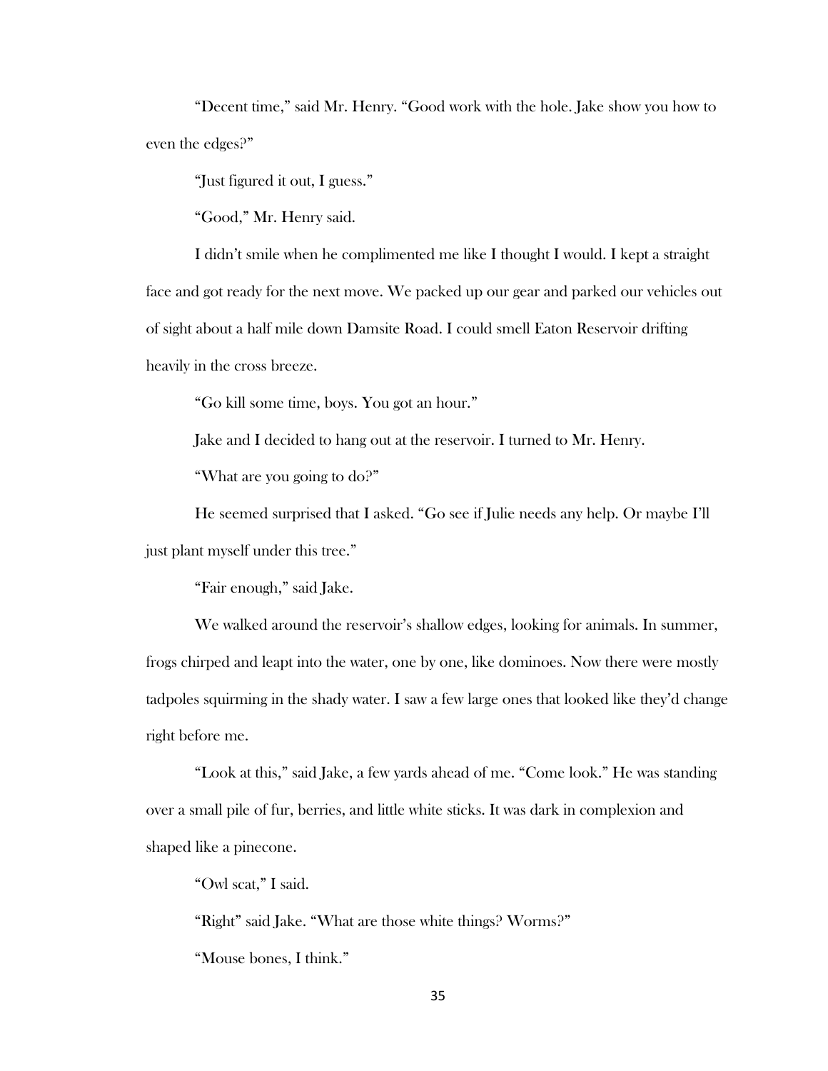"Decent time," said Mr. Henry. "Good work with the hole. Jake show you how to even the edges?"

"Just figured it out, I guess."

"Good," Mr. Henry said.

I didn't smile when he complimented me like I thought I would. I kept a straight face and got ready for the next move. We packed up our gear and parked our vehicles out of sight about a half mile down Damsite Road. I could smell Eaton Reservoir drifting heavily in the cross breeze.

"Go kill some time, boys. You got an hour."

Jake and I decided to hang out at the reservoir. I turned to Mr. Henry.

"What are you going to do?"

He seemed surprised that I asked. "Go see if Julie needs any help. Or maybe I'll just plant myself under this tree."

"Fair enough," said Jake.

We walked around the reservoir's shallow edges, looking for animals. In summer, frogs chirped and leapt into the water, one by one, like dominoes. Now there were mostly tadpoles squirming in the shady water. I saw a few large ones that looked like they'd change right before me.

"Look at this," said Jake, a few yards ahead of me. "Come look." He was standing over a small pile of fur, berries, and little white sticks. It was dark in complexion and shaped like a pinecone.

"Owl scat," I said.

"Right" said Jake. "What are those white things? Worms?"

"Mouse bones, I think."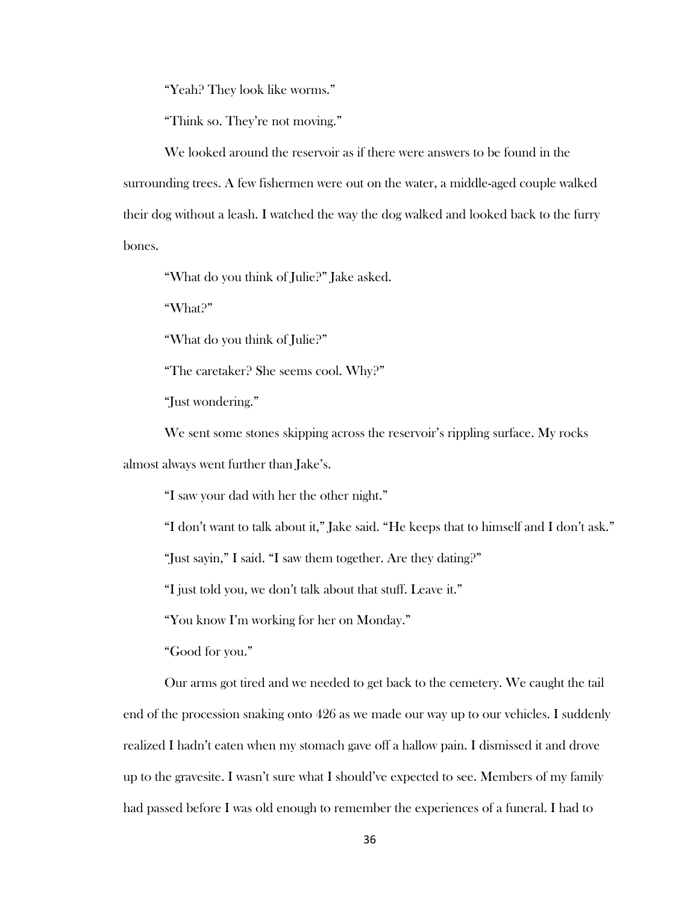"Yeah? They look like worms."

"Think so. They're not moving."

We looked around the reservoir as if there were answers to be found in the surrounding trees. A few fishermen were out on the water, a middle-aged couple walked their dog without a leash. I watched the way the dog walked and looked back to the furry bones.

"What do you think of Julie?" Jake asked.

"What?"

"What do you think of Julie?"

"The caretaker? She seems cool. Why?"

"Just wondering."

We sent some stones skipping across the reservoir's rippling surface. My rocks almost always went further than Jake's.

"I saw your dad with her the other night."

"I don't want to talk about it," Jake said. "He keeps that to himself and I don't ask."

"Just sayin," I said. "I saw them together. Are they dating?"

"I just told you, we don't talk about that stuff. Leave it."

"You know I'm working for her on Monday."

"Good for you."

Our arms got tired and we needed to get back to the cemetery. We caught the tail end of the procession snaking onto 426 as we made our way up to our vehicles. I suddenly realized I hadn't eaten when my stomach gave off a hallow pain. I dismissed it and drove up to the gravesite. I wasn't sure what I should've expected to see. Members of my family had passed before I was old enough to remember the experiences of a funeral. I had to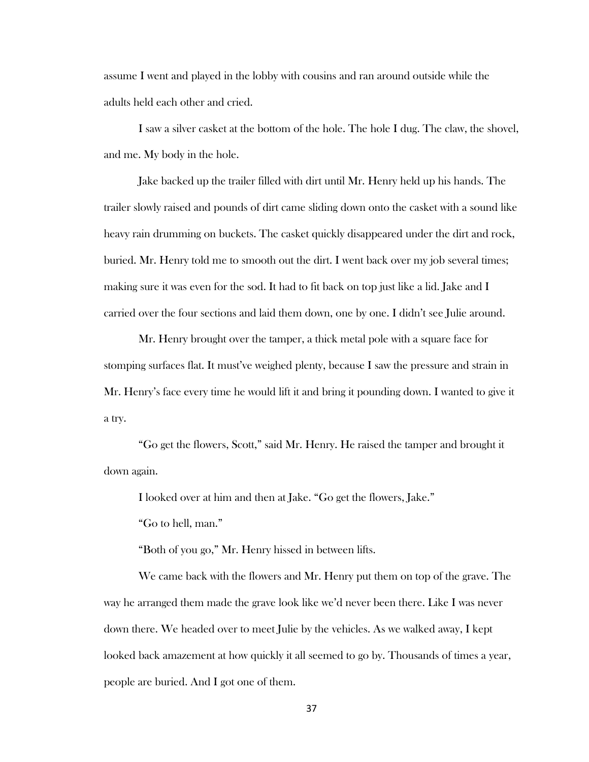assume I went and played in the lobby with cousins and ran around outside while the adults held each other and cried.

I saw a silver casket at the bottom of the hole. The hole I dug. The claw, the shovel, and me. My body in the hole.

Jake backed up the trailer filled with dirt until Mr. Henry held up his hands. The trailer slowly raised and pounds of dirt came sliding down onto the casket with a sound like heavy rain drumming on buckets. The casket quickly disappeared under the dirt and rock, buried. Mr. Henry told me to smooth out the dirt. I went back over my job several times; making sure it was even for the sod. It had to fit back on top just like a lid. Jake and I carried over the four sections and laid them down, one by one. I didn't see Julie around.

Mr. Henry brought over the tamper, a thick metal pole with a square face for stomping surfaces flat. It must've weighed plenty, because I saw the pressure and strain in Mr. Henry's face every time he would lift it and bring it pounding down. I wanted to give it a try.

"Go get the flowers, Scott," said Mr. Henry. He raised the tamper and brought it down again.

I looked over at him and then at Jake. "Go get the flowers, Jake."

"Go to hell, man."

"Both of you go," Mr. Henry hissed in between lifts.

We came back with the flowers and Mr. Henry put them on top of the grave. The way he arranged them made the grave look like we'd never been there. Like I was never down there. We headed over to meet Julie by the vehicles. As we walked away, I kept looked back amazement at how quickly it all seemed to go by. Thousands of times a year, people are buried. And I got one of them.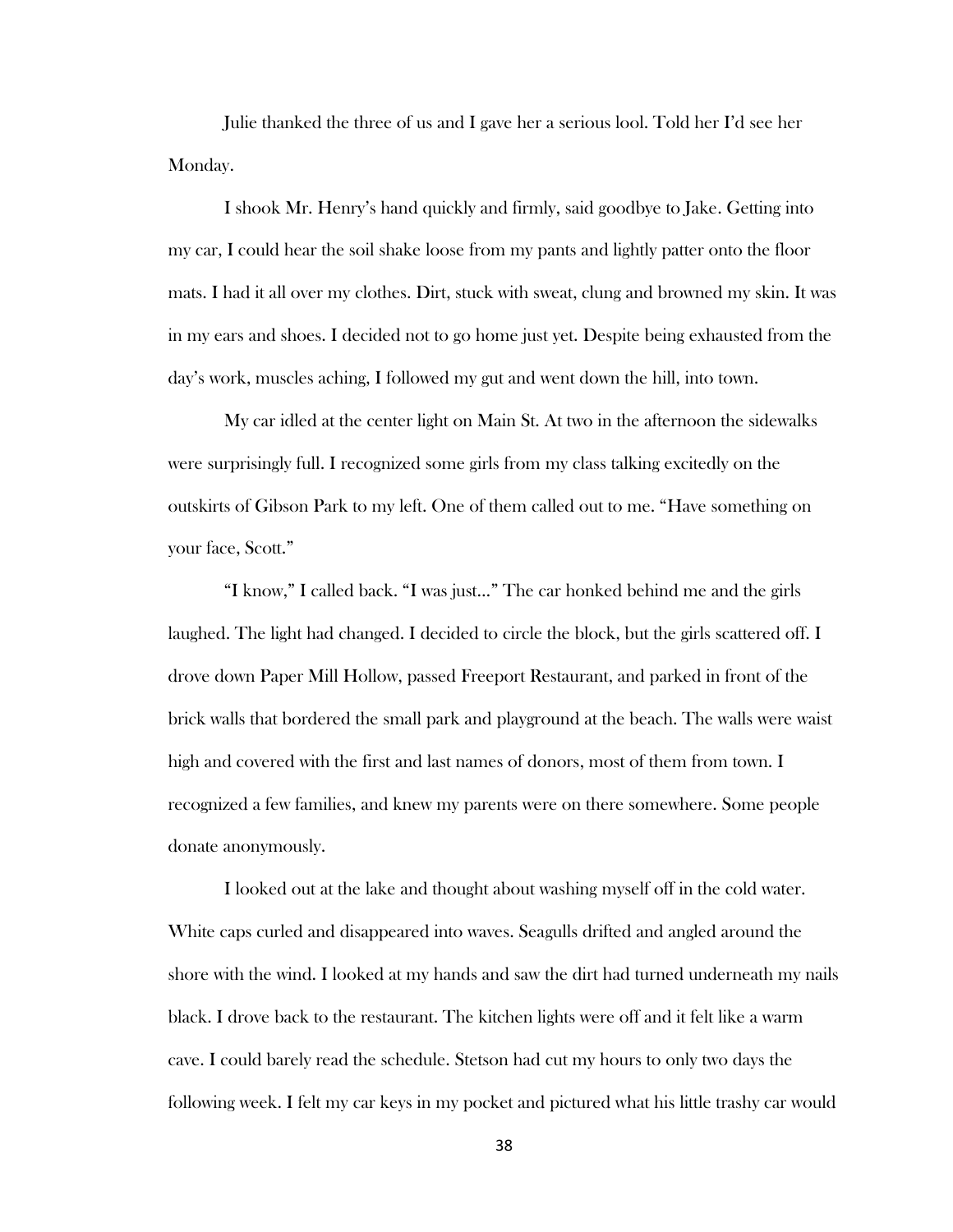Julie thanked the three of us and I gave her a serious lool. Told her I'd see her Monday.

I shook Mr. Henry's hand quickly and firmly, said goodbye to Jake. Getting into my car, I could hear the soil shake loose from my pants and lightly patter onto the floor mats. I had it all over my clothes. Dirt, stuck with sweat, clung and browned my skin. It was in my ears and shoes. I decided not to go home just yet. Despite being exhausted from the day's work, muscles aching, I followed my gut and went down the hill, into town.

My car idled at the center light on Main St. At two in the afternoon the sidewalks were surprisingly full. I recognized some girls from my class talking excitedly on the outskirts of Gibson Park to my left. One of them called out to me. "Have something on your face, Scott."

"I know," I called back. "I was just..." The car honked behind me and the girls laughed. The light had changed. I decided to circle the block, but the girls scattered off. I drove down Paper Mill Hollow, passed Freeport Restaurant, and parked in front of the brick walls that bordered the small park and playground at the beach. The walls were waist high and covered with the first and last names of donors, most of them from town. I recognized a few families, and knew my parents were on there somewhere. Some people donate anonymously.

I looked out at the lake and thought about washing myself off in the cold water. White caps curled and disappeared into waves. Seagulls drifted and angled around the shore with the wind. I looked at my hands and saw the dirt had turned underneath my nails black. I drove back to the restaurant. The kitchen lights were off and it felt like a warm cave. I could barely read the schedule. Stetson had cut my hours to only two days the following week. I felt my car keys in my pocket and pictured what his little trashy car would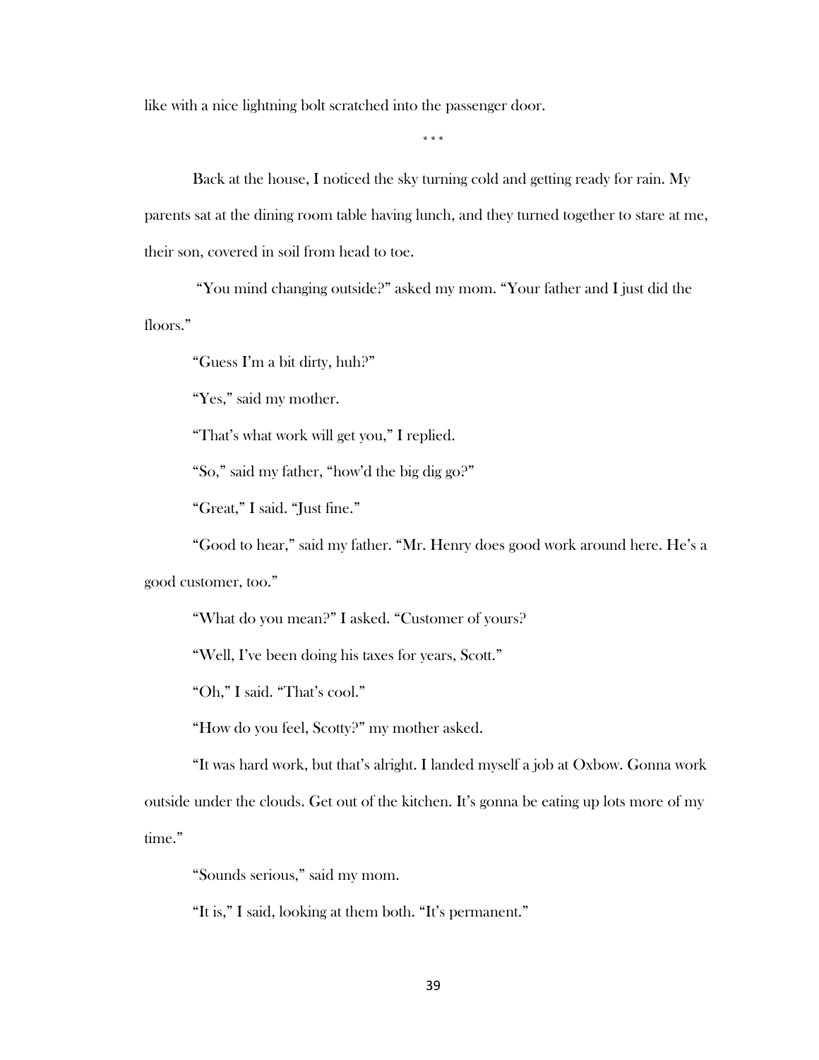like with a nice lightning bolt scratched into the passenger door.

\* \* \*

Back at the house, I noticed the sky turning cold and getting ready for rain. My parents sat at the dining room table having lunch, and they turned together to stare at me, their son, covered in soil from head to toe.

"You mind changing outside?" asked my mom. "Your father and I just did the floors."

"Guess I'm a bit dirty, huh?"

"Yes," said my mother.

"That's what work will get you," I replied.

"So," said my father, "how'd the big dig go?"

"Great," I said. "Just fine."

"Good to hear," said my father. "Mr. Henry does good work around here. He's a good customer, too."

"What do you mean?" I asked. "Customer of yours?

"Well, I've been doing his taxes for years, Scott."

"Oh," I said. "That's cool."

"How do you feel, Scotty?" my mother asked.

"It was hard work, but that's alright. I landed myself a job at Oxbow. Gonna work outside under the clouds. Get out of the kitchen. It's gonna be eating up lots more of my time."

"Sounds serious," said my mom.

"It is," I said, looking at them both. "It's permanent."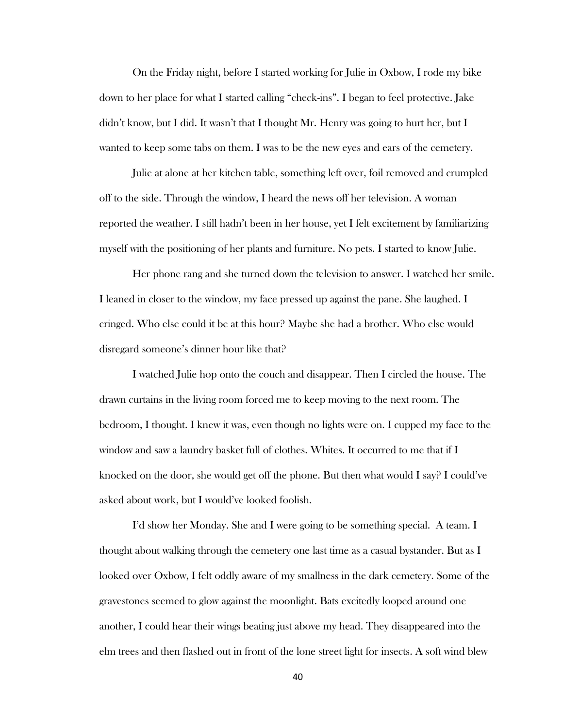On the Friday night, before I started working for Julie in Oxbow, I rode my bike down to her place for what I started calling "check-ins". I began to feel protective. Jake didn't know, but I did. It wasn't that I thought Mr. Henry was going to hurt her, but I wanted to keep some tabs on them. I was to be the new eyes and ears of the cemetery.

Julie at alone at her kitchen table, something left over, foil removed and crumpled off to the side. Through the window, I heard the news off her television. A woman reported the weather. I still hadn't been in her house, yet I felt excitement by familiarizing myself with the positioning of her plants and furniture. No pets. I started to know Julie.

Her phone rang and she turned down the television to answer. I watched her smile. I leaned in closer to the window, my face pressed up against the pane. She laughed. I cringed. Who else could it be at this hour? Maybe she had a brother. Who else would disregard someone's dinner hour like that?

I watched Julie hop onto the couch and disappear. Then I circled the house. The drawn curtains in the living room forced me to keep moving to the next room. The bedroom, I thought. I knew it was, even though no lights were on. I cupped my face to the window and saw a laundry basket full of clothes. Whites. It occurred to me that if I knocked on the door, she would get off the phone. But then what would I say? I could've asked about work, but I would've looked foolish.

I'd show her Monday. She and I were going to be something special. A team. I thought about walking through the cemetery one last time as a casual bystander. But as I looked over Oxbow, I felt oddly aware of my smallness in the dark cemetery. Some of the gravestones seemed to glow against the moonlight. Bats excitedly looped around one another, I could hear their wings beating just above my head. They disappeared into the elm trees and then flashed out in front of the lone street light for insects. A soft wind blew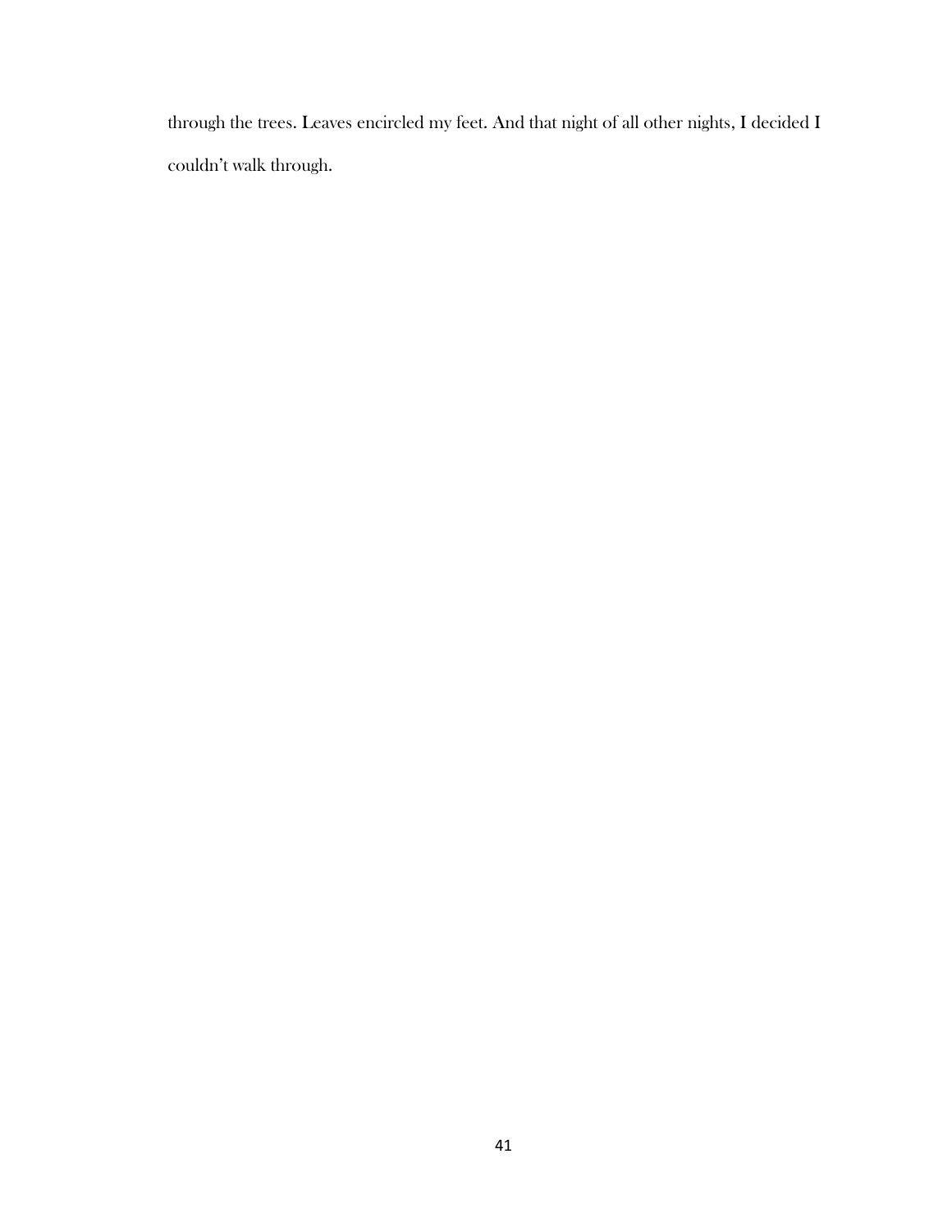through the trees. Leaves encircled my feet. And that night of all other nights, I decided I couldn't walk through.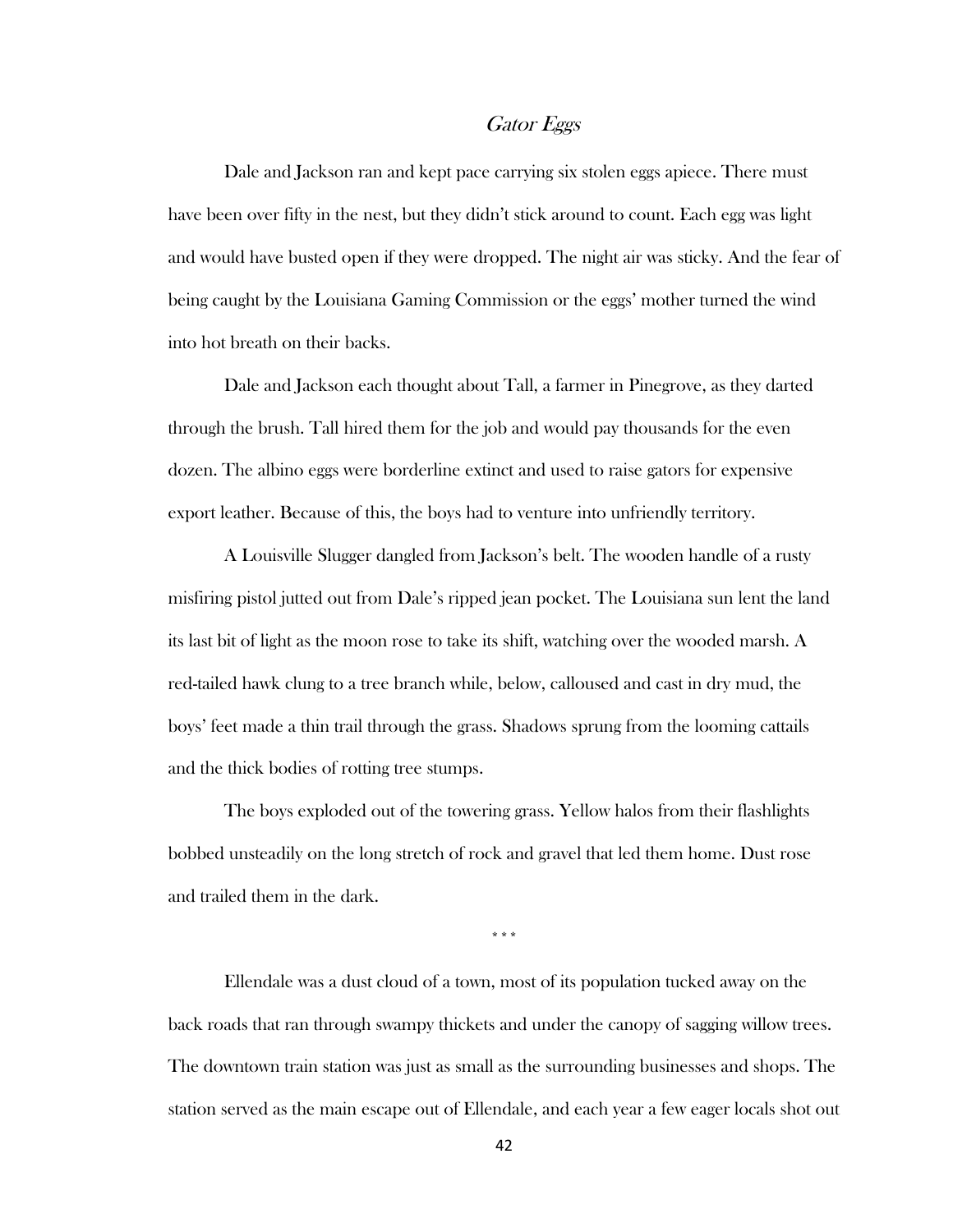## *Gator Eggs*

Dale and Jackson ran and kept pace carrying six stolen eggs apiece. There must have been over fifty in the nest, but they didn't stick around to count. Each egg was light and would have busted open if they were dropped. The night air was sticky. And the fear of being caught by the Louisiana Gaming Commission or the eggs' mother turned the wind into hot breath on their backs.

Dale and Jackson each thought about Tall, a farmer in Pinegrove, as they darted through the brush. Tall hired them for the job and would pay thousands for the even dozen. The albino eggs were borderline extinct and used to raise gators for expensive export leather. Because of this, the boys had to venture into unfriendly territory.

A Louisville Slugger dangled from Jackson's belt. The wooden handle of a rusty misfiring pistol jutted out from Dale's ripped jean pocket. The Louisiana sun lent the land its last bit of light as the moon rose to take its shift, watching over the wooded marsh. A red-tailed hawk clung to a tree branch while, below, calloused and cast in dry mud, the boys' feet made a thin trail through the grass. Shadows sprung from the looming cattails and the thick bodies of rotting tree stumps.

The boys exploded out of the towering grass. Yellow halos from their flashlights bobbed unsteadily on the long stretch of rock and gravel that led them home. Dust rose and trailed them in the dark.

\* \* \*

Ellendale was a dust cloud of a town, most of its population tucked away on the back roads that ran through swampy thickets and under the canopy of sagging willow trees. The downtown train station was just as small as the surrounding businesses and shops. The station served as the main escape out of Ellendale, and each year a few eager locals shot out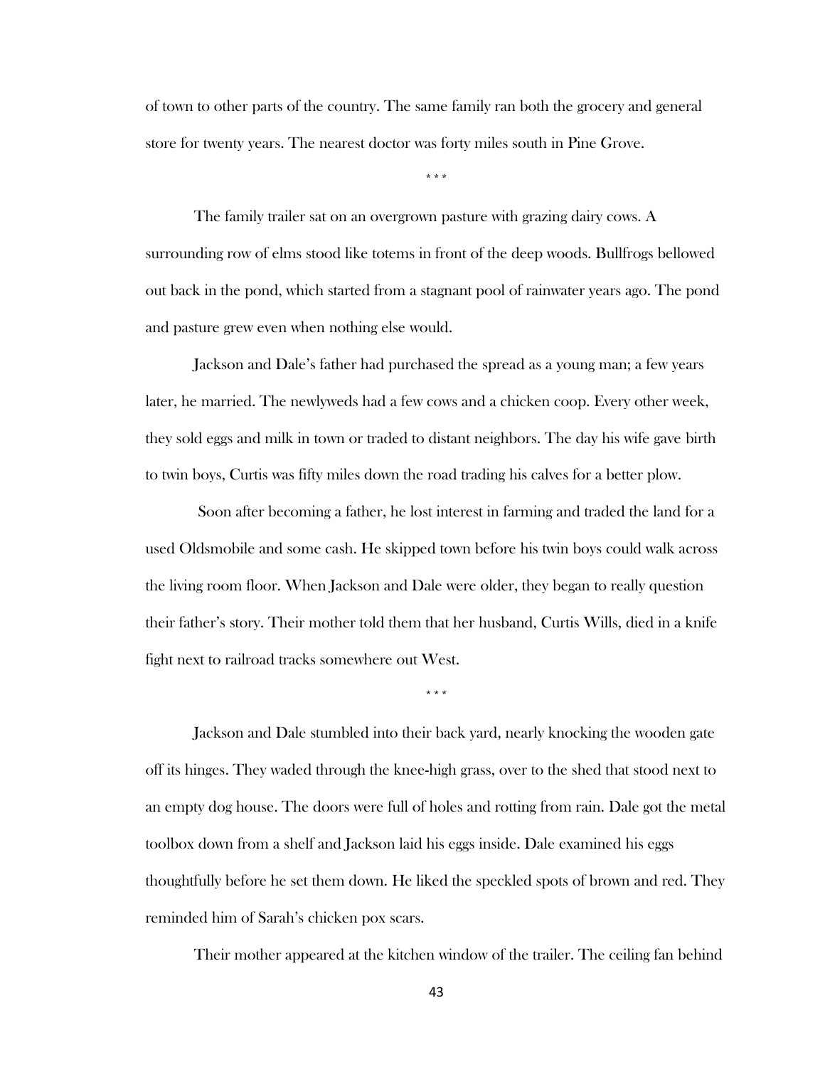of town to other parts of the country. The same family ran both the grocery and general store for twenty years. The nearest doctor was forty miles south in Pine Grove.

\* \* \*

The family trailer sat on an overgrown pasture with grazing dairy cows. A surrounding row of elms stood like totems in front of the deep woods. Bullfrogs bellowed out back in the pond, which started from a stagnant pool of rainwater years ago. The pond and pasture grew even when nothing else would.

Jackson and Dale's father had purchased the spread as a young man; a few years later, he married. The newlyweds had a few cows and a chicken coop. Every other week, they sold eggs and milk in town or traded to distant neighbors. The day his wife gave birth to twin boys, Curtis was fifty miles down the road trading his calves for a better plow.

Soon after becoming a father, he lost interest in farming and traded the land for a used Oldsmobile and some cash. He skipped town before his twin boys could walk across the living room floor. When Jackson and Dale were older, they began to really question their father's story. Their mother told them that her husband, Curtis Wills, died in a knife fight next to railroad tracks somewhere out West.

\* \* \*

Jackson and Dale stumbled into their back yard, nearly knocking the wooden gate off its hinges. They waded through the knee-high grass, over to the shed that stood next to an empty dog house. The doors were full of holes and rotting from rain. Dale got the metal toolbox down from a shelf and Jackson laid his eggs inside. Dale examined his eggs thoughtfully before he set them down. He liked the speckled spots of brown and red. They reminded him of Sarah's chicken pox scars.

Their mother appeared at the kitchen window of the trailer. The ceiling fan behind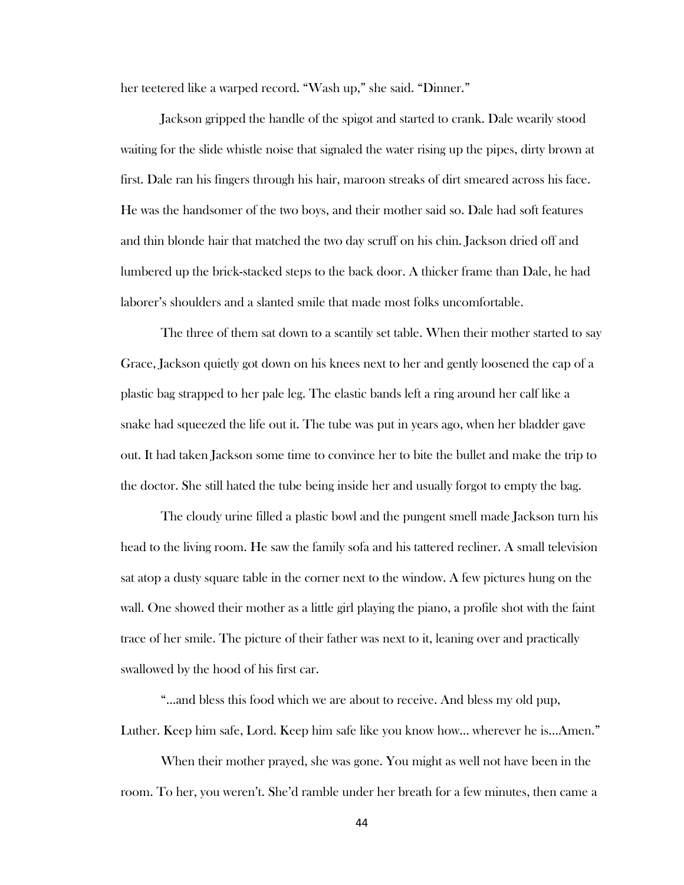her teetered like a warped record. "Wash up," she said. "Dinner."

Jackson gripped the handle of the spigot and started to crank. Dale wearily stood waiting for the slide whistle noise that signaled the water rising up the pipes, dirty brown at first. Dale ran his fingers through his hair, maroon streaks of dirt smeared across his face. He was the handsomer of the two boys, and their mother said so. Dale had soft features and thin blonde hair that matched the two day scruff on his chin. Jackson dried off and lumbered up the brick-stacked steps to the back door. A thicker frame than Dale, he had laborer's shoulders and a slanted smile that made most folks uncomfortable.

The three of them sat down to a scantily set table. When their mother started to say Grace, Jackson quietly got down on his knees next to her and gently loosened the cap of a plastic bag strapped to her pale leg. The elastic bands left a ring around her calf like a snake had squeezed the life out it. The tube was put in years ago, when her bladder gave out. It had taken Jackson some time to convince her to bite the bullet and make the trip to the doctor. She still hated the tube being inside her and usually forgot to empty the bag.

The cloudy urine filled a plastic bowl and the pungent smell made Jackson turn his head to the living room. He saw the family sofa and his tattered recliner. A small television sat atop a dusty square table in the corner next to the window. A few pictures hung on the wall. One showed their mother as a little girl playing the piano, a profile shot with the faint trace of her smile. The picture of their father was next to it, leaning over and practically swallowed by the hood of his first car.

"…and bless this food which we are about to receive. And bless my old pup, Luther. Keep him safe, Lord. Keep him safe like you know how… wherever he is…Amen."

When their mother prayed, she was gone. You might as well not have been in the room. To her, you weren't. She'd ramble under her breath for a few minutes, then came a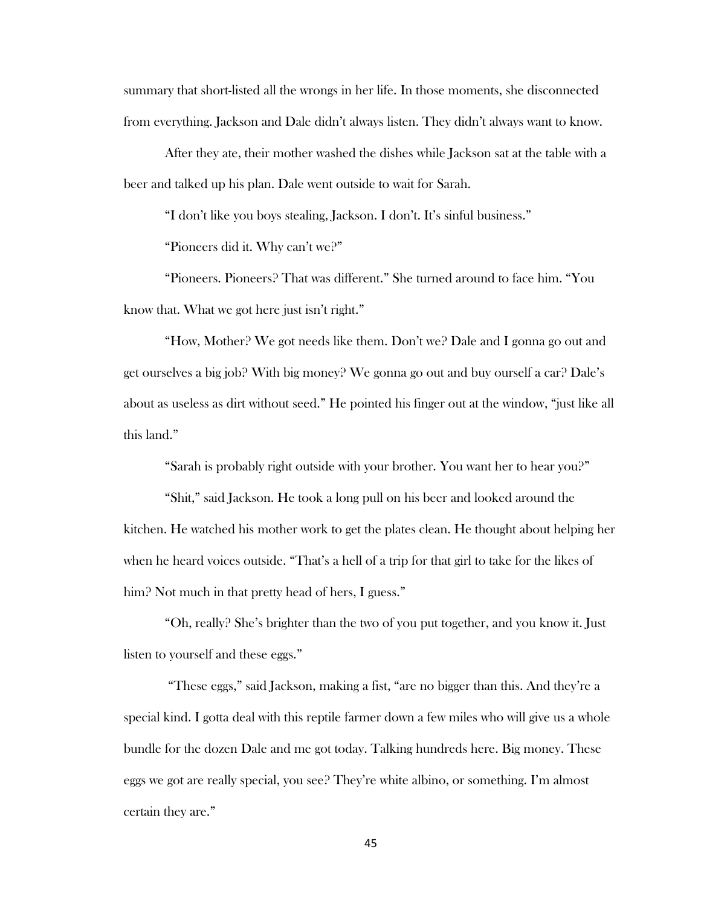summary that short-listed all the wrongs in her life. In those moments, she disconnected from everything. Jackson and Dale didn't always listen. They didn't always want to know.

After they ate, their mother washed the dishes while Jackson sat at the table with a beer and talked up his plan. Dale went outside to wait for Sarah.

"I don't like you boys stealing, Jackson. I don't. It's sinful business."

"Pioneers did it. Why can't we?"

"Pioneers. Pioneers? That was different." She turned around to face him. "You know that. What we got here just isn't right."

"How, Mother? We got needs like them. Don't we? Dale and I gonna go out and get ourselves a big job? With big money? We gonna go out and buy ourself a car? Dale's about as useless as dirt without seed." He pointed his finger out at the window, "just like all this land."

"Sarah is probably right outside with your brother. You want her to hear you?"

"Shit," said Jackson. He took a long pull on his beer and looked around the kitchen. He watched his mother work to get the plates clean. He thought about helping her when he heard voices outside. "That's a hell of a trip for that girl to take for the likes of him? Not much in that pretty head of hers, I guess."

"Oh, really? She's brighter than the two of you put together, and you know it. Just listen to yourself and these eggs."

"These eggs," said Jackson, making a fist, "are no bigger than this. And they're a special kind. I gotta deal with this reptile farmer down a few miles who will give us a whole bundle for the dozen Dale and me got today. Talking hundreds here. Big money. These eggs we got are really special, you see? They're white albino, or something. I'm almost certain they are."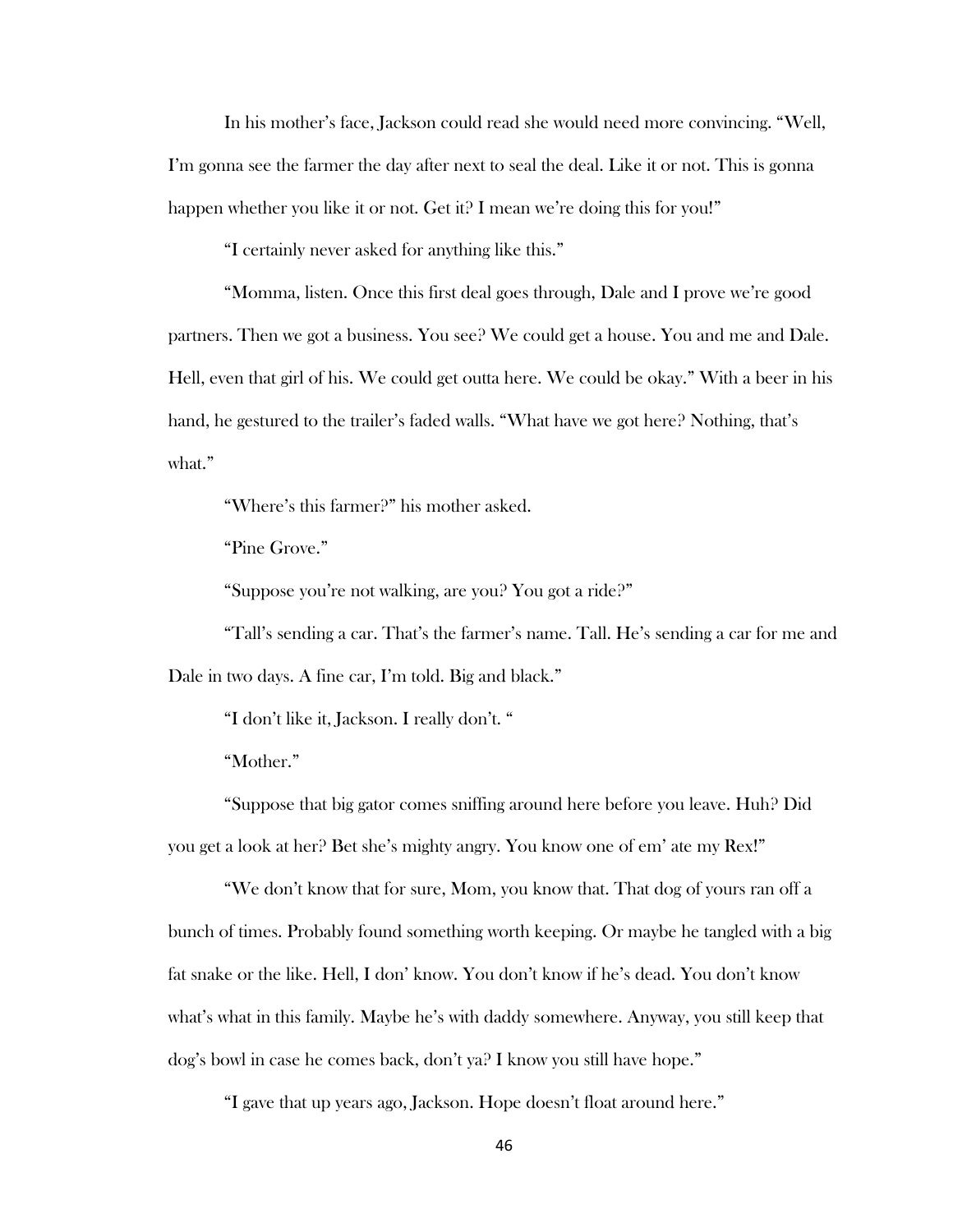In his mother's face, Jackson could read she would need more convincing. "Well, I'm gonna see the farmer the day after next to seal the deal. Like it or not. This is gonna happen whether you like it or not. Get it? I mean we're doing this for you!"

"I certainly never asked for anything like this."

"Momma, listen. Once this first deal goes through, Dale and I prove we're good partners. Then we got a business. You see? We could get a house. You and me and Dale. Hell, even that girl of his. We could get outta here. We could be okay." With a beer in his hand, he gestured to the trailer's faded walls. "What have we got here? Nothing, that's what."

"Where's this farmer?" his mother asked.

"Pine Grove."

"Suppose you're not walking, are you? You got a ride?"

"Tall's sending a car. That's the farmer's name. Tall. He's sending a car for me and Dale in two days. A fine car, I'm told. Big and black."

"I don't like it, Jackson. I really don't. "

"Mother."

"Suppose that big gator comes sniffing around here before you leave. Huh? Did you get a look at her? Bet she's mighty angry. You know one of em' ate my Rex!"

"We don't know that for sure, Mom, you know that. That dog of yours ran off a bunch of times. Probably found something worth keeping. Or maybe he tangled with a big fat snake or the like. Hell, I don' know. You don't know if he's dead. You don't know what's what in this family. Maybe he's with daddy somewhere. Anyway, you still keep that dog's bowl in case he comes back, don't ya? I know you still have hope."

"I gave that up years ago, Jackson. Hope doesn't float around here."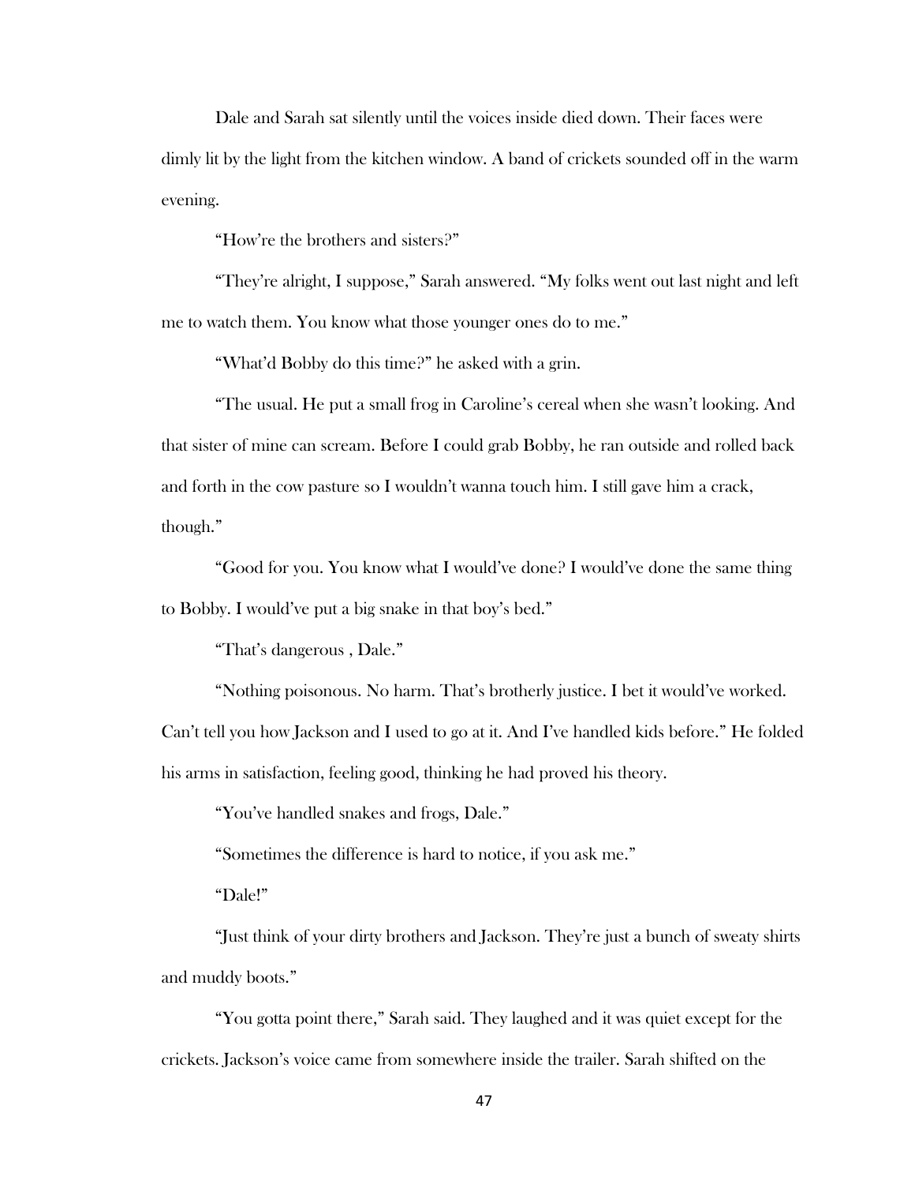Dale and Sarah sat silently until the voices inside died down. Their faces were dimly lit by the light from the kitchen window. A band of crickets sounded off in the warm evening.

"How're the brothers and sisters?"

"They're alright, I suppose," Sarah answered. "My folks went out last night and left me to watch them. You know what those younger ones do to me."

"What'd Bobby do this time?" he asked with a grin.

"The usual. He put a small frog in Caroline's cereal when she wasn't looking. And that sister of mine can scream. Before I could grab Bobby, he ran outside and rolled back and forth in the cow pasture so I wouldn't wanna touch him. I still gave him a crack, though."

"Good for you. You know what I would've done? I would've done the same thing to Bobby. I would've put a big snake in that boy's bed."

"That's dangerous , Dale."

"Nothing poisonous. No harm. That's brotherly justice. I bet it would've worked. Can't tell you how Jackson and I used to go at it. And I've handled kids before." He folded his arms in satisfaction, feeling good, thinking he had proved his theory.

"You've handled snakes and frogs, Dale."

"Sometimes the difference is hard to notice, if you ask me."

"Dale!"

"Just think of your dirty brothers and Jackson. They're just a bunch of sweaty shirts and muddy boots."

"You gotta point there," Sarah said. They laughed and it was quiet except for the crickets. Jackson's voice came from somewhere inside the trailer. Sarah shifted on the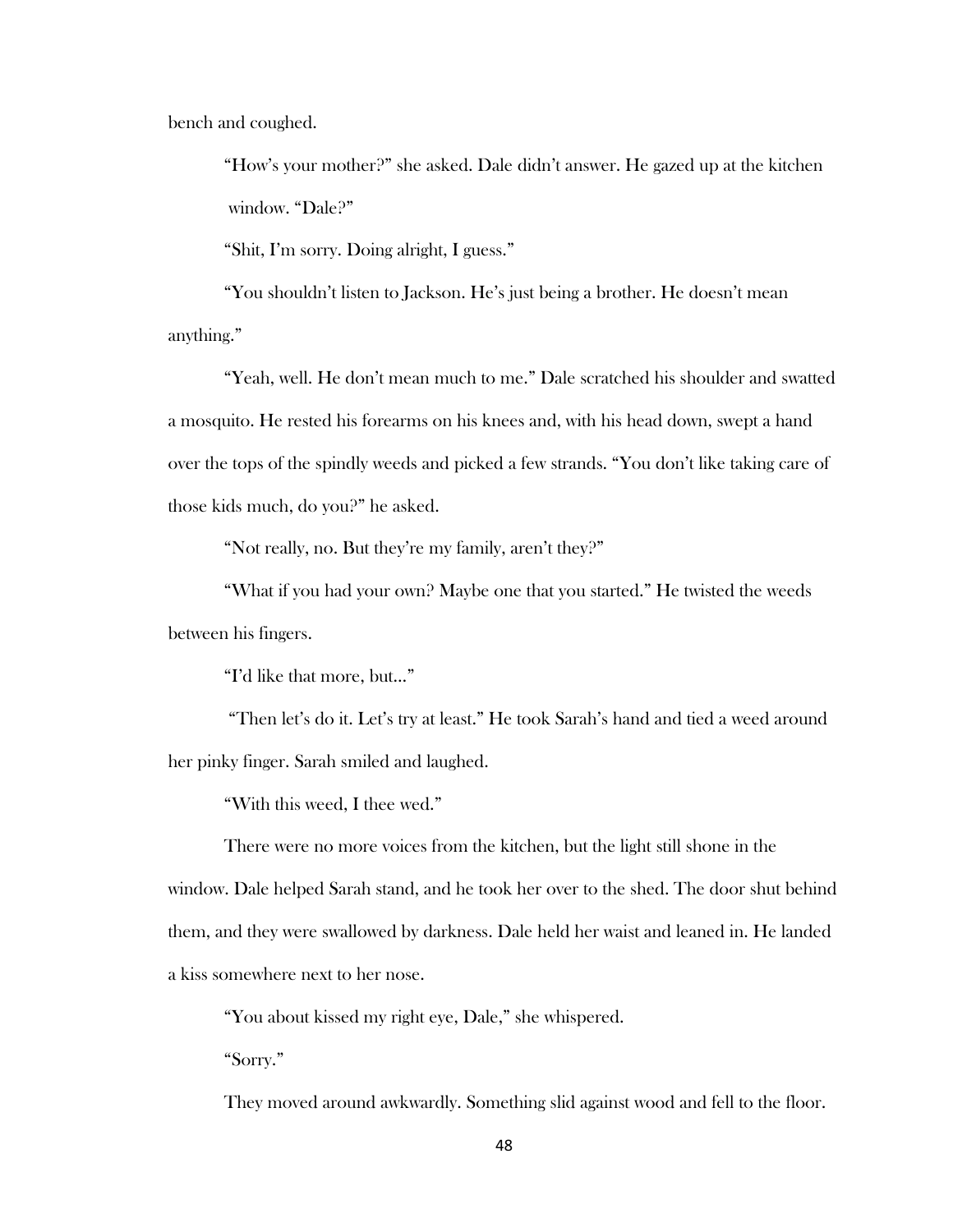bench and coughed.

"How's your mother?" she asked. Dale didn't answer. He gazed up at the kitchen window. "Dale?"

"Shit, I'm sorry. Doing alright, I guess."

"You shouldn't listen to Jackson. He's just being a brother. He doesn't mean anything."

"Yeah, well. He don't mean much to me." Dale scratched his shoulder and swatted a mosquito. He rested his forearms on his knees and, with his head down, swept a hand over the tops of the spindly weeds and picked a few strands. "You don't like taking care of those kids much, do you?" he asked.

"Not really, no. But they're my family, aren't they?"

"What if you had your own? Maybe one that you started." He twisted the weeds between his fingers.

"I'd like that more, but…"

"Then let's do it. Let's try at least." He took Sarah's hand and tied a weed around her pinky finger. Sarah smiled and laughed.

"With this weed, I thee wed."

There were no more voices from the kitchen, but the light still shone in the window. Dale helped Sarah stand, and he took her over to the shed. The door shut behind them, and they were swallowed by darkness. Dale held her waist and leaned in. He landed a kiss somewhere next to her nose.

"You about kissed my right eye, Dale," she whispered.

"Sorry."

They moved around awkwardly. Something slid against wood and fell to the floor.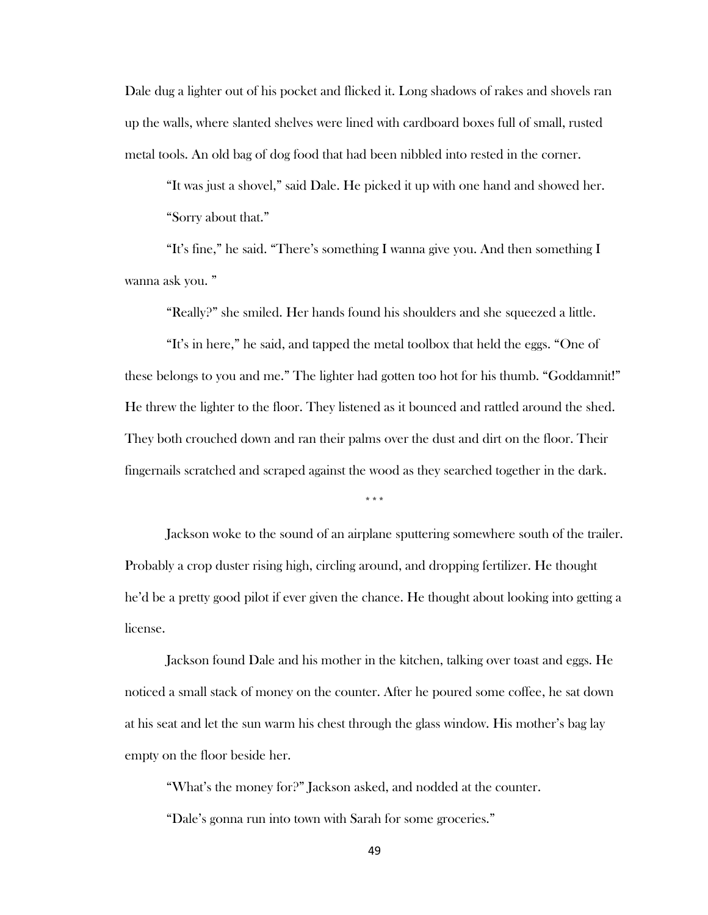Dale dug a lighter out of his pocket and flicked it. Long shadows of rakes and shovels ran up the walls, where slanted shelves were lined with cardboard boxes full of small, rusted metal tools. An old bag of dog food that had been nibbled into rested in the corner.

"It was just a shovel," said Dale. He picked it up with one hand and showed her.

"Sorry about that."

"It's fine," he said. "There's something I wanna give you. And then something I wanna ask you. "

"Really?" she smiled. Her hands found his shoulders and she squeezed a little.

"It's in here," he said, and tapped the metal toolbox that held the eggs. "One of these belongs to you and me." The lighter had gotten too hot for his thumb. "Goddamnit!" He threw the lighter to the floor. They listened as it bounced and rattled around the shed. They both crouched down and ran their palms over the dust and dirt on the floor. Their fingernails scratched and scraped against the wood as they searched together in the dark.

\* \* \*

Jackson woke to the sound of an airplane sputtering somewhere south of the trailer. Probably a crop duster rising high, circling around, and dropping fertilizer. He thought he'd be a pretty good pilot if ever given the chance. He thought about looking into getting a license.

Jackson found Dale and his mother in the kitchen, talking over toast and eggs. He noticed a small stack of money on the counter. After he poured some coffee, he sat down at his seat and let the sun warm his chest through the glass window. His mother's bag lay empty on the floor beside her.

"What's the money for?" Jackson asked, and nodded at the counter.

"Dale's gonna run into town with Sarah for some groceries."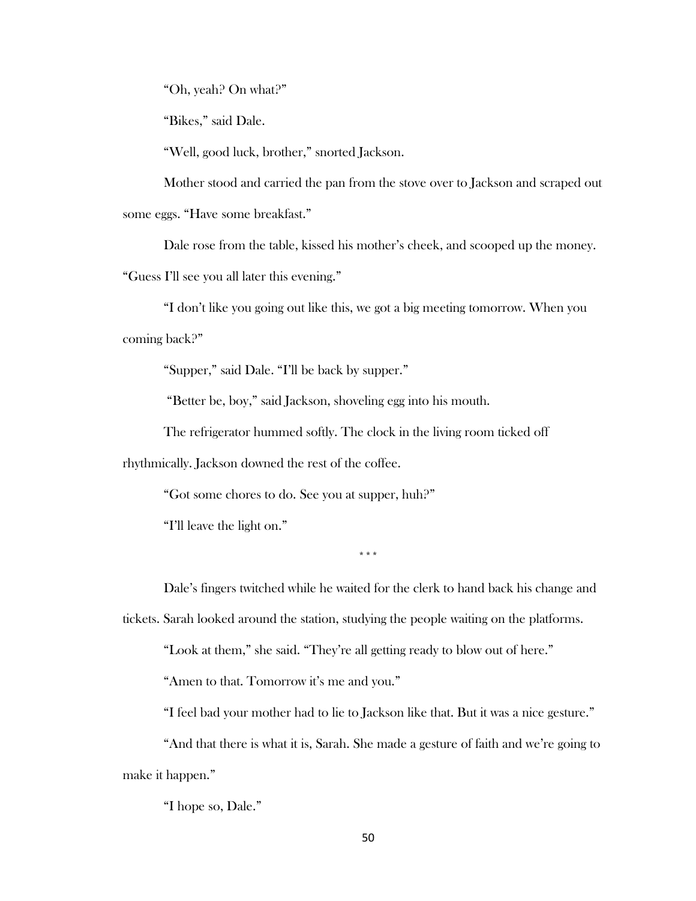"Oh, yeah? On what?"

"Bikes," said Dale.

"Well, good luck, brother," snorted Jackson.

Mother stood and carried the pan from the stove over to Jackson and scraped out some eggs. "Have some breakfast."

Dale rose from the table, kissed his mother's cheek, and scooped up the money. "Guess I'll see you all later this evening."

"I don't like you going out like this, we got a big meeting tomorrow. When you coming back?"

"Supper," said Dale. "I'll be back by supper."

"Better be, boy," said Jackson, shoveling egg into his mouth.

The refrigerator hummed softly. The clock in the living room ticked off rhythmically. Jackson downed the rest of the coffee.

"Got some chores to do. See you at supper, huh?"

"I'll leave the light on."

\* \* \*

Dale's fingers twitched while he waited for the clerk to hand back his change and tickets. Sarah looked around the station, studying the people waiting on the platforms.

"Look at them," she said. "They're all getting ready to blow out of here."

"Amen to that. Tomorrow it's me and you."

"I feel bad your mother had to lie to Jackson like that. But it was a nice gesture."

"And that there is what it is, Sarah. She made a gesture of faith and we're going to make it happen."

"I hope so, Dale."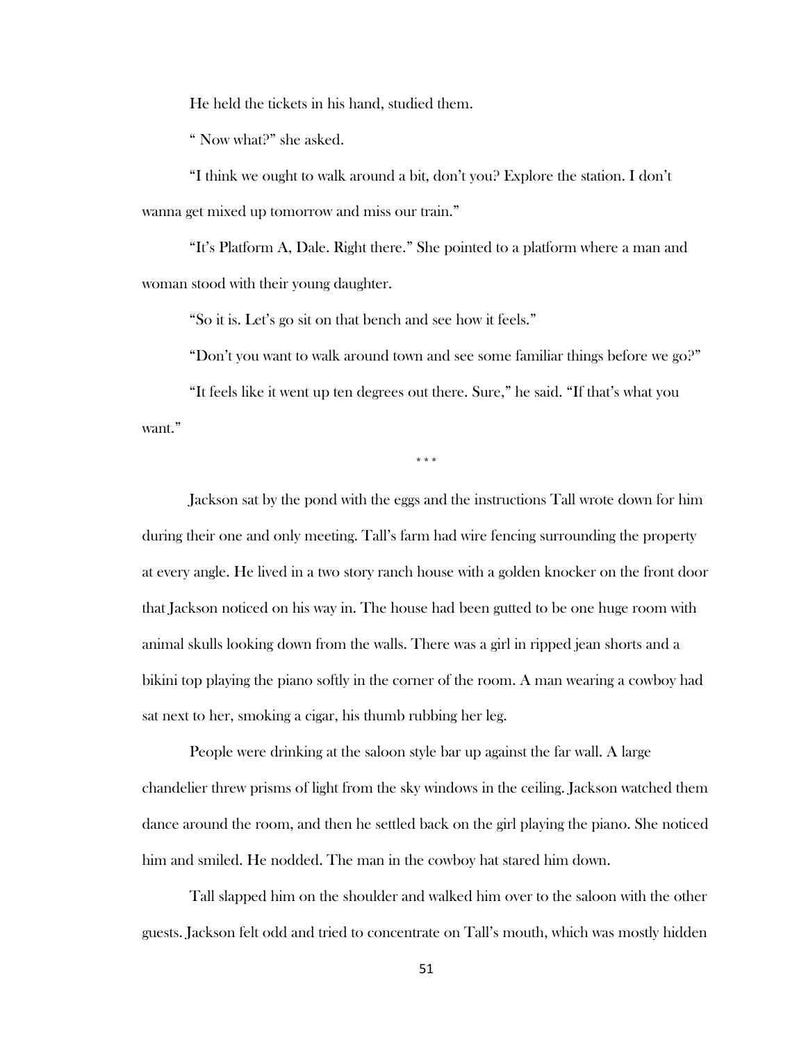He held the tickets in his hand, studied them.

" Now what?" she asked.

"I think we ought to walk around a bit, don't you? Explore the station. I don't wanna get mixed up tomorrow and miss our train."

"It's Platform A, Dale. Right there." She pointed to a platform where a man and woman stood with their young daughter.

"So it is. Let's go sit on that bench and see how it feels."

"Don't you want to walk around town and see some familiar things before we go?"

"It feels like it went up ten degrees out there. Sure," he said. "If that's what you want."

\* \* \*

Jackson sat by the pond with the eggs and the instructions Tall wrote down for him during their one and only meeting. Tall's farm had wire fencing surrounding the property at every angle. He lived in a two story ranch house with a golden knocker on the front door that Jackson noticed on his way in. The house had been gutted to be one huge room with animal skulls looking down from the walls. There was a girl in ripped jean shorts and a bikini top playing the piano softly in the corner of the room. A man wearing a cowboy had sat next to her, smoking a cigar, his thumb rubbing her leg.

People were drinking at the saloon style bar up against the far wall. A large chandelier threw prisms of light from the sky windows in the ceiling. Jackson watched them dance around the room, and then he settled back on the girl playing the piano. She noticed him and smiled. He nodded. The man in the cowboy hat stared him down.

Tall slapped him on the shoulder and walked him over to the saloon with the other guests. Jackson felt odd and tried to concentrate on Tall's mouth, which was mostly hidden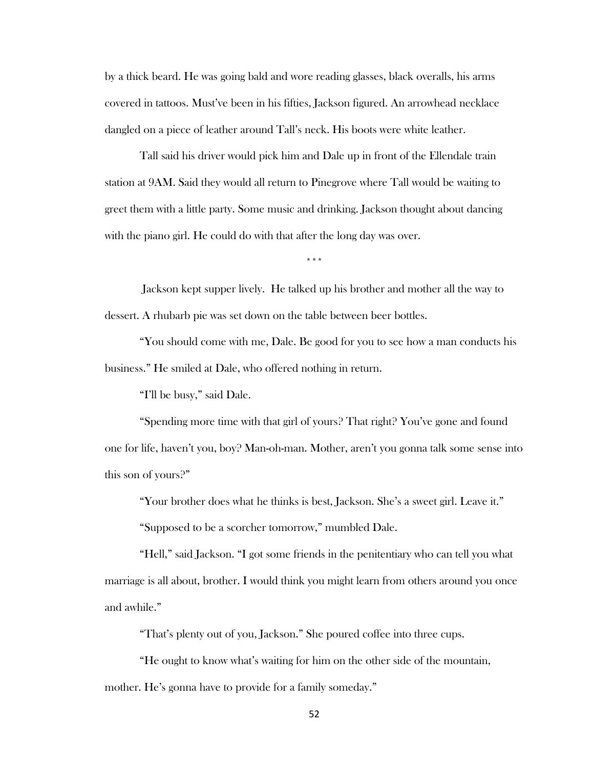by a thick beard. He was going bald and wore reading glasses, black overalls, his arms covered in tattoos. Must've been in his fifties, Jackson figured. An arrowhead necklace dangled on a piece of leather around Tall's neck. His boots were white leather.

Tall said his driver would pick him and Dale up in front of the Ellendale train station at 9AM. Said they would all return to Pinegrove where Tall would be waiting to greet them with a little party. Some music and drinking. Jackson thought about dancing with the piano girl. He could do with that after the long day was over.

\* \* \*

Jackson kept supper lively. He talked up his brother and mother all the way to dessert. A rhubarb pie was set down on the table between beer bottles.

"You should come with me, Dale. Be good for you to see how a man conducts his business." He smiled at Dale, who offered nothing in return.

"I'll be busy," said Dale.

"Spending more time with that girl of yours? That right? You've gone and found one for life, haven't you, boy? Man-oh-man. Mother, aren't you gonna talk some sense into this son of yours?"

"Your brother does what he thinks is best, Jackson. She's a sweet girl. Leave it."

"Supposed to be a scorcher tomorrow," mumbled Dale.

"Hell," said Jackson. "I got some friends in the penitentiary who can tell you what marriage is all about, brother. I would think you might learn from others around you once and awhile."

"That's plenty out of you, Jackson." She poured coffee into three cups.

"He ought to know what's waiting for him on the other side of the mountain, mother. He's gonna have to provide for a family someday."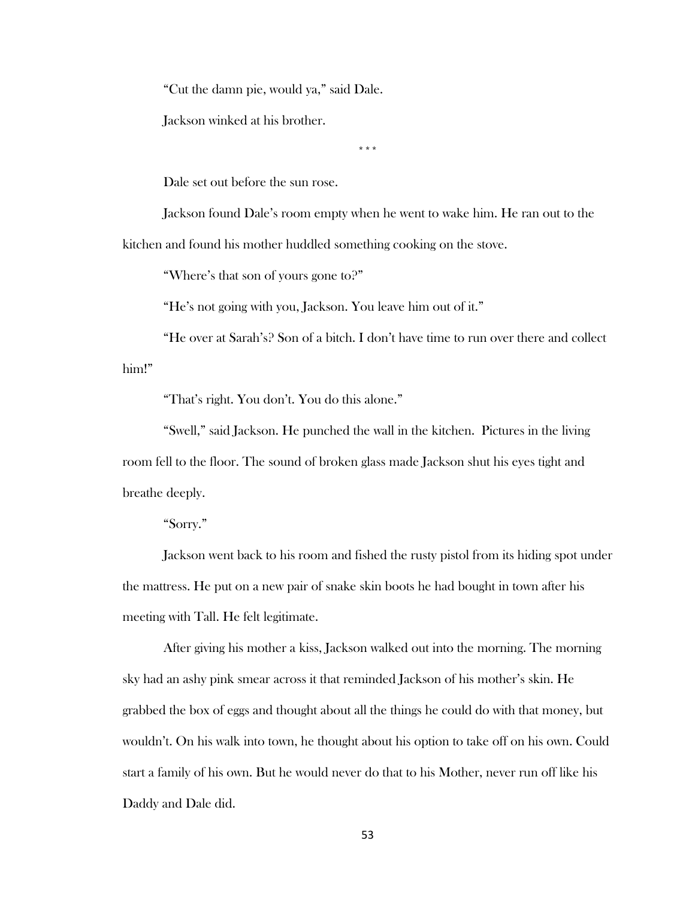"Cut the damn pie, would ya," said Dale.

Jackson winked at his brother.

\* \* \*

Dale set out before the sun rose.

Jackson found Dale's room empty when he went to wake him. He ran out to the kitchen and found his mother huddled something cooking on the stove.

"Where's that son of yours gone to?"

"He's not going with you, Jackson. You leave him out of it."

"He over at Sarah's? Son of a bitch. I don't have time to run over there and collect him!"

"That's right. You don't. You do this alone."

"Swell," said Jackson. He punched the wall in the kitchen. Pictures in the living room fell to the floor. The sound of broken glass made Jackson shut his eyes tight and breathe deeply.

"Sorry."

Jackson went back to his room and fished the rusty pistol from its hiding spot under the mattress. He put on a new pair of snake skin boots he had bought in town after his meeting with Tall. He felt legitimate.

After giving his mother a kiss, Jackson walked out into the morning. The morning sky had an ashy pink smear across it that reminded Jackson of his mother's skin. He grabbed the box of eggs and thought about all the things he could do with that money, but wouldn't. On his walk into town, he thought about his option to take off on his own. Could start a family of his own. But he would never do that to his Mother, never run off like his Daddy and Dale did.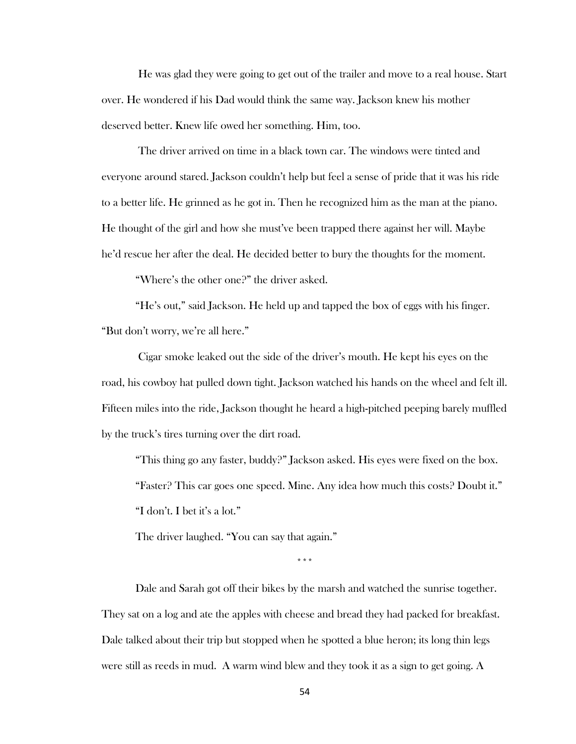He was glad they were going to get out of the trailer and move to a real house. Start over. He wondered if his Dad would think the same way. Jackson knew his mother deserved better. Knew life owed her something. Him, too.

The driver arrived on time in a black town car. The windows were tinted and everyone around stared. Jackson couldn't help but feel a sense of pride that it was his ride to a better life. He grinned as he got in. Then he recognized him as the man at the piano. He thought of the girl and how she must've been trapped there against her will. Maybe he'd rescue her after the deal. He decided better to bury the thoughts for the moment.

"Where's the other one?" the driver asked.

"He's out," said Jackson. He held up and tapped the box of eggs with his finger. "But don't worry, we're all here."

Cigar smoke leaked out the side of the driver's mouth. He kept his eyes on the road, his cowboy hat pulled down tight. Jackson watched his hands on the wheel and felt ill. Fifteen miles into the ride, Jackson thought he heard a high-pitched peeping barely muffled by the truck's tires turning over the dirt road.

"This thing go any faster, buddy?" Jackson asked. His eyes were fixed on the box.

"Faster? This car goes one speed. Mine. Any idea how much this costs? Doubt it."

"I don't. I bet it's a lot."

The driver laughed. "You can say that again."

\* \* \*

Dale and Sarah got off their bikes by the marsh and watched the sunrise together. They sat on a log and ate the apples with cheese and bread they had packed for breakfast. Dale talked about their trip but stopped when he spotted a blue heron; its long thin legs were still as reeds in mud. A warm wind blew and they took it as a sign to get going. A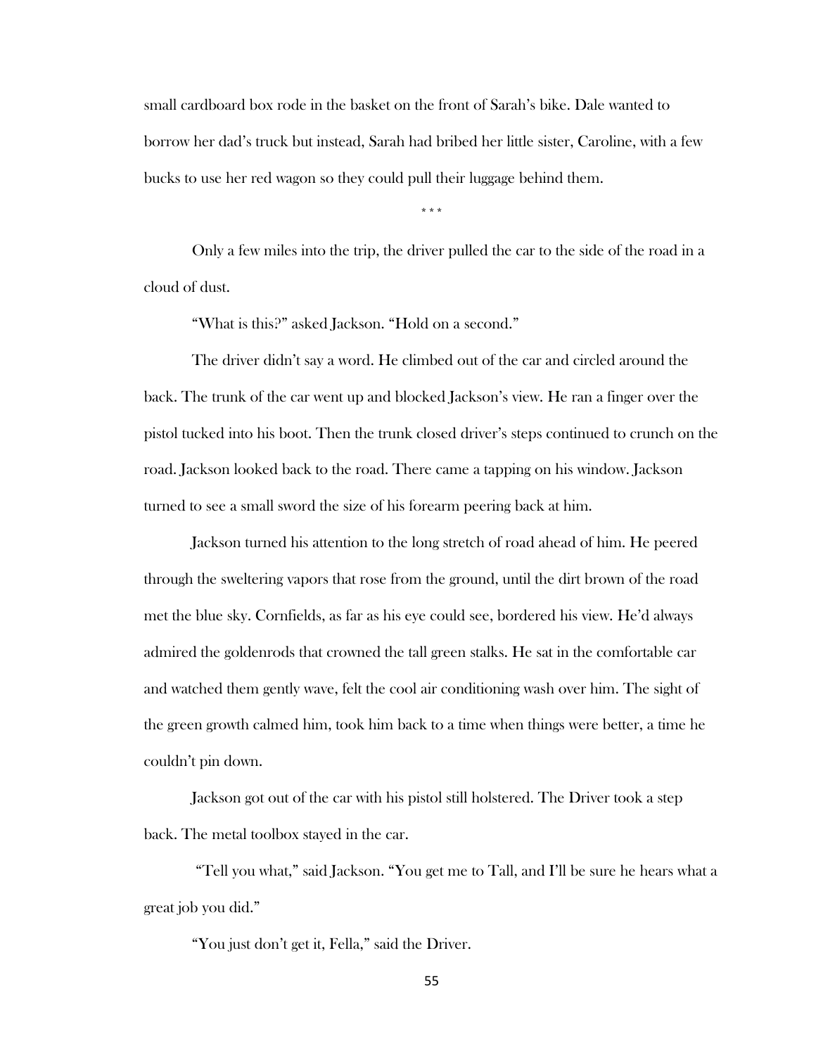small cardboard box rode in the basket on the front of Sarah's bike. Dale wanted to borrow her dad's truck but instead, Sarah had bribed her little sister, Caroline, with a few bucks to use her red wagon so they could pull their luggage behind them.

\* \* \*

Only a few miles into the trip, the driver pulled the car to the side of the road in a cloud of dust.

"What is this?" asked Jackson. "Hold on a second."

The driver didn't say a word. He climbed out of the car and circled around the back. The trunk of the car went up and blocked Jackson's view. He ran a finger over the pistol tucked into his boot. Then the trunk closed driver's steps continued to crunch on the road. Jackson looked back to the road. There came a tapping on his window. Jackson turned to see a small sword the size of his forearm peering back at him.

Jackson turned his attention to the long stretch of road ahead of him. He peered through the sweltering vapors that rose from the ground, until the dirt brown of the road met the blue sky. Cornfields, as far as his eye could see, bordered his view. He'd always admired the goldenrods that crowned the tall green stalks. He sat in the comfortable car and watched them gently wave, felt the cool air conditioning wash over him. The sight of the green growth calmed him, took him back to a time when things were better, a time he couldn't pin down.

Jackson got out of the car with his pistol still holstered. The Driver took a step back. The metal toolbox stayed in the car.

"Tell you what," said Jackson. "You get me to Tall, and I'll be sure he hears what a great job you did."

"You just don't get it, Fella," said the Driver.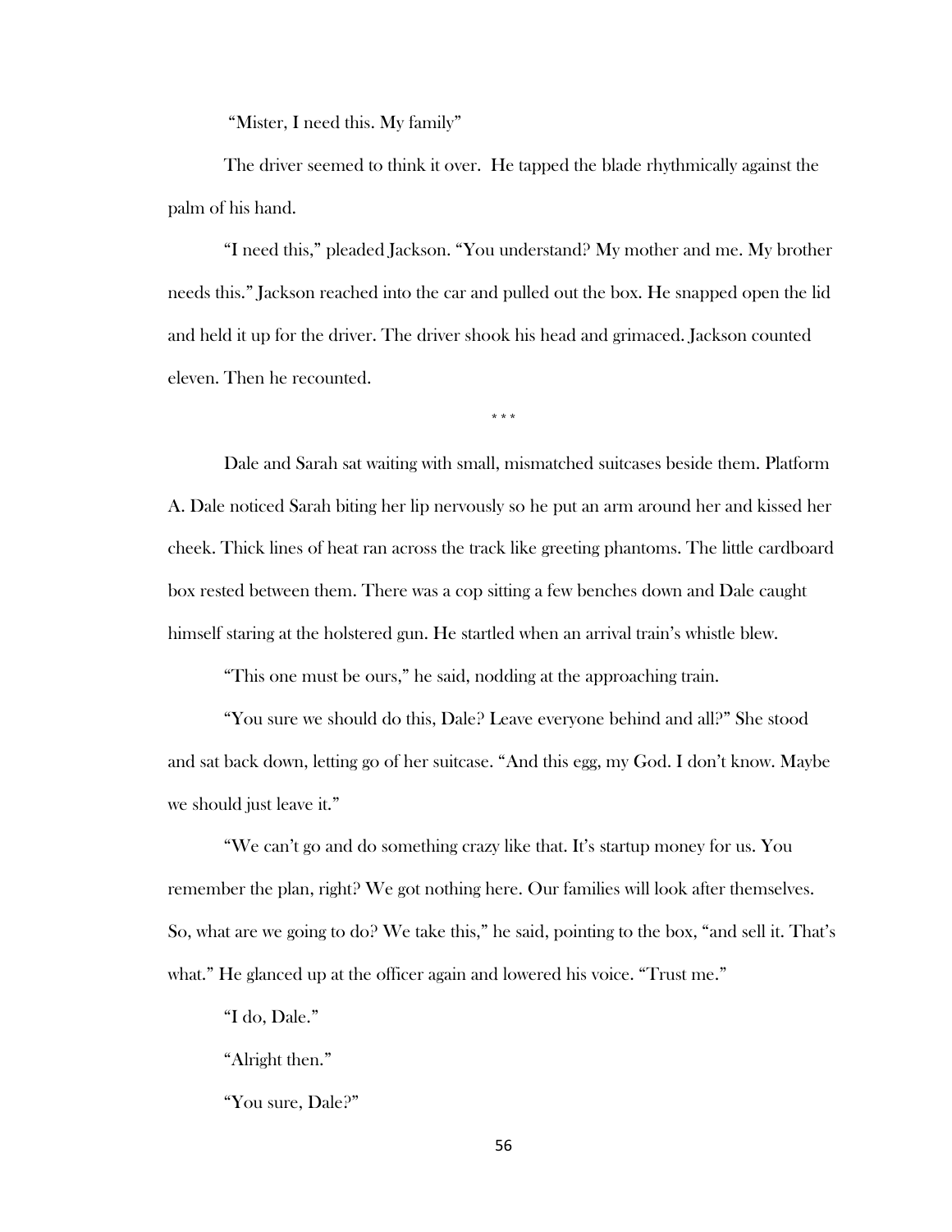"Mister, I need this. My family"

The driver seemed to think it over. He tapped the blade rhythmically against the palm of his hand.

"I need this," pleaded Jackson. "You understand? My mother and me. My brother needs this." Jackson reached into the car and pulled out the box. He snapped open the lid and held it up for the driver. The driver shook his head and grimaced. Jackson counted eleven. Then he recounted.

\* \* \*

Dale and Sarah sat waiting with small, mismatched suitcases beside them. Platform A. Dale noticed Sarah biting her lip nervously so he put an arm around her and kissed her cheek. Thick lines of heat ran across the track like greeting phantoms. The little cardboard box rested between them. There was a cop sitting a few benches down and Dale caught himself staring at the holstered gun. He startled when an arrival train's whistle blew.

"This one must be ours," he said, nodding at the approaching train.

"You sure we should do this, Dale? Leave everyone behind and all?" She stood and sat back down, letting go of her suitcase. "And this egg, my God. I don't know. Maybe we should just leave it."

"We can't go and do something crazy like that. It's startup money for us. You remember the plan, right? We got nothing here. Our families will look after themselves. So, what are we going to do? We take this," he said, pointing to the box, "and sell it. That's what." He glanced up at the officer again and lowered his voice. "Trust me."

"I do, Dale."

"Alright then."

"You sure, Dale?"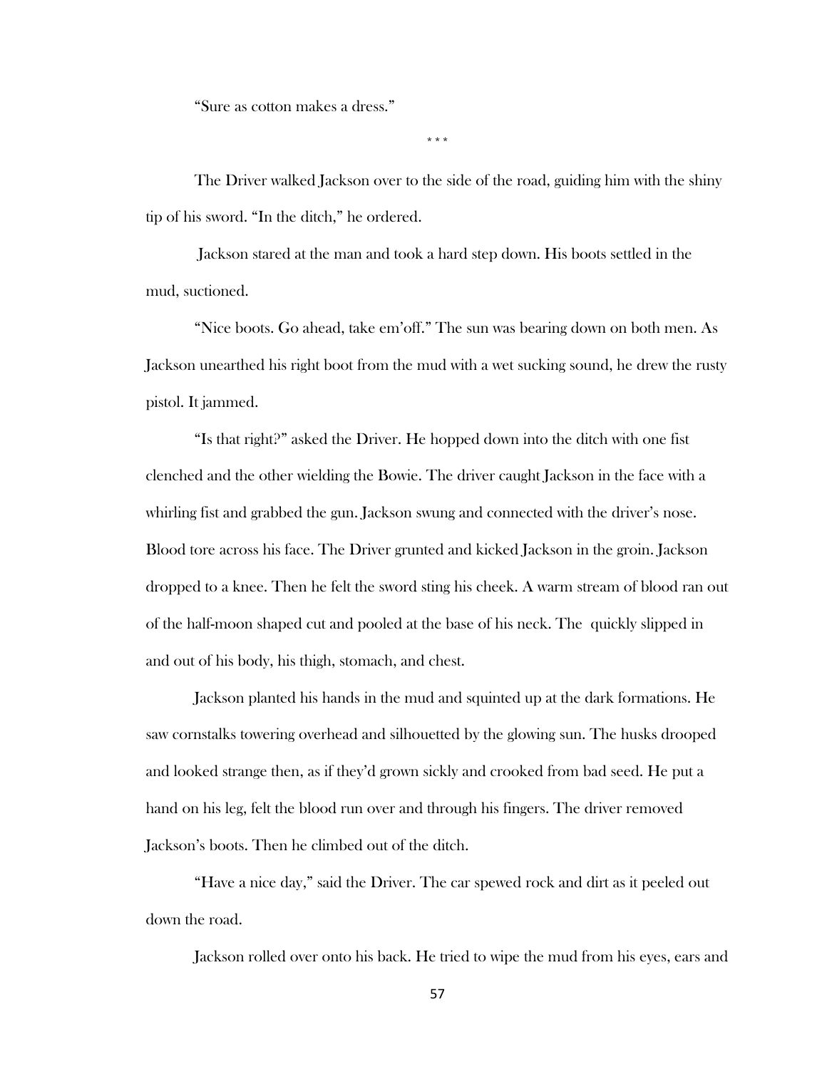"Sure as cotton makes a dress."

\* \* \*

The Driver walked Jackson over to the side of the road, guiding him with the shiny tip of his sword. "In the ditch," he ordered.

Jackson stared at the man and took a hard step down. His boots settled in the mud, suctioned.

"Nice boots. Go ahead, take em'off." The sun was bearing down on both men. As Jackson unearthed his right boot from the mud with a wet sucking sound, he drew the rusty pistol. It jammed.

"Is that right?" asked the Driver. He hopped down into the ditch with one fist clenched and the other wielding the Bowie. The driver caught Jackson in the face with a whirling fist and grabbed the gun. Jackson swung and connected with the driver's nose. Blood tore across his face. The Driver grunted and kicked Jackson in the groin. Jackson dropped to a knee. Then he felt the sword sting his cheek. A warm stream of blood ran out of the half-moon shaped cut and pooled at the base of his neck. The  quickly slipped in and out of his body, his thigh, stomach, and chest.

Jackson planted his hands in the mud and squinted up at the dark formations. He saw cornstalks towering overhead and silhouetted by the glowing sun. The husks drooped and looked strange then, as if they'd grown sickly and crooked from bad seed. He put a hand on his leg, felt the blood run over and through his fingers. The driver removed Jackson's boots. Then he climbed out of the ditch.

"Have a nice day," said the Driver. The car spewed rock and dirt as it peeled out down the road.

Jackson rolled over onto his back. He tried to wipe the mud from his eyes, ears and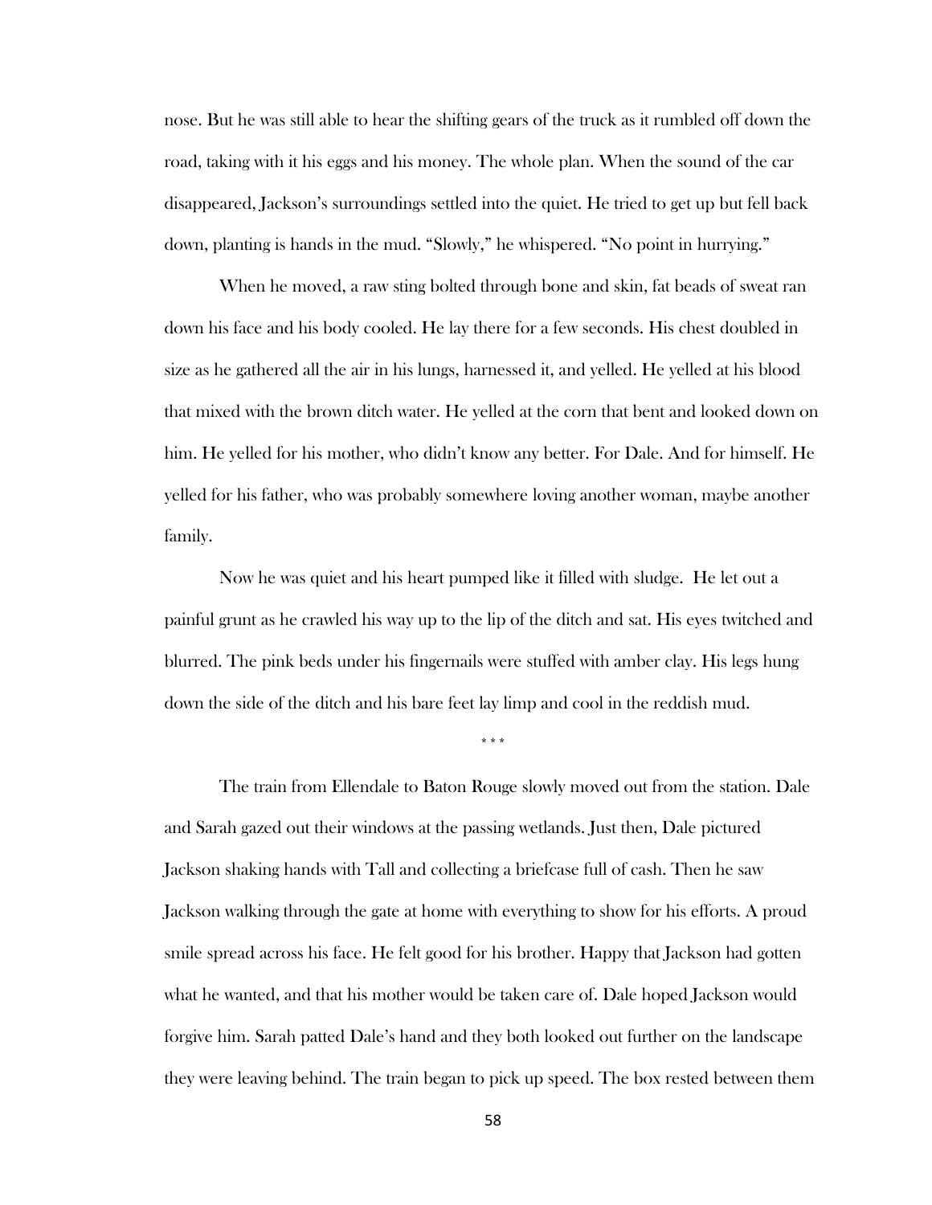nose. But he was still able to hear the shifting gears of the truck as it rumbled off down the road, taking with it his eggs and his money. The whole plan. When the sound of the car disappeared, Jackson's surroundings settled into the quiet. He tried to get up but fell back down, planting is hands in the mud. "Slowly," he whispered. "No point in hurrying."

When he moved, a raw sting bolted through bone and skin, fat beads of sweat ran down his face and his body cooled. He lay there for a few seconds. His chest doubled in size as he gathered all the air in his lungs, harnessed it, and yelled. He yelled at his blood that mixed with the brown ditch water. He yelled at the corn that bent and looked down on him. He yelled for his mother, who didn't know any better. For Dale. And for himself. He yelled for his father, who was probably somewhere loving another woman, maybe another family.

Now he was quiet and his heart pumped like it filled with sludge. He let out a painful grunt as he crawled his way up to the lip of the ditch and sat. His eyes twitched and blurred. The pink beds under his fingernails were stuffed with amber clay. His legs hung down the side of the ditch and his bare feet lay limp and cool in the reddish mud.

\* \* \*

The train from Ellendale to Baton Rouge slowly moved out from the station. Dale and Sarah gazed out their windows at the passing wetlands. Just then, Dale pictured Jackson shaking hands with Tall and collecting a briefcase full of cash. Then he saw Jackson walking through the gate at home with everything to show for his efforts. A proud smile spread across his face. He felt good for his brother. Happy that Jackson had gotten what he wanted, and that his mother would be taken care of. Dale hoped Jackson would forgive him. Sarah patted Dale's hand and they both looked out further on the landscape they were leaving behind. The train began to pick up speed. The box rested between them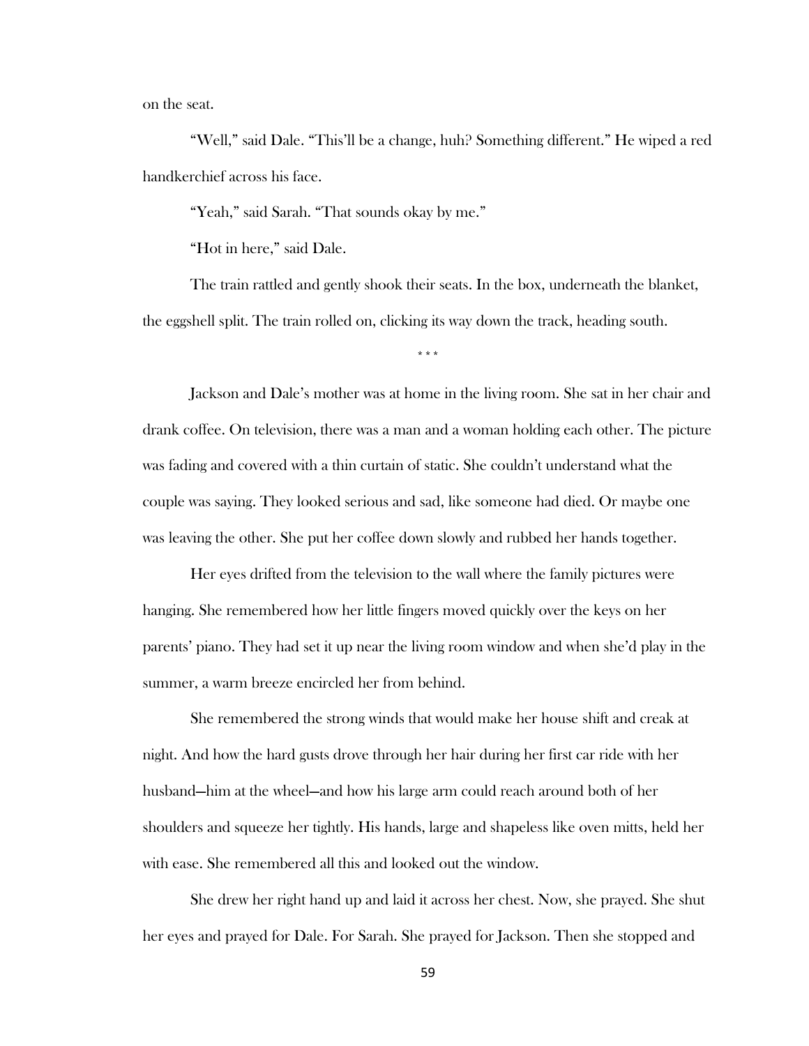on the seat.

"Well," said Dale. "This'll be a change, huh? Something different." He wiped a red handkerchief across his face.

"Yeah," said Sarah. "That sounds okay by me."

"Hot in here," said Dale.

The train rattled and gently shook their seats. In the box, underneath the blanket, the eggshell split. The train rolled on, clicking its way down the track, heading south.

\* \* \*

Jackson and Dale's mother was at home in the living room. She sat in her chair and drank coffee. On television, there was a man and a woman holding each other. The picture was fading and covered with a thin curtain of static. She couldn't understand what the couple was saying. They looked serious and sad, like someone had died. Or maybe one was leaving the other. She put her coffee down slowly and rubbed her hands together.

Her eyes drifted from the television to the wall where the family pictures were hanging. She remembered how her little fingers moved quickly over the keys on her parents' piano. They had set it up near the living room window and when she'd play in the summer, a warm breeze encircled her from behind.

She remembered the strong winds that would make her house shift and creak at night. And how the hard gusts drove through her hair during her first car ride with her husband—him at the wheel—and how his large arm could reach around both of her shoulders and squeeze her tightly. His hands, large and shapeless like oven mitts, held her with ease. She remembered all this and looked out the window.

She drew her right hand up and laid it across her chest. Now, she prayed. She shut her eyes and prayed for Dale. For Sarah. She prayed for Jackson. Then she stopped and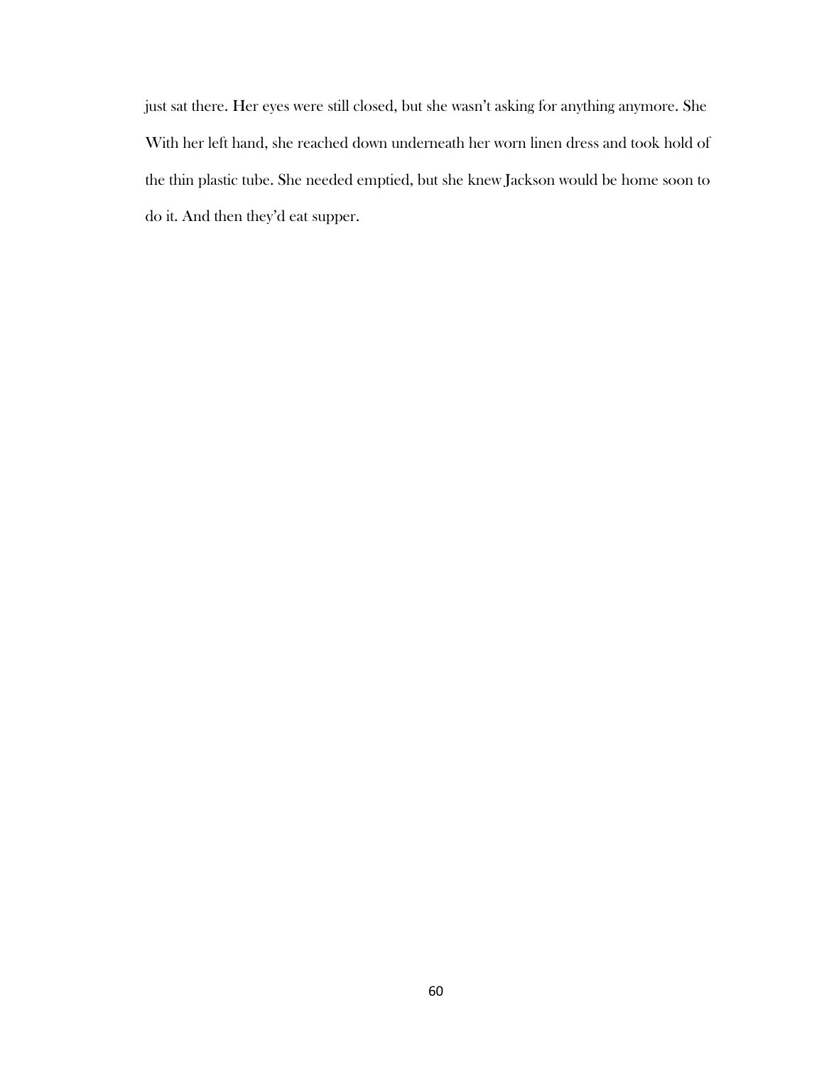just sat there. Her eyes were still closed, but she wasn't asking for anything anymore. She With her left hand, she reached down underneath her worn linen dress and took hold of the thin plastic tube. She needed emptied, but she knew Jackson would be home soon to do it. And then they'd eat supper.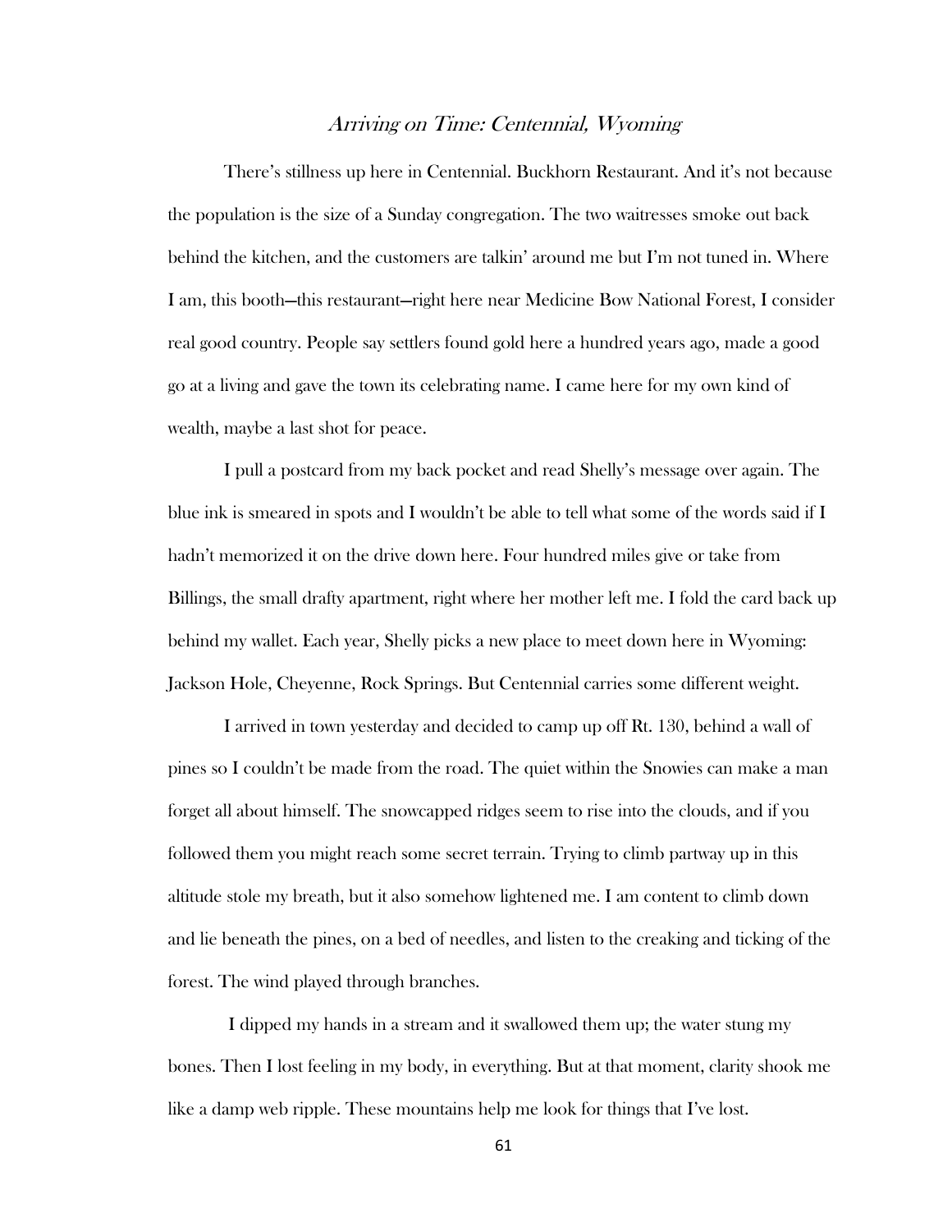## *Arriving on Time: Centennial, Wyoming*

There's stillness up here in Centennial. Buckhorn Restaurant. And it's not because the population is the size of a Sunday congregation. The two waitresses smoke out back behind the kitchen, and the customers are talkin' around me but I'm not tuned in. Where I am, this booth—this restaurant—right here near Medicine Bow National Forest, I consider real good country. People say settlers found gold here a hundred years ago, made a good go at a living and gave the town its celebrating name. I came here for my own kind of wealth, maybe a last shot for peace.

I pull a postcard from my back pocket and read Shelly's message over again. The blue ink is smeared in spots and I wouldn't be able to tell what some of the words said if I hadn't memorized it on the drive down here. Four hundred miles give or take from Billings, the small drafty apartment, right where her mother left me. I fold the card back up behind my wallet. Each year, Shelly picks a new place to meet down here in Wyoming: Jackson Hole, Cheyenne, Rock Springs. But Centennial carries some different weight.

I arrived in town yesterday and decided to camp up off Rt. 130, behind a wall of pines so I couldn't be made from the road. The quiet within the Snowies can make a man forget all about himself. The snowcapped ridges seem to rise into the clouds, and if you followed them you might reach some secret terrain. Trying to climb partway up in this altitude stole my breath, but it also somehow lightened me. I am content to climb down and lie beneath the pines, on a bed of needles, and listen to the creaking and ticking of the forest. The wind played through branches.

I dipped my hands in a stream and it swallowed them up; the water stung my bones. Then I lost feeling in my body, in everything. But at that moment, clarity shook me like a damp web ripple. These mountains help me look for things that I've lost.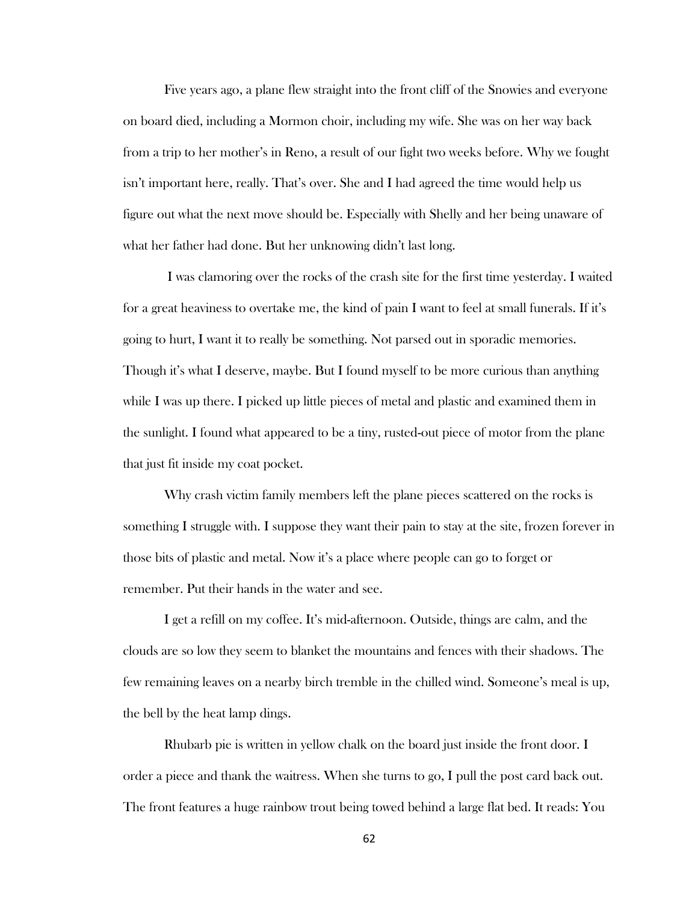Five years ago, a plane flew straight into the front cliff of the Snowies and everyone on board died, including a Mormon choir, including my wife. She was on her way back from a trip to her mother's in Reno, a result of our fight two weeks before. Why we fought isn't important here, really. That's over. She and I had agreed the time would help us figure out what the next move should be. Especially with Shelly and her being unaware of what her father had done. But her unknowing didn't last long.

I was clamoring over the rocks of the crash site for the first time yesterday. I waited for a great heaviness to overtake me, the kind of pain I want to feel at small funerals. If it's going to hurt, I want it to really be something. Not parsed out in sporadic memories. Though it's what I deserve, maybe. But I found myself to be more curious than anything while I was up there. I picked up little pieces of metal and plastic and examined them in the sunlight. I found what appeared to be a tiny, rusted-out piece of motor from the plane that just fit inside my coat pocket.

Why crash victim family members left the plane pieces scattered on the rocks is something I struggle with. I suppose they want their pain to stay at the site, frozen forever in those bits of plastic and metal. Now it's a place where people can go to forget or remember. Put their hands in the water and see.

I get a refill on my coffee. It's mid-afternoon. Outside, things are calm, and the clouds are so low they seem to blanket the mountains and fences with their shadows. The few remaining leaves on a nearby birch tremble in the chilled wind. Someone's meal is up, the bell by the heat lamp dings.

Rhubarb pie is written in yellow chalk on the board just inside the front door. I order a piece and thank the waitress. When she turns to go, I pull the post card back out. The front features a huge rainbow trout being towed behind a large flat bed. It reads: You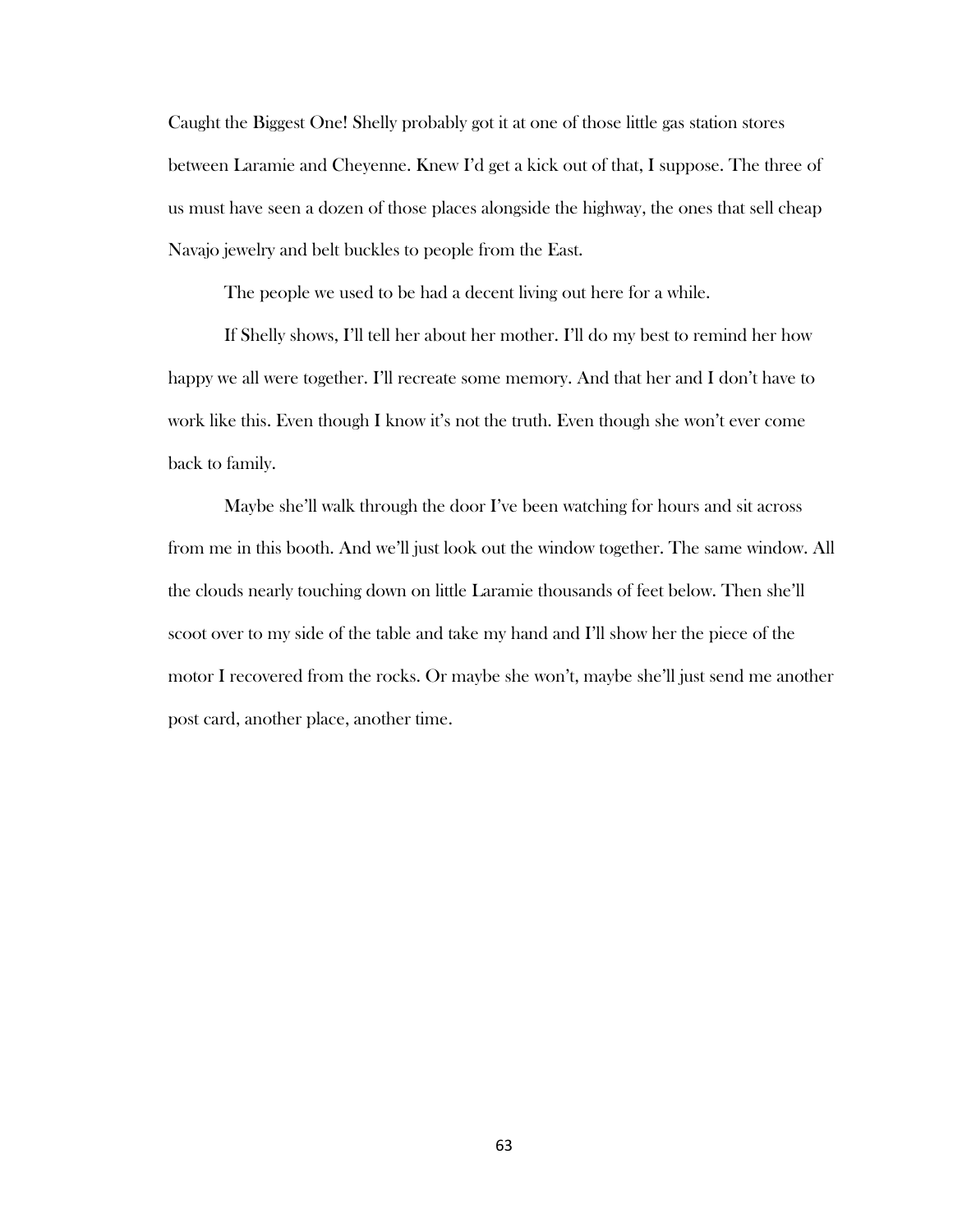Caught the Biggest One! Shelly probably got it at one of those little gas station stores between Laramie and Cheyenne. Knew I'd get a kick out of that, I suppose. The three of us must have seen a dozen of those places alongside the highway, the ones that sell cheap Navajo jewelry and belt buckles to people from the East.

The people we used to be had a decent living out here for a while.

If Shelly shows, I'll tell her about her mother. I'll do my best to remind her how happy we all were together. I'll recreate some memory. And that her and I don't have to work like this. Even though I know it's not the truth. Even though she won't ever come back to family.

Maybe she'll walk through the door I've been watching for hours and sit across from me in this booth. And we'll just look out the window together. The same window. All the clouds nearly touching down on little Laramie thousands of feet below. Then she'll scoot over to my side of the table and take my hand and I'll show her the piece of the motor I recovered from the rocks. Or maybe she won't, maybe she'll just send me another post card, another place, another time.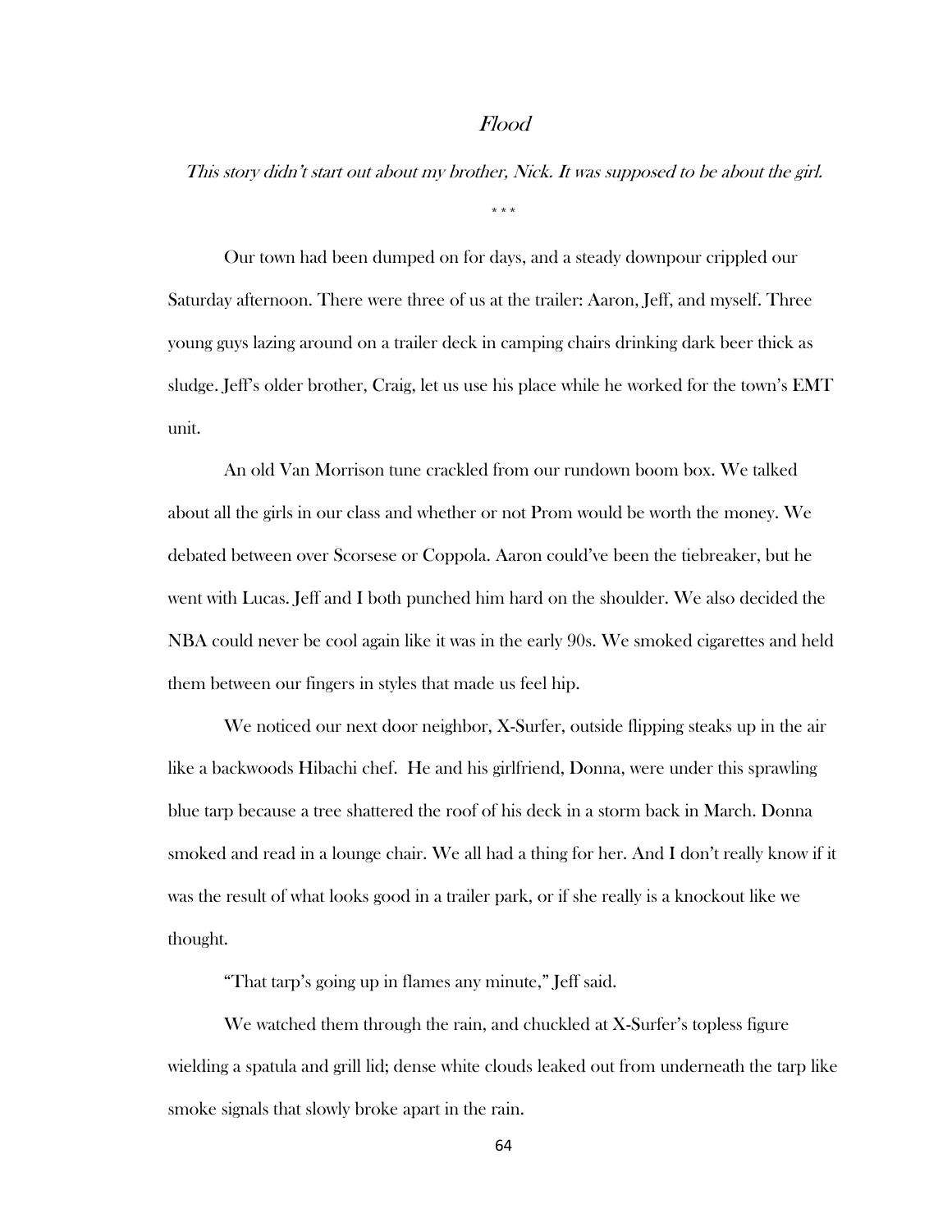# *Flood*

*This story didn't start out about my brother, Nick. It was supposed to be about the girl.*

\* \* \*

Our town had been dumped on for days, and a steady downpour crippled our Saturday afternoon. There were three of us at the trailer: Aaron, Jeff, and myself. Three young guys lazing around on a trailer deck in camping chairs drinking dark beer thick as sludge. Jeff's older brother, Craig, let us use his place while he worked for the town's EMT unit.

An old Van Morrison tune crackled from our rundown boom box. We talked about all the girls in our class and whether or not Prom would be worth the money. We debated between over Scorsese or Coppola. Aaron could've been the tiebreaker, but he went with Lucas. Jeff and I both punched him hard on the shoulder. We also decided the NBA could never be cool again like it was in the early 90s. We smoked cigarettes and held them between our fingers in styles that made us feel hip.

We noticed our next door neighbor, X-Surfer, outside flipping steaks up in the air like a backwoods Hibachi chef. He and his girlfriend, Donna, were under this sprawling blue tarp because a tree shattered the roof of his deck in a storm back in March. Donna smoked and read in a lounge chair. We all had a thing for her. And I don't really know if it was the result of what looks good in a trailer park, or if she really is a knockout like we thought.

"That tarp's going up in flames any minute," Jeff said.

We watched them through the rain, and chuckled at X-Surfer's topless figure wielding a spatula and grill lid; dense white clouds leaked out from underneath the tarp like smoke signals that slowly broke apart in the rain.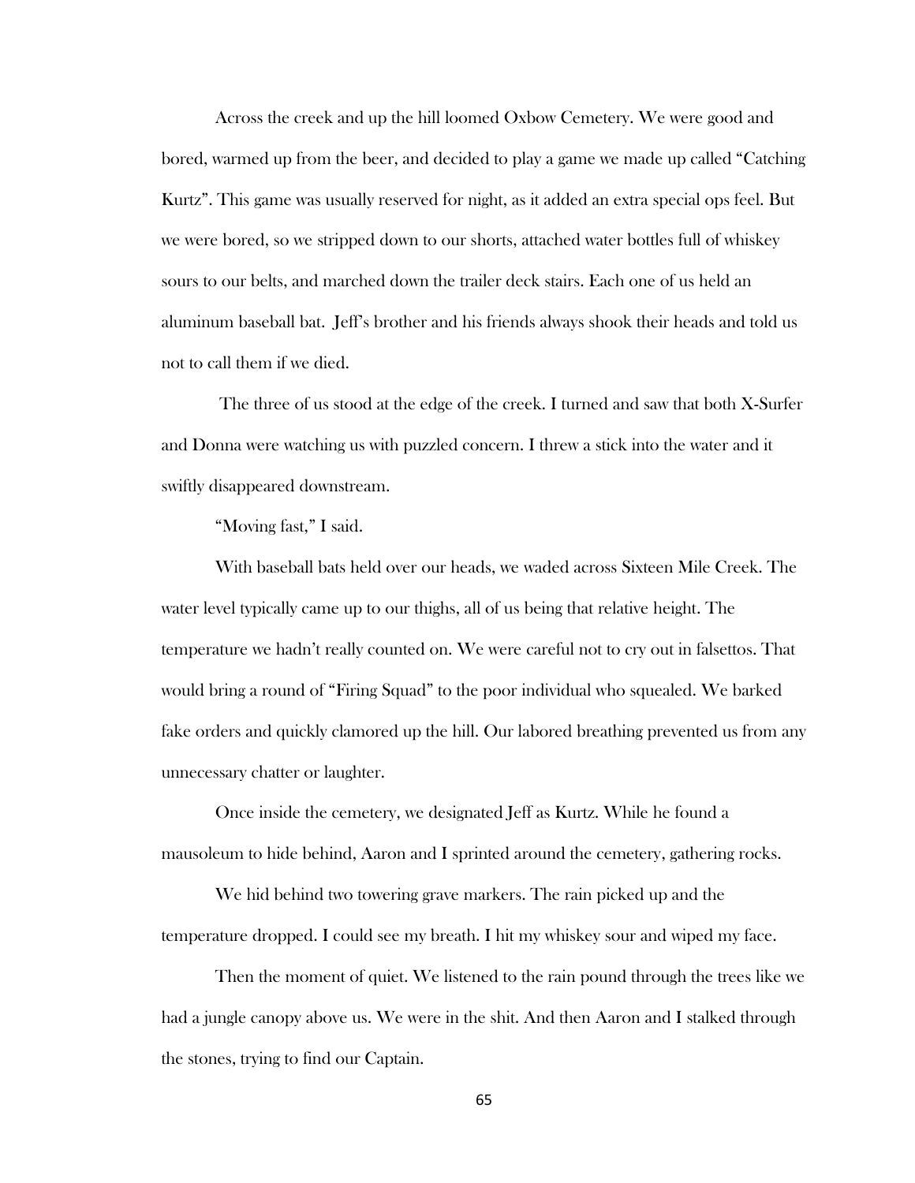Across the creek and up the hill loomed Oxbow Cemetery. We were good and bored, warmed up from the beer, and decided to play a game we made up called "Catching Kurtz". This game was usually reserved for night, as it added an extra special ops feel. But we were bored, so we stripped down to our shorts, attached water bottles full of whiskey sours to our belts, and marched down the trailer deck stairs. Each one of us held an aluminum baseball bat. Jeff's brother and his friends always shook their heads and told us not to call them if we died.

The three of us stood at the edge of the creek. I turned and saw that both X-Surfer and Donna were watching us with puzzled concern. I threw a stick into the water and it swiftly disappeared downstream.

"Moving fast," I said.

With baseball bats held over our heads, we waded across Sixteen Mile Creek. The water level typically came up to our thighs, all of us being that relative height. The temperature we hadn't really counted on. We were careful not to cry out in falsettos. That would bring a round of "Firing Squad" to the poor individual who squealed. We barked fake orders and quickly clamored up the hill. Our labored breathing prevented us from any unnecessary chatter or laughter.

Once inside the cemetery, we designated Jeff as Kurtz. While he found a mausoleum to hide behind, Aaron and I sprinted around the cemetery, gathering rocks.

We hid behind two towering grave markers. The rain picked up and the temperature dropped. I could see my breath. I hit my whiskey sour and wiped my face.

Then the moment of quiet. We listened to the rain pound through the trees like we had a jungle canopy above us. We were in the shit. And then Aaron and I stalked through the stones, trying to find our Captain.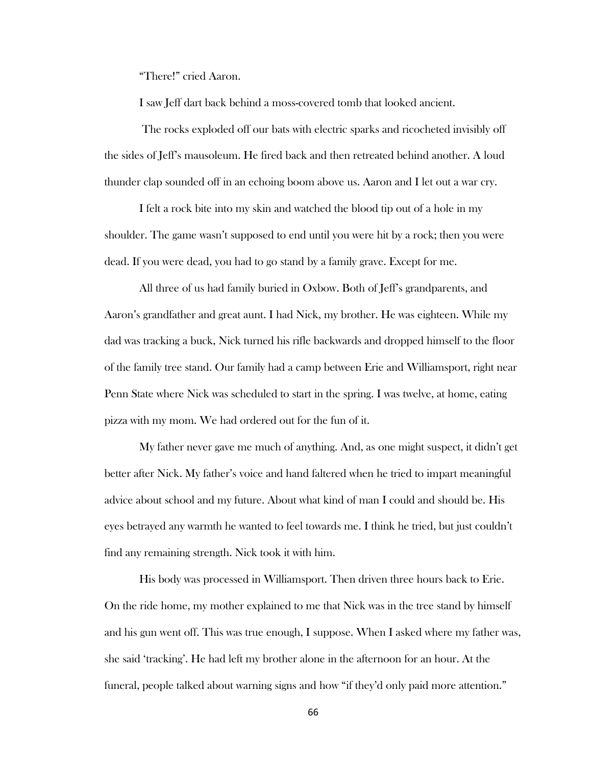"There!" cried Aaron.

I saw Jeff dart back behind a moss-covered tomb that looked ancient.

The rocks exploded off our bats with electric sparks and ricocheted invisibly off the sides of Jeff's mausoleum. He fired back and then retreated behind another. A loud thunder clap sounded off in an echoing boom above us. Aaron and I let out a war cry.

I felt a rock bite into my skin and watched the blood tip out of a hole in my shoulder. The game wasn't supposed to end until you were hit by a rock; then you were dead. If you were dead, you had to go stand by a family grave. Except for me.

All three of us had family buried in Oxbow. Both of Jeff's grandparents, and Aaron's grandfather and great aunt. I had Nick, my brother. He was eighteen. While my dad was tracking a buck, Nick turned his rifle backwards and dropped himself to the floor of the family tree stand. Our family had a camp between Erie and Williamsport, right near Penn State where Nick was scheduled to start in the spring. I was twelve, at home, eating pizza with my mom. We had ordered out for the fun of it.

My father never gave me much of anything. And, as one might suspect, it didn't get better after Nick. My father's voice and hand faltered when he tried to impart meaningful advice about school and my future. About what kind of man I could and should be. His eyes betrayed any warmth he wanted to feel towards me. I think he tried, but just couldn't find any remaining strength. Nick took it with him.

His body was processed in Williamsport. Then driven three hours back to Erie. On the ride home, my mother explained to me that Nick was in the tree stand by himself and his gun went off. This was true enough, I suppose. When I asked where my father was, she said 'tracking'. He had left my brother alone in the afternoon for an hour. At the funeral, people talked about warning signs and how "if they'd only paid more attention."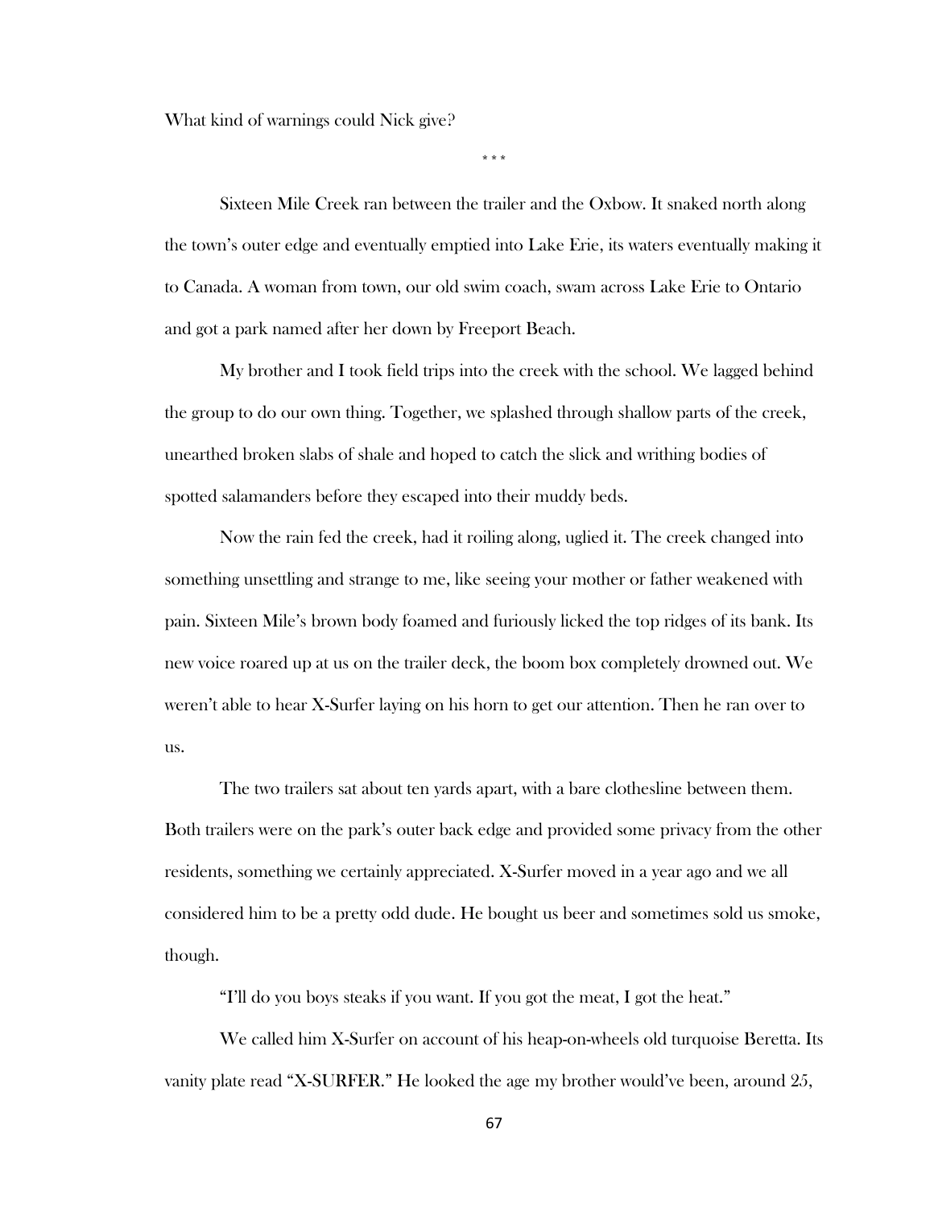What kind of warnings could Nick give?

\* \* \*

Sixteen Mile Creek ran between the trailer and the Oxbow. It snaked north along the town's outer edge and eventually emptied into Lake Erie, its waters eventually making it to Canada. A woman from town, our old swim coach, swam across Lake Erie to Ontario and got a park named after her down by Freeport Beach.

My brother and I took field trips into the creek with the school. We lagged behind the group to do our own thing. Together, we splashed through shallow parts of the creek, unearthed broken slabs of shale and hoped to catch the slick and writhing bodies of spotted salamanders before they escaped into their muddy beds.

Now the rain fed the creek, had it roiling along, uglied it. The creek changed into something unsettling and strange to me, like seeing your mother or father weakened with pain. Sixteen Mile's brown body foamed and furiously licked the top ridges of its bank. Its new voice roared up at us on the trailer deck, the boom box completely drowned out. We weren't able to hear X-Surfer laying on his horn to get our attention. Then he ran over to us.

The two trailers sat about ten yards apart, with a bare clothesline between them. Both trailers were on the park's outer back edge and provided some privacy from the other residents, something we certainly appreciated. X-Surfer moved in a year ago and we all considered him to be a pretty odd dude. He bought us beer and sometimes sold us smoke, though.

"I'll do you boys steaks if you want. If you got the meat, I got the heat."

We called him X-Surfer on account of his heap-on-wheels old turquoise Beretta. Its vanity plate read "X-SURFER." He looked the age my brother would've been, around 25,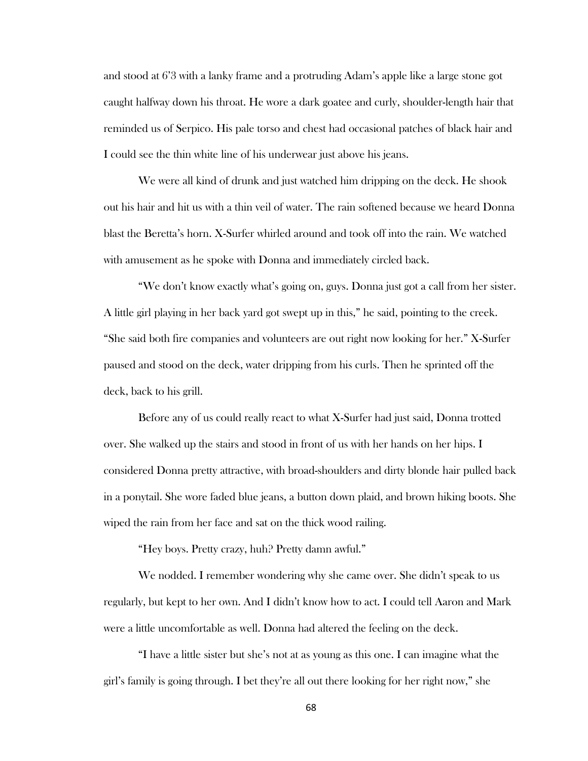and stood at 6'3 with a lanky frame and a protruding Adam's apple like a large stone got caught halfway down his throat. He wore a dark goatee and curly, shoulder-length hair that reminded us of Serpico. His pale torso and chest had occasional patches of black hair and I could see the thin white line of his underwear just above his jeans.

We were all kind of drunk and just watched him dripping on the deck. He shook out his hair and hit us with a thin veil of water. The rain softened because we heard Donna blast the Beretta's horn. X-Surfer whirled around and took off into the rain. We watched with amusement as he spoke with Donna and immediately circled back.

"We don't know exactly what's going on, guys. Donna just got a call from her sister. A little girl playing in her back yard got swept up in this," he said, pointing to the creek. "She said both fire companies and volunteers are out right now looking for her." X-Surfer paused and stood on the deck, water dripping from his curls. Then he sprinted off the deck, back to his grill.

Before any of us could really react to what X-Surfer had just said, Donna trotted over. She walked up the stairs and stood in front of us with her hands on her hips. I considered Donna pretty attractive, with broad-shoulders and dirty blonde hair pulled back in a ponytail. She wore faded blue jeans, a button down plaid, and brown hiking boots. She wiped the rain from her face and sat on the thick wood railing.

"Hey boys. Pretty crazy, huh? Pretty damn awful."

We nodded. I remember wondering why she came over. She didn't speak to us regularly, but kept to her own. And I didn't know how to act. I could tell Aaron and Mark were a little uncomfortable as well. Donna had altered the feeling on the deck.

"I have a little sister but she's not at as young as this one. I can imagine what the girl's family is going through. I bet they're all out there looking for her right now," she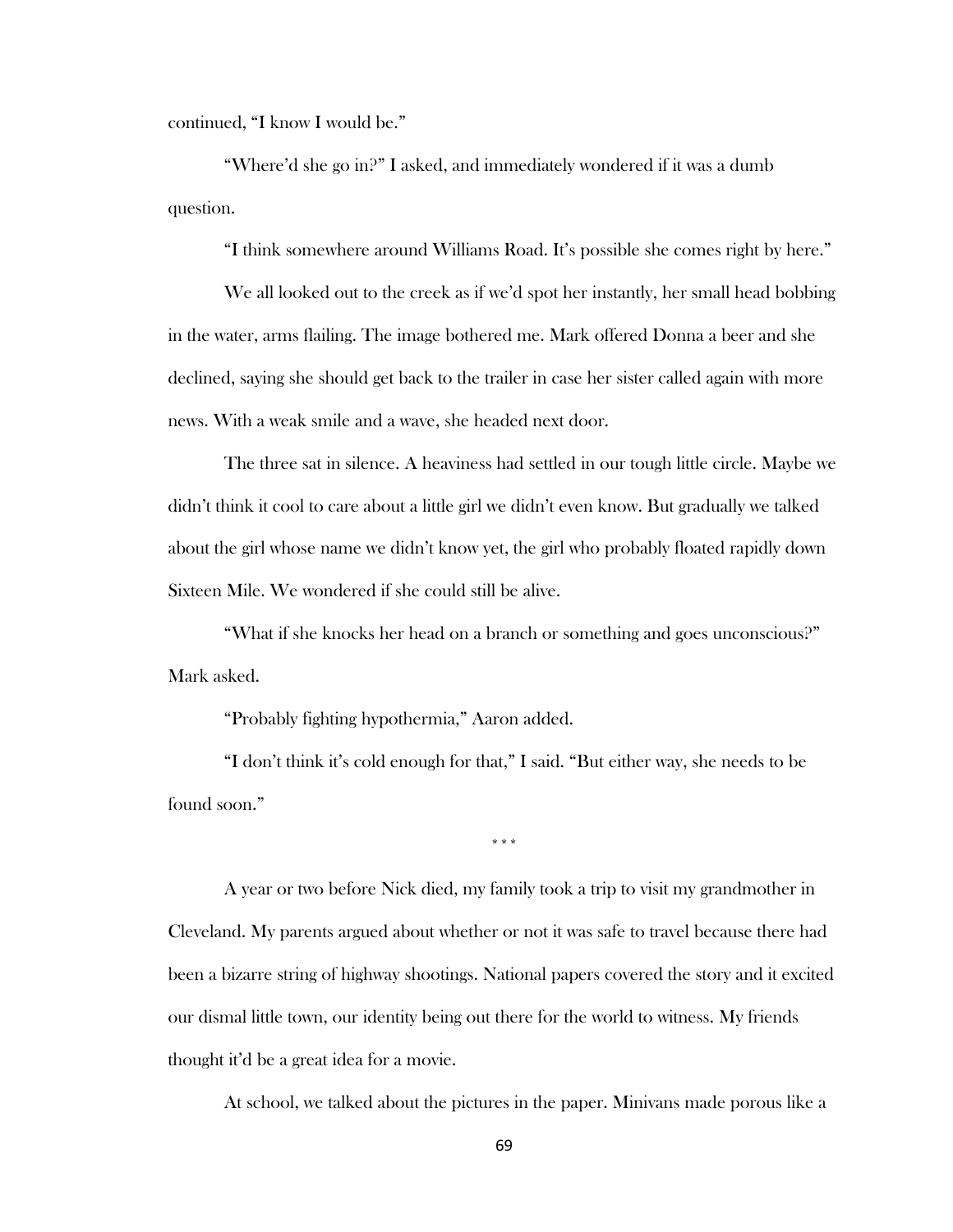continued, "I know I would be."

"Where'd she go in?" I asked, and immediately wondered if it was a dumb question.

"I think somewhere around Williams Road. It's possible she comes right by here."

We all looked out to the creek as if we'd spot her instantly, her small head bobbing in the water, arms flailing. The image bothered me. Mark offered Donna a beer and she declined, saying she should get back to the trailer in case her sister called again with more news. With a weak smile and a wave, she headed next door.

The three sat in silence. A heaviness had settled in our tough little circle. Maybe we didn't think it cool to care about a little girl we didn't even know. But gradually we talked about the girl whose name we didn't know yet, the girl who probably floated rapidly down Sixteen Mile. We wondered if she could still be alive.

"What if she knocks her head on a branch or something and goes unconscious?" Mark asked.

"Probably fighting hypothermia," Aaron added.

"I don't think it's cold enough for that," I said. "But either way, she needs to be found soon."

\* \* \*

A year or two before Nick died, my family took a trip to visit my grandmother in Cleveland. My parents argued about whether or not it was safe to travel because there had been a bizarre string of highway shootings. National papers covered the story and it excited our dismal little town, our identity being out there for the world to witness. My friends thought it'd be a great idea for a movie.

At school, we talked about the pictures in the paper. Minivans made porous like a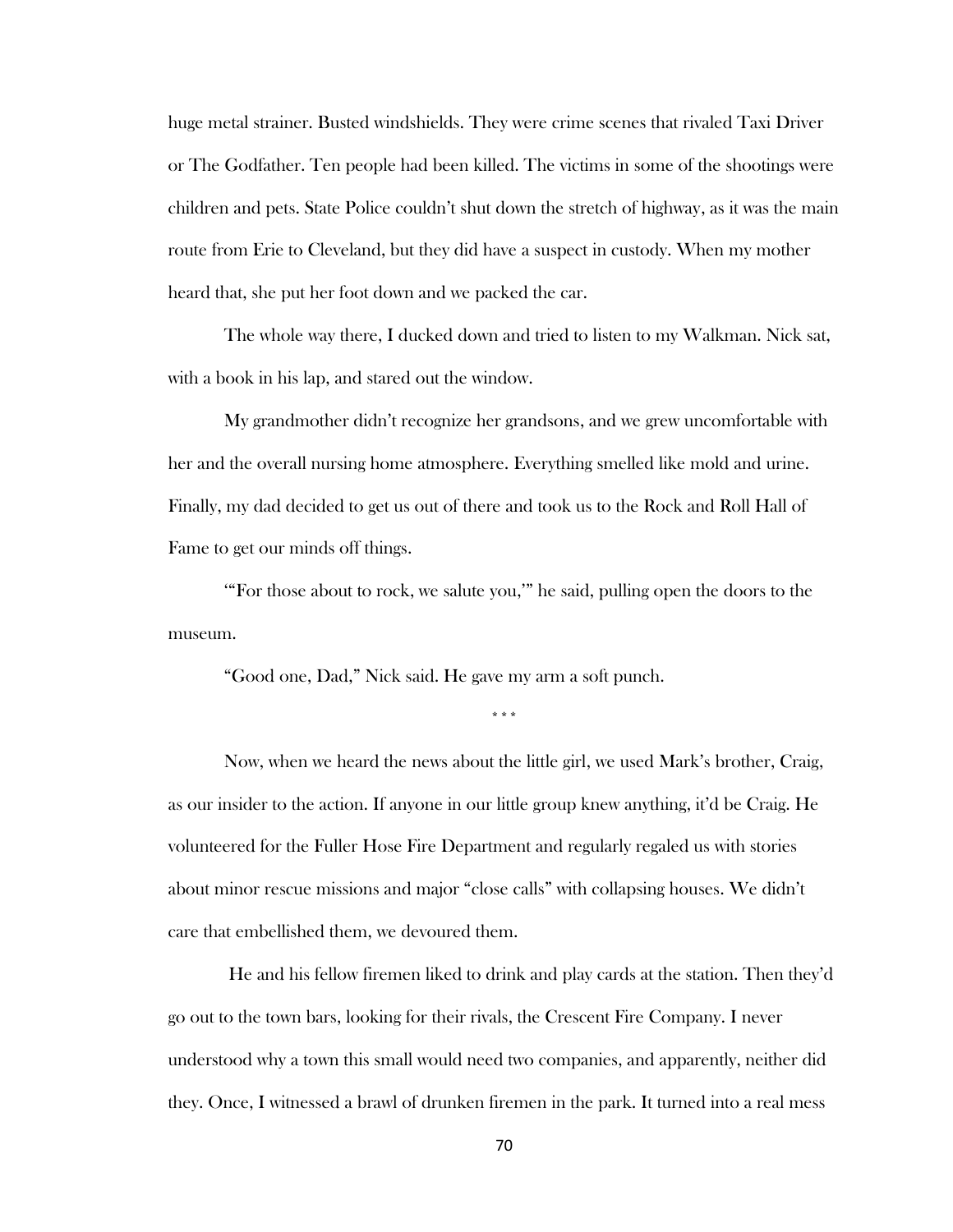huge metal strainer. Busted windshields. They were crime scenes that rivaled Taxi Driver or The Godfather. Ten people had been killed. The victims in some of the shootings were children and pets. State Police couldn't shut down the stretch of highway, as it was the main route from Erie to Cleveland, but they did have a suspect in custody. When my mother heard that, she put her foot down and we packed the car.

The whole way there, I ducked down and tried to listen to my Walkman. Nick sat, with a book in his lap, and stared out the window.

My grandmother didn't recognize her grandsons, and we grew uncomfortable with her and the overall nursing home atmosphere. Everything smelled like mold and urine. Finally, my dad decided to get us out of there and took us to the Rock and Roll Hall of Fame to get our minds off things.

"'For those about to rock, we salute you,'" he said, pulling open the doors to the museum.

"Good one, Dad," Nick said. He gave my arm a soft punch.

\* \* \*

Now, when we heard the news about the little girl, we used Mark's brother, Craig, as our insider to the action. If anyone in our little group knew anything, it'd be Craig. He volunteered for the Fuller Hose Fire Department and regularly regaled us with stories about minor rescue missions and major "close calls" with collapsing houses. We didn't care that embellished them, we devoured them.

He and his fellow firemen liked to drink and play cards at the station. Then they'd go out to the town bars, looking for their rivals, the Crescent Fire Company. I never understood why a town this small would need two companies, and apparently, neither did they. Once, I witnessed a brawl of drunken firemen in the park. It turned into a real mess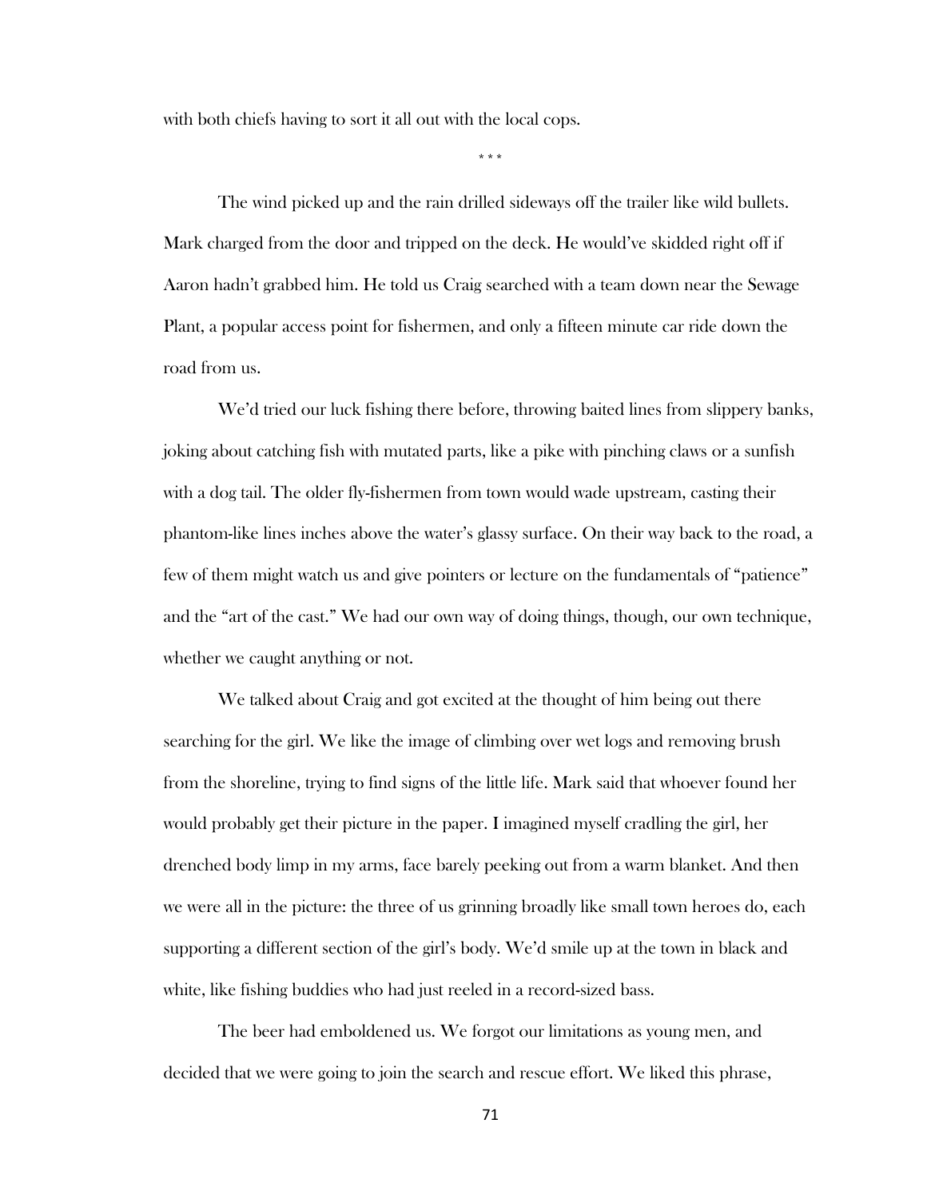with both chiefs having to sort it all out with the local cops.

\* \* \*

The wind picked up and the rain drilled sideways off the trailer like wild bullets. Mark charged from the door and tripped on the deck. He would've skidded right off if Aaron hadn't grabbed him. He told us Craig searched with a team down near the Sewage Plant, a popular access point for fishermen, and only a fifteen minute car ride down the road from us.

We'd tried our luck fishing there before, throwing baited lines from slippery banks, joking about catching fish with mutated parts, like a pike with pinching claws or a sunfish with a dog tail. The older fly-fishermen from town would wade upstream, casting their phantom-like lines inches above the water's glassy surface. On their way back to the road, a few of them might watch us and give pointers or lecture on the fundamentals of "patience" and the "art of the cast." We had our own way of doing things, though, our own technique, whether we caught anything or not.

We talked about Craig and got excited at the thought of him being out there searching for the girl. We like the image of climbing over wet logs and removing brush from the shoreline, trying to find signs of the little life. Mark said that whoever found her would probably get their picture in the paper. I imagined myself cradling the girl, her drenched body limp in my arms, face barely peeking out from a warm blanket. And then we were all in the picture: the three of us grinning broadly like small town heroes do, each supporting a different section of the girl's body. We'd smile up at the town in black and white, like fishing buddies who had just reeled in a record-sized bass.

The beer had emboldened us. We forgot our limitations as young men, and decided that we were going to join the search and rescue effort. We liked this phrase,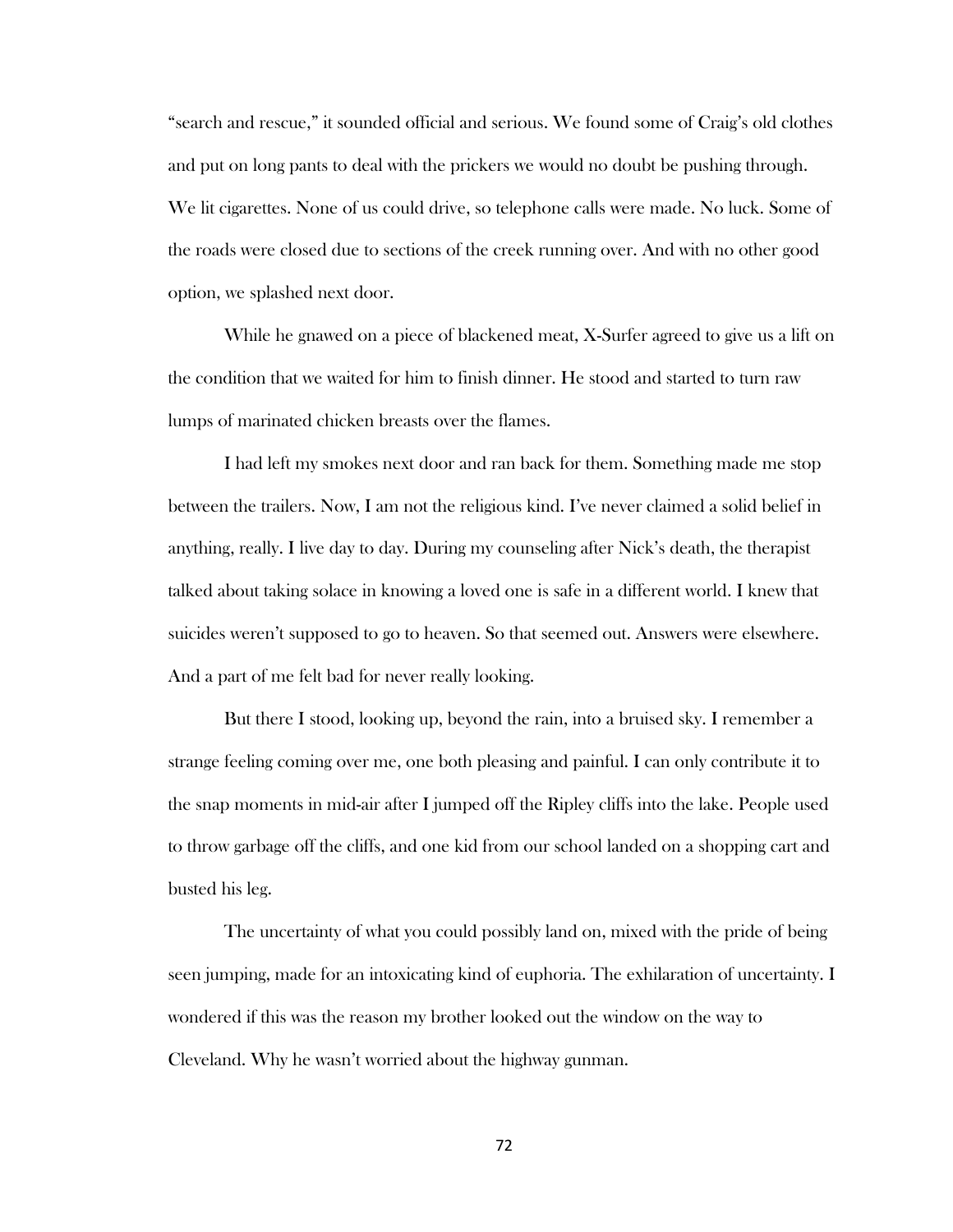“search and rescue,” it sounded official and serious. We found some of Craig’s old clothes and put on long pants to deal with the prickers we would no doubt be pushing through. We lit cigarettes. None of us could drive, so telephone calls were made. No luck. Some of the roads were closed due to sections of the creek running over. And with no other good option, we splashed next door.

While he gnawed on a piece of blackened meat, X-Surfer agreed to give us a lift on the condition that we waited for him to finish dinner. He stood and started to turn raw lumps of marinated chicken breasts over the flames.

I had left my smokes next door and ran back for them. Something made me stop between the trailers. Now, I am not the religious kind. I’ve never claimed a solid belief in anything, really. I live day to day. During my counseling after Nick’s death, the therapist talked about taking solace in knowing a loved one is safe in a different world. I knew that suicides weren’t supposed to go to heaven. So that seemed out. Answers were elsewhere. And a part of me felt bad for never really looking.

But there I stood, looking up, beyond the rain, into a bruised sky. I remember a strange feeling coming over me, one both pleasing and painful. I can only contribute it to the snap moments in mid-air after I jumped off the Ripley cliffs into the lake. People used to throw garbage off the cliffs, and one kid from our school landed on a shopping cart and busted his leg.

The uncertainty of what you could possibly land on, mixed with the pride of being seen jumping, made for an intoxicating kind of euphoria. The exhilaration of uncertainty. I wondered if this was the reason my brother looked out the window on the way to Cleveland. Why he wasn’t worried about the highway gunman.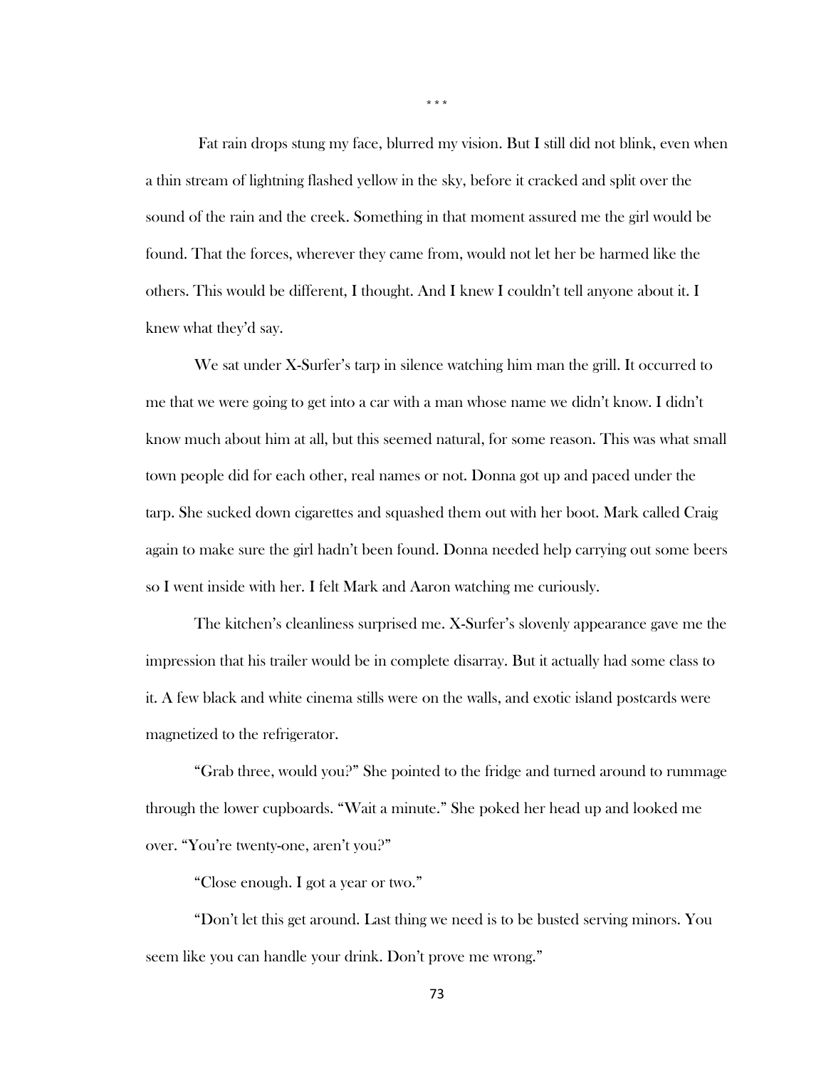\* \* \*

Fat rain drops stung my face, blurred my vision. But I still did not blink, even when a thin stream of lightning flashed yellow in the sky, before it cracked and split over the sound of the rain and the creek. Something in that moment assured me the girl would be found. That the forces, wherever they came from, would not let her be harmed like the others. This would be different, I thought. And I knew I couldn't tell anyone about it. I knew what they'd say.

We sat under X-Surfer's tarp in silence watching him man the grill. It occurred to me that we were going to get into a car with a man whose name we didn't know. I didn't know much about him at all, but this seemed natural, for some reason. This was what small town people did for each other, real names or not. Donna got up and paced under the tarp. She sucked down cigarettes and squashed them out with her boot. Mark called Craig again to make sure the girl hadn't been found. Donna needed help carrying out some beers so I went inside with her. I felt Mark and Aaron watching me curiously.

The kitchen's cleanliness surprised me. X-Surfer's slovenly appearance gave me the impression that his trailer would be in complete disarray. But it actually had some class to it. A few black and white cinema stills were on the walls, and exotic island postcards were magnetized to the refrigerator.

"Grab three, would you?" She pointed to the fridge and turned around to rummage through the lower cupboards. "Wait a minute." She poked her head up and looked me over. "You're twenty-one, aren't you?"

"Close enough. I got a year or two."

"Don't let this get around. Last thing we need is to be busted serving minors. You seem like you can handle your drink. Don't prove me wrong."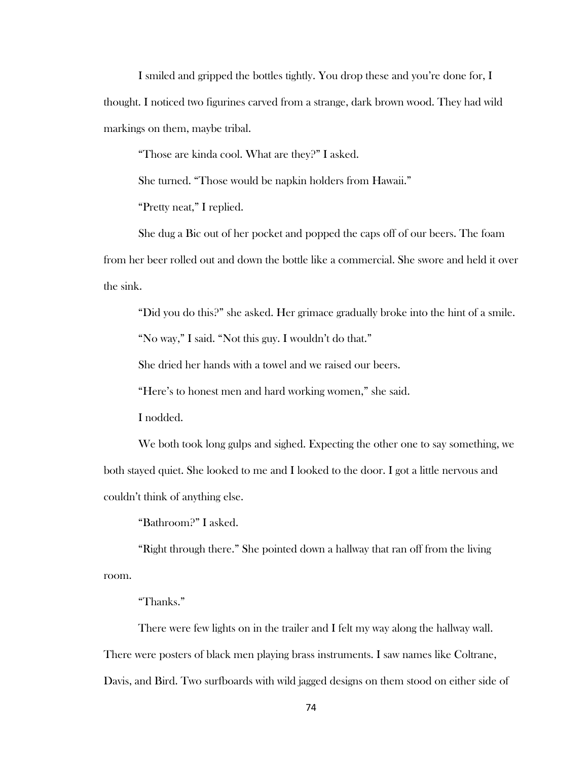I smiled and gripped the bottles tightly. You drop these and you're done for, I thought. I noticed two figurines carved from a strange, dark brown wood. They had wild markings on them, maybe tribal.

"Those are kinda cool. What are they?" I asked.

She turned. "Those would be napkin holders from Hawaii."

"Pretty neat," I replied.

She dug a Bic out of her pocket and popped the caps off of our beers. The foam from her beer rolled out and down the bottle like a commercial. She swore and held it over the sink.

"Did you do this?" she asked. Her grimace gradually broke into the hint of a smile.

"No way," I said. "Not this guy. I wouldn't do that."

She dried her hands with a towel and we raised our beers.

"Here's to honest men and hard working women," she said.

I nodded.

We both took long gulps and sighed. Expecting the other one to say something, we both stayed quiet. She looked to me and I looked to the door. I got a little nervous and couldn't think of anything else.

"Bathroom?" I asked.

"Right through there." She pointed down a hallway that ran off from the living room.

"Thanks."

There were few lights on in the trailer and I felt my way along the hallway wall. There were posters of black men playing brass instruments. I saw names like Coltrane, Davis, and Bird. Two surfboards with wild jagged designs on them stood on either side of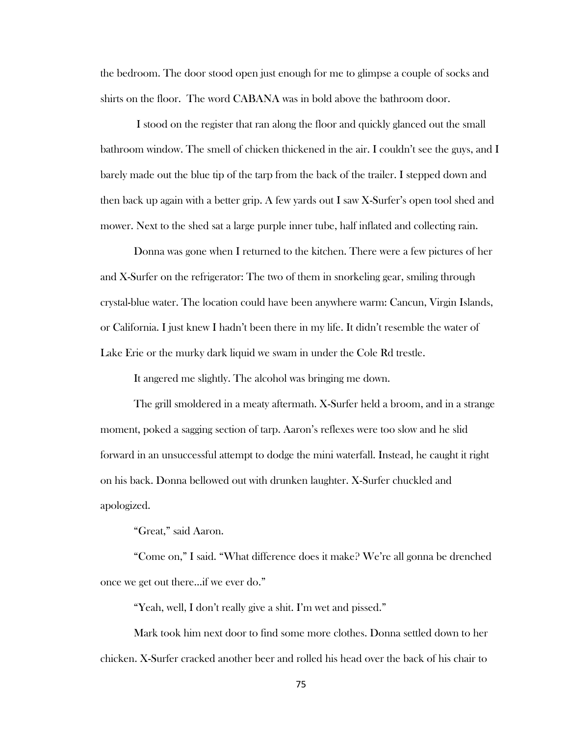the bedroom. The door stood open just enough for me to glimpse a couple of socks and shirts on the floor. The word CABANA was in bold above the bathroom door.

I stood on the register that ran along the floor and quickly glanced out the small bathroom window. The smell of chicken thickened in the air. I couldn't see the guys, and I barely made out the blue tip of the tarp from the back of the trailer. I stepped down and then back up again with a better grip. A few yards out I saw X-Surfer's open tool shed and mower. Next to the shed sat a large purple inner tube, half inflated and collecting rain.

Donna was gone when I returned to the kitchen. There were a few pictures of her and X-Surfer on the refrigerator: The two of them in snorkeling gear, smiling through crystal-blue water. The location could have been anywhere warm: Cancun, Virgin Islands, or California. I just knew I hadn't been there in my life. It didn't resemble the water of Lake Erie or the murky dark liquid we swam in under the Cole Rd trestle.

It angered me slightly. The alcohol was bringing me down.

The grill smoldered in a meaty aftermath. X-Surfer held a broom, and in a strange moment, poked a sagging section of tarp. Aaron's reflexes were too slow and he slid forward in an unsuccessful attempt to dodge the mini waterfall. Instead, he caught it right on his back. Donna bellowed out with drunken laughter. X-Surfer chuckled and apologized.

"Great," said Aaron.

"Come on," I said. "What difference does it make? We're all gonna be drenched once we get out there…if we ever do."

"Yeah, well, I don't really give a shit. I'm wet and pissed."

Mark took him next door to find some more clothes. Donna settled down to her chicken. X-Surfer cracked another beer and rolled his head over the back of his chair to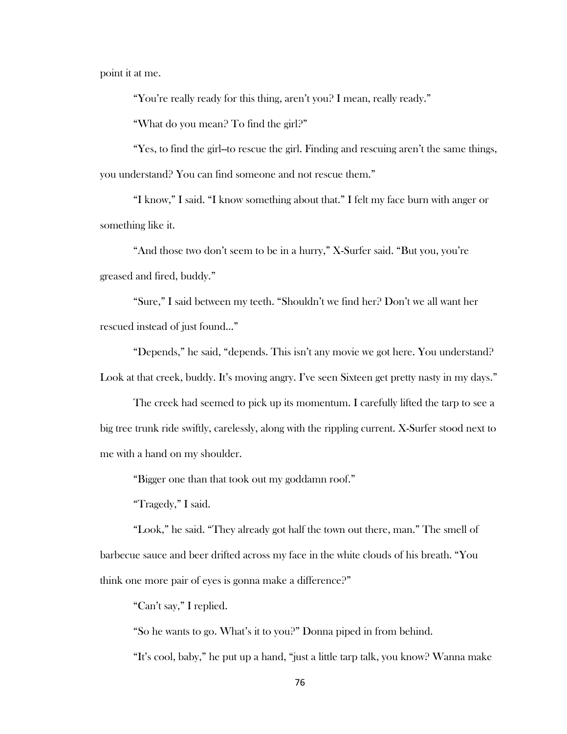point it at me.

"You're really ready for this thing, aren't you? I mean, really ready."

"What do you mean? To find the girl?"

"Yes, to find the girl--to rescue the girl. Finding and rescuing aren't the same things, you understand? You can find someone and not rescue them."

"I know," I said. "I know something about that." I felt my face burn with anger or something like it.

"And those two don't seem to be in a hurry," X-Surfer said. "But you, you're greased and fired, buddy."

"Sure," I said between my teeth. "Shouldn't we find her? Don't we all want her rescued instead of just found…"

"Depends," he said, "depends. This isn't any movie we got here. You understand? Look at that creek, buddy. It's moving angry. I've seen Sixteen get pretty nasty in my days."

The creek had seemed to pick up its momentum. I carefully lifted the tarp to see a big tree trunk ride swiftly, carelessly, along with the rippling current. X-Surfer stood next to me with a hand on my shoulder.

"Bigger one than that took out my goddamn roof."

"Tragedy," I said.

"Look," he said. "They already got half the town out there, man." The smell of barbecue sauce and beer drifted across my face in the white clouds of his breath. "You think one more pair of eyes is gonna make a difference?"

"Can't say," I replied.

"So he wants to go. What's it to you?" Donna piped in from behind.

"It's cool, baby," he put up a hand, "just a little tarp talk, you know? Wanna make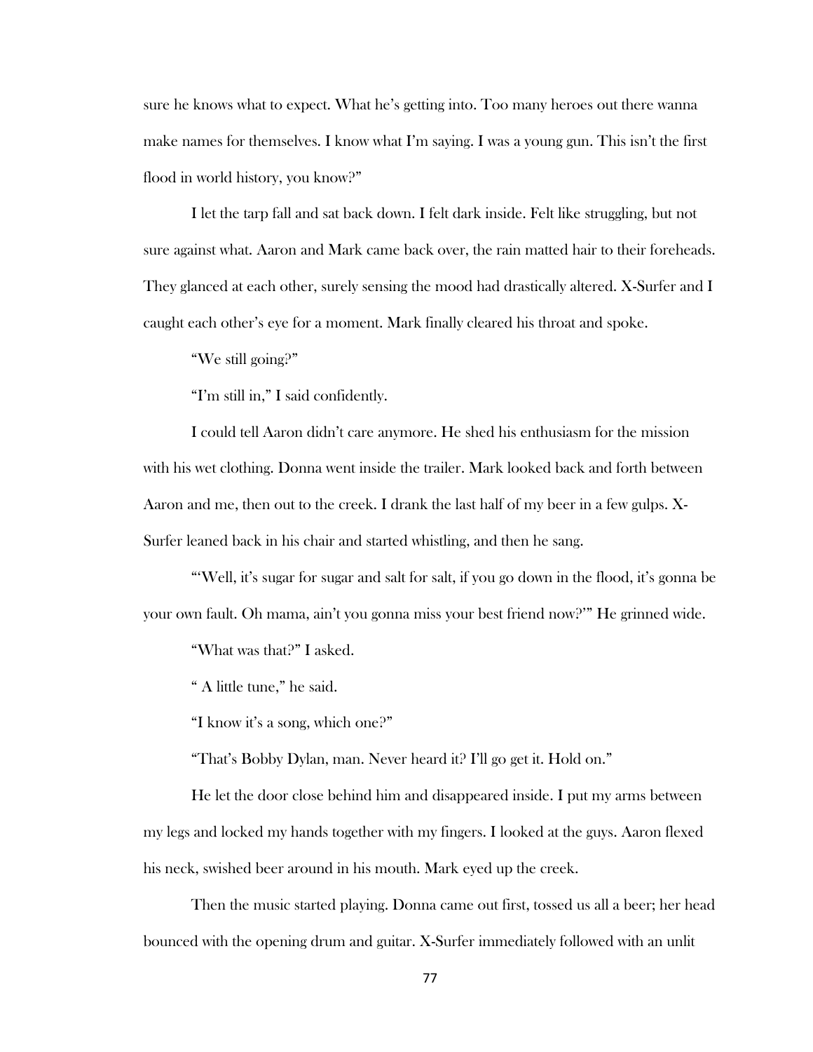sure he knows what to expect. What he's getting into. Too many heroes out there wanna make names for themselves. I know what I'm saying. I was a young gun. This isn't the first flood in world history, you know?"

I let the tarp fall and sat back down. I felt dark inside. Felt like struggling, but not sure against what. Aaron and Mark came back over, the rain matted hair to their foreheads. They glanced at each other, surely sensing the mood had drastically altered. X-Surfer and I caught each other's eye for a moment. Mark finally cleared his throat and spoke.

"We still going?"

"I'm still in," I said confidently.

I could tell Aaron didn't care anymore. He shed his enthusiasm for the mission with his wet clothing. Donna went inside the trailer. Mark looked back and forth between Aaron and me, then out to the creek. I drank the last half of my beer in a few gulps. X-Surfer leaned back in his chair and started whistling, and then he sang.

"'Well, it's sugar for sugar and salt for salt, if you go down in the flood, it's gonna be your own fault. Oh mama, ain't you gonna miss your best friend now?'" He grinned wide.

"What was that?" I asked.

" A little tune," he said.

"I know it's a song, which one?"

"That's Bobby Dylan, man. Never heard it? I'll go get it. Hold on."

He let the door close behind him and disappeared inside. I put my arms between my legs and locked my hands together with my fingers. I looked at the guys. Aaron flexed his neck, swished beer around in his mouth. Mark eyed up the creek.

Then the music started playing. Donna came out first, tossed us all a beer; her head bounced with the opening drum and guitar. X-Surfer immediately followed with an unlit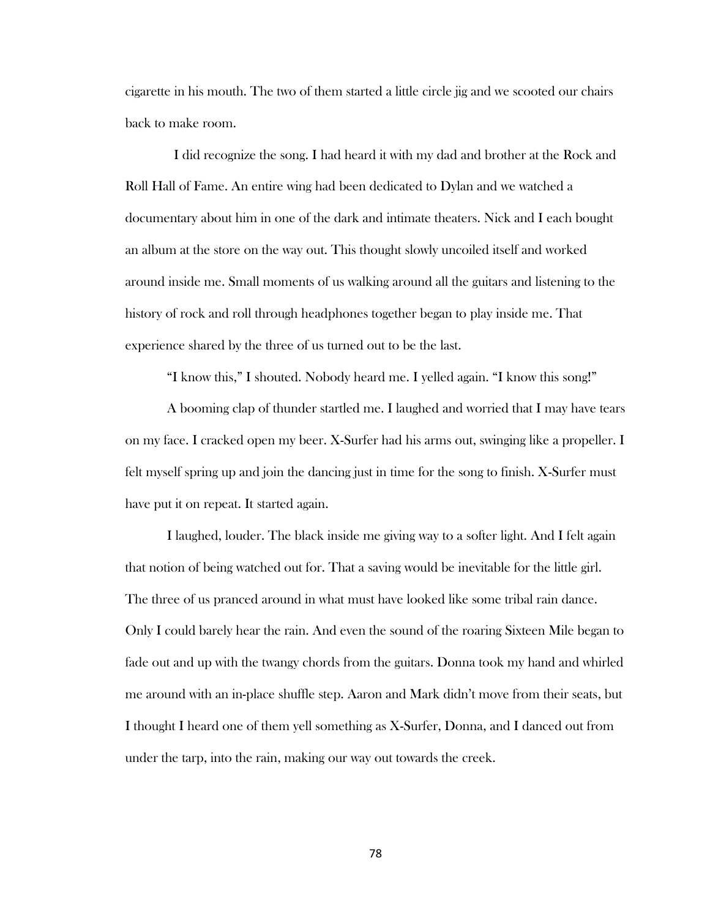cigarette in his mouth. The two of them started a little circle jig and we scooted our chairs back to make room.

I did recognize the song. I had heard it with my dad and brother at the Rock and Roll Hall of Fame. An entire wing had been dedicated to Dylan and we watched a documentary about him in one of the dark and intimate theaters. Nick and I each bought an album at the store on the way out. This thought slowly uncoiled itself and worked around inside me. Small moments of us walking around all the guitars and listening to the history of rock and roll through headphones together began to play inside me. That experience shared by the three of us turned out to be the last.

"I know this," I shouted. Nobody heard me. I yelled again. "I know this song!"

A booming clap of thunder startled me. I laughed and worried that I may have tears on my face. I cracked open my beer. X-Surfer had his arms out, swinging like a propeller. I felt myself spring up and join the dancing just in time for the song to finish. X-Surfer must have put it on repeat. It started again.

I laughed, louder. The black inside me giving way to a softer light. And I felt again that notion of being watched out for. That a saving would be inevitable for the little girl. The three of us pranced around in what must have looked like some tribal rain dance. Only I could barely hear the rain. And even the sound of the roaring Sixteen Mile began to fade out and up with the twangy chords from the guitars. Donna took my hand and whirled me around with an in-place shuffle step. Aaron and Mark didn't move from their seats, but I thought I heard one of them yell something as X-Surfer, Donna, and I danced out from under the tarp, into the rain, making our way out towards the creek.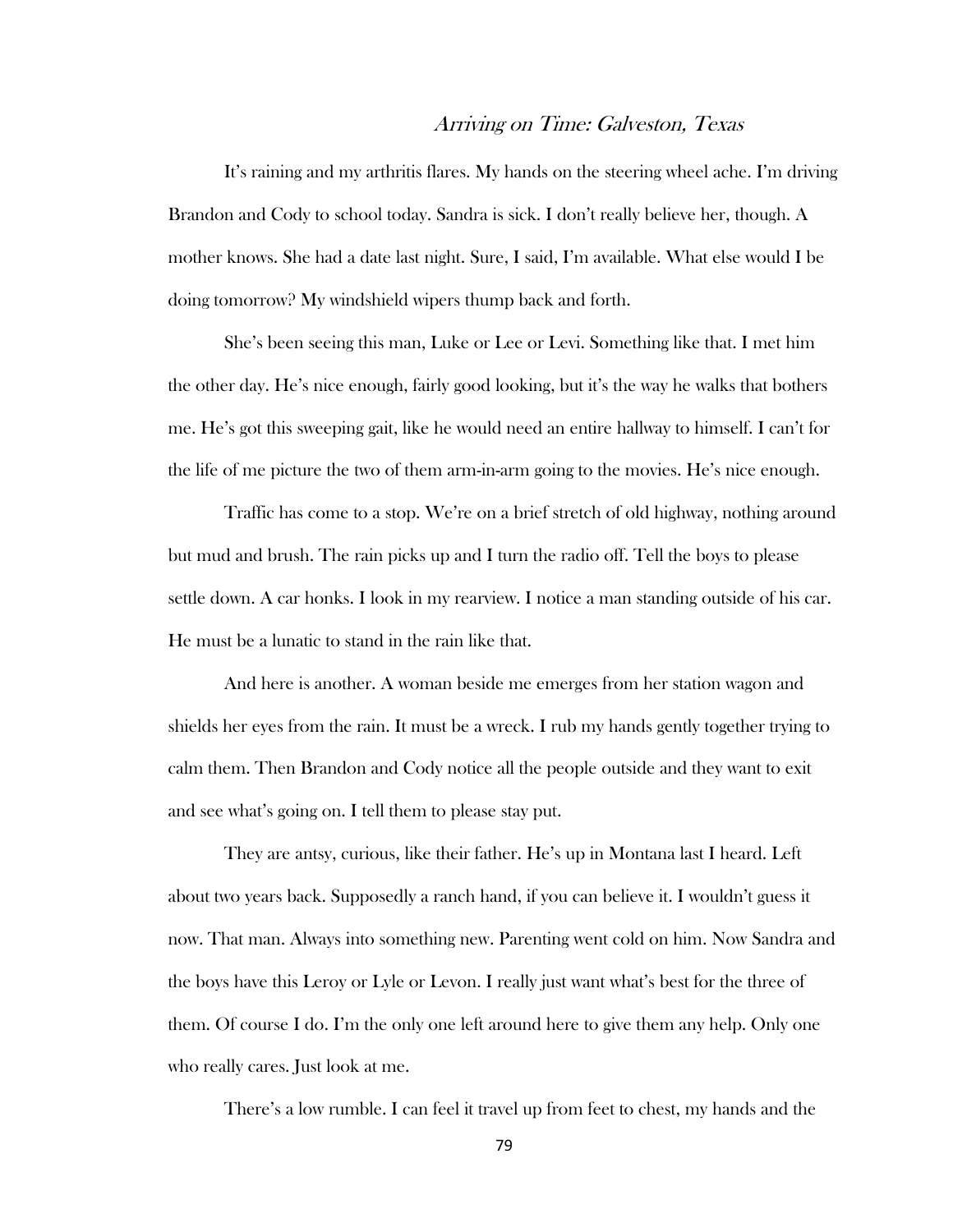## *Arriving on Time: Galveston, Texas*

It's raining and my arthritis flares. My hands on the steering wheel ache. I'm driving Brandon and Cody to school today. Sandra is sick. I don't really believe her, though. A mother knows. She had a date last night. Sure, I said, I'm available. What else would I be doing tomorrow? My windshield wipers thump back and forth.

She's been seeing this man, Luke or Lee or Levi. Something like that. I met him the other day. He's nice enough, fairly good looking, but it's the way he walks that bothers me. He's got this sweeping gait, like he would need an entire hallway to himself. I can't for the life of me picture the two of them arm-in-arm going to the movies. He's nice enough.

Traffic has come to a stop. We're on a brief stretch of old highway, nothing around but mud and brush. The rain picks up and I turn the radio off. Tell the boys to please settle down. A car honks. I look in my rearview. I notice a man standing outside of his car. He must be a lunatic to stand in the rain like that.

And here is another. A woman beside me emerges from her station wagon and shields her eyes from the rain. It must be a wreck. I rub my hands gently together trying to calm them. Then Brandon and Cody notice all the people outside and they want to exit and see what's going on. I tell them to please stay put.

They are antsy, curious, like their father. He's up in Montana last I heard. Left about two years back. Supposedly a ranch hand, if you can believe it. I wouldn't guess it now. That man. Always into something new. Parenting went cold on him. Now Sandra and the boys have this Leroy or Lyle or Levon. I really just want what's best for the three of them. Of course I do. I'm the only one left around here to give them any help. Only one who really cares. Just look at me.

There's a low rumble. I can feel it travel up from feet to chest, my hands and the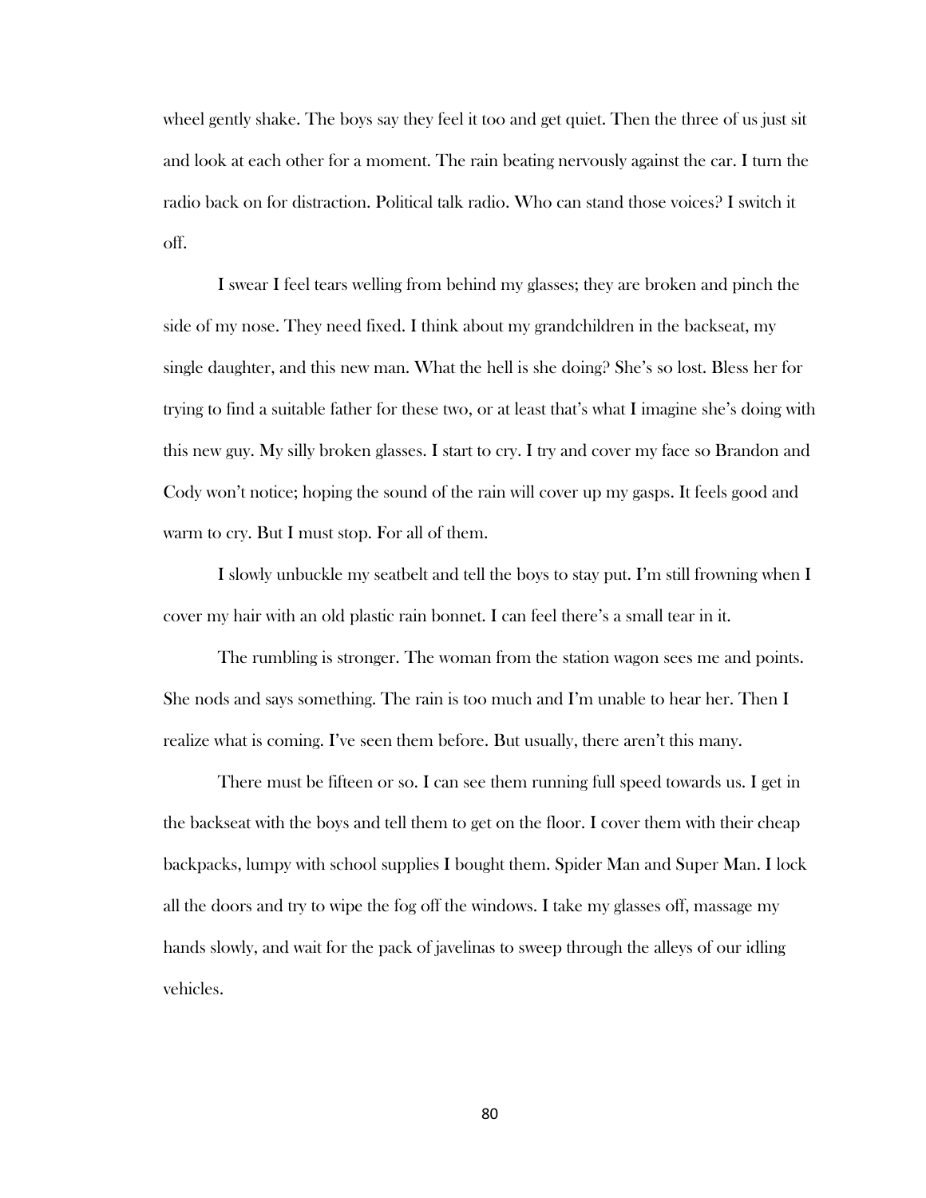wheel gently shake. The boys say they feel it too and get quiet. Then the three of us just sit and look at each other for a moment. The rain beating nervously against the car. I turn the radio back on for distraction. Political talk radio. Who can stand those voices? I switch it off.

I swear I feel tears welling from behind my glasses; they are broken and pinch the side of my nose. They need fixed. I think about my grandchildren in the backseat, my single daughter, and this new man. What the hell is she doing? She's so lost. Bless her for trying to find a suitable father for these two, or at least that's what I imagine she's doing with this new guy. My silly broken glasses. I start to cry. I try and cover my face so Brandon and Cody won't notice; hoping the sound of the rain will cover up my gasps. It feels good and warm to cry. But I must stop. For all of them.

I slowly unbuckle my seatbelt and tell the boys to stay put. I'm still frowning when I cover my hair with an old plastic rain bonnet. I can feel there's a small tear in it.

The rumbling is stronger. The woman from the station wagon sees me and points. She nods and says something. The rain is too much and I'm unable to hear her. Then I realize what is coming. I've seen them before. But usually, there aren't this many.

There must be fifteen or so. I can see them running full speed towards us. I get in the backseat with the boys and tell them to get on the floor. I cover them with their cheap backpacks, lumpy with school supplies I bought them. Spider Man and Super Man. I lock all the doors and try to wipe the fog off the windows. I take my glasses off, massage my hands slowly, and wait for the pack of javelinas to sweep through the alleys of our idling vehicles.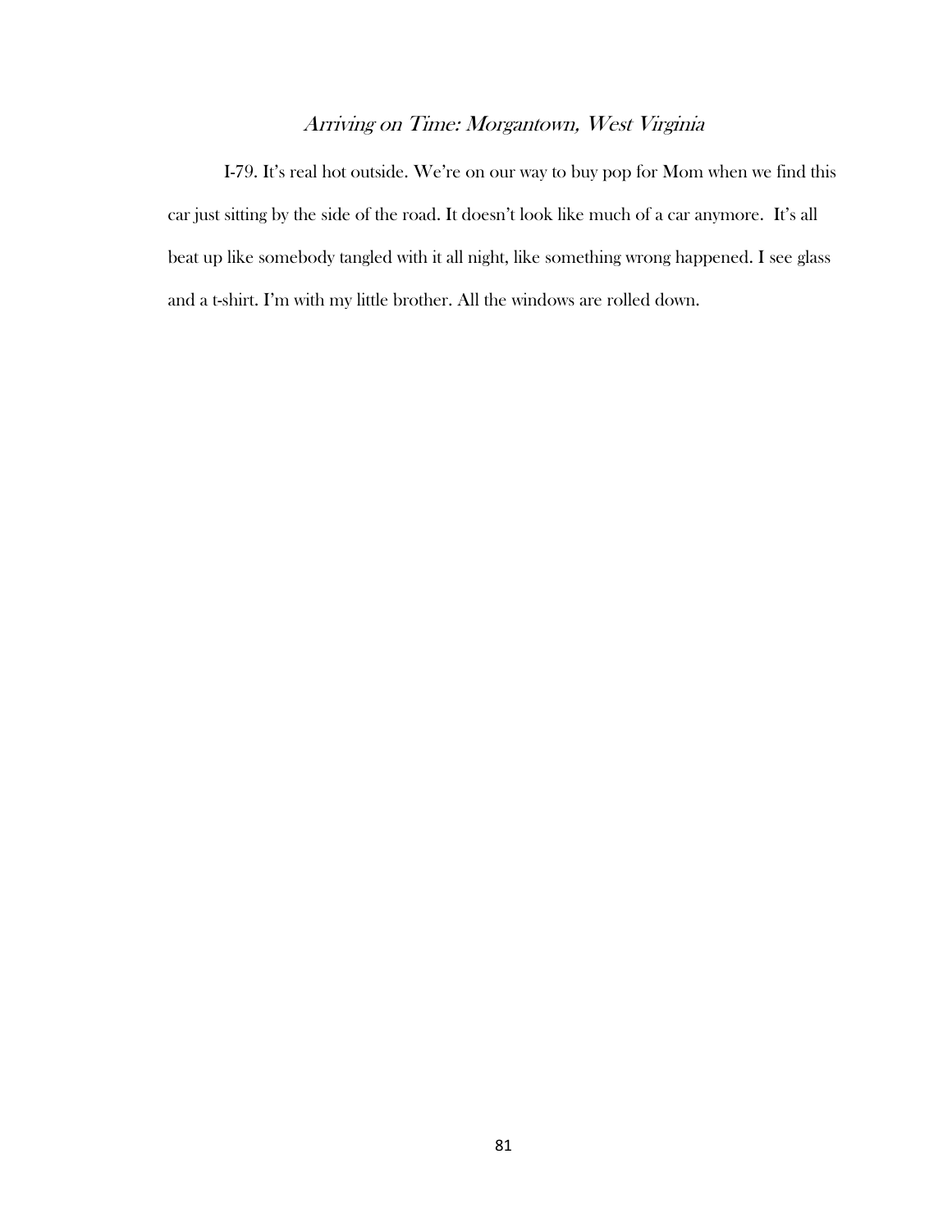## *Arriving on Time: Morgantown, West Virginia*

I-79. It's real hot outside. We're on our way to buy pop for Mom when we find this car just sitting by the side of the road. It doesn't look like much of a car anymore. It's all beat up like somebody tangled with it all night, like something wrong happened. I see glass and a t-shirt. I'm with my little brother. All the windows are rolled down.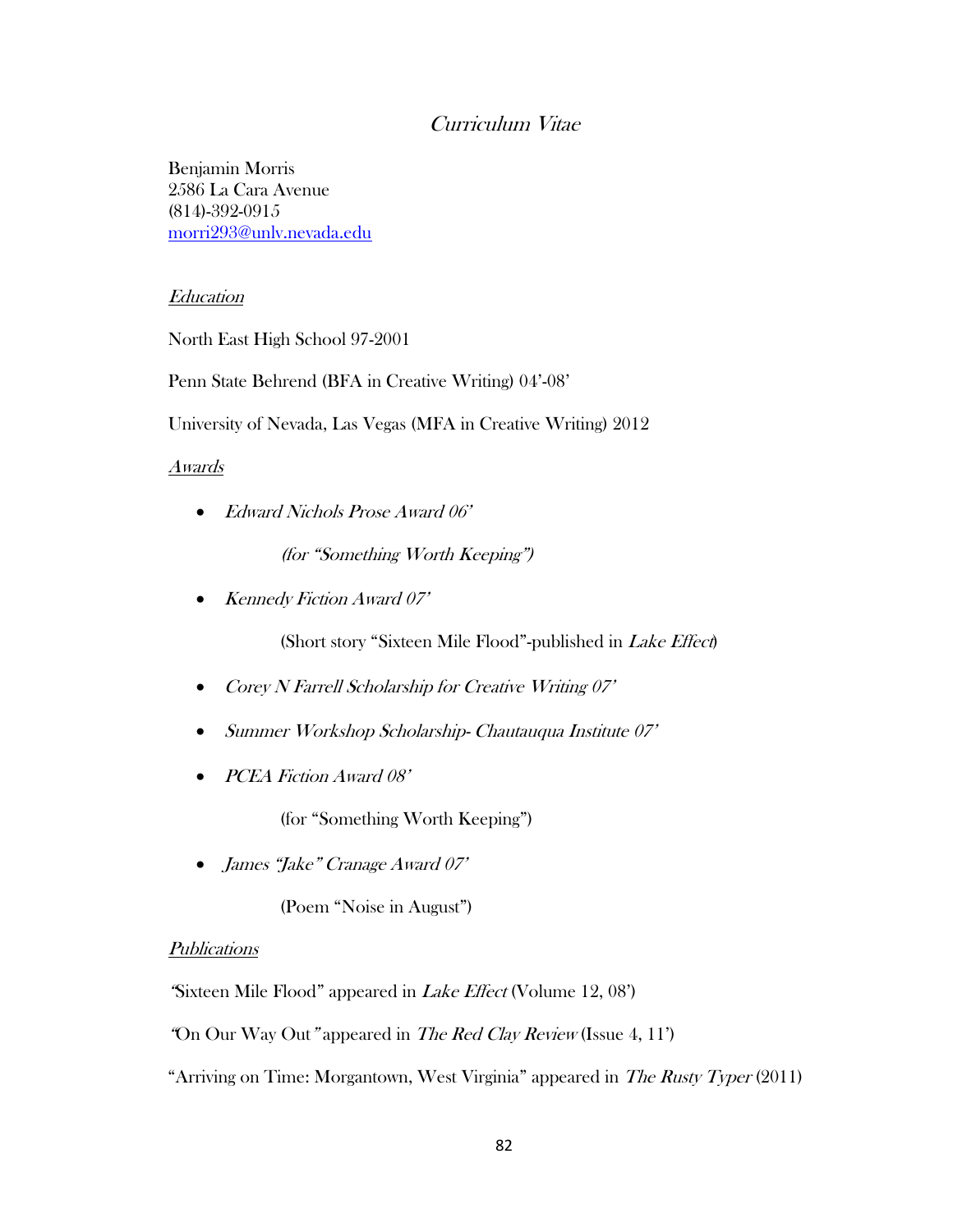# *Curriculum Vitae*

Benjamin Morris
2586 La Cara Avenue
(814)-392-0915
morri293@unlv.nevada.edu

## *Education*

North East High School 97-2001

Penn State Behrend (BFA in Creative Writing) 04'-08'

University of Nevada, Las Vegas (MFA in Creative Writing) 2012

## *Awards*

- *Edward Nichols Prose Award 06'*

  *(for "Something Worth Keeping")*

- *Kennedy Fiction Award 07'*

  (Short story "Sixteen Mile Flood"-published in *Lake Effect*)

- *Corey N Farrell Scholarship for Creative Writing 07'*

- *Summer Workshop Scholarship- Chautauqua Institute 07'*

- *PCEA Fiction Award 08'*

  (for "Something Worth Keeping")

- *James "Jake" Cranage Award 07'*

  (Poem "Noise in August")

## *Publications*

"Sixteen Mile Flood" appeared in *Lake Effect* (Volume 12, 08')

"On Our Way Out" appeared in *The Red Clay Review* (Issue 4, 11')

"Arriving on Time: Morgantown, West Virginia" appeared in *The Rusty Typer* (2011)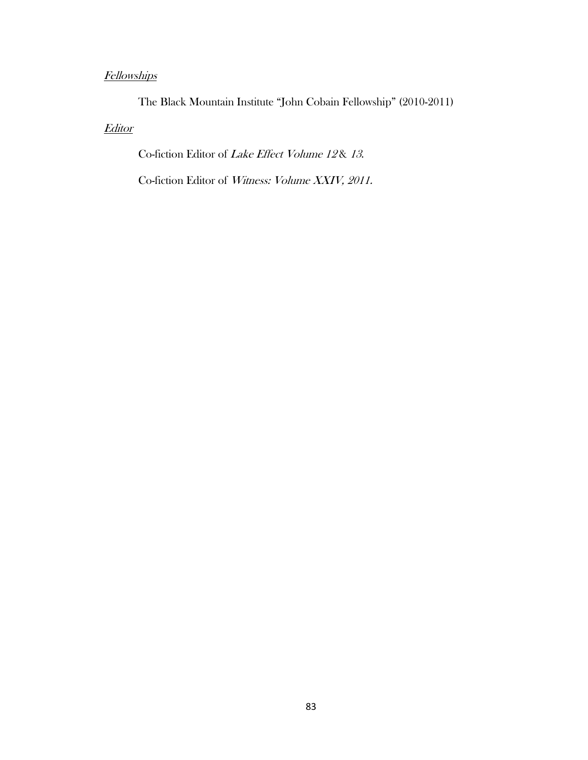*Fellowships*

The Black Mountain Institute "John Cobain Fellowship" (2010-2011)

*Editor*

Co-fiction Editor of *Lake Effect Volume 12* & *13*.

Co-fiction Editor of *Witness: Volume XXIV, 2011.*